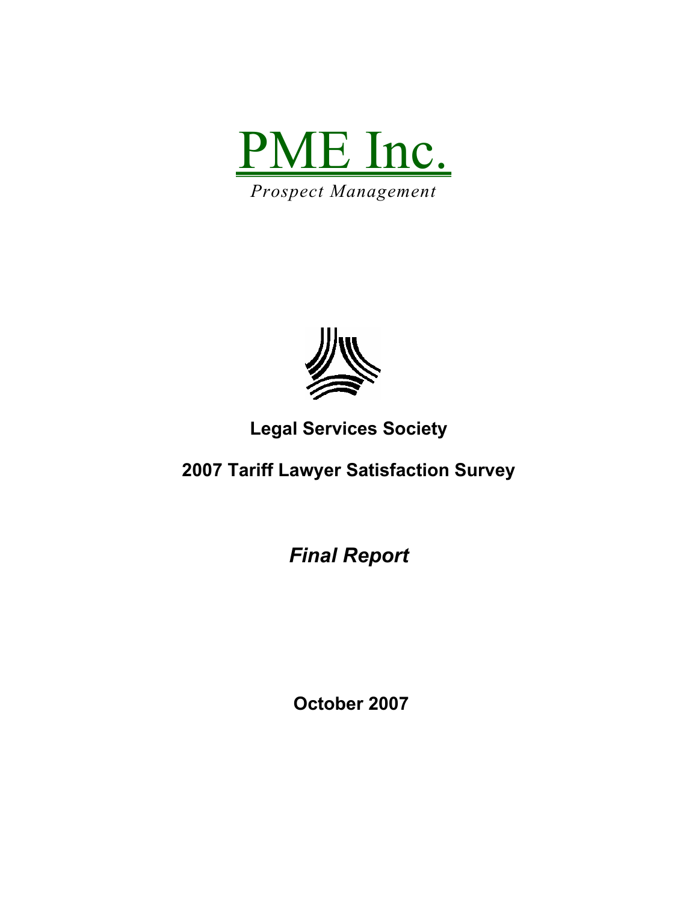PME Inc.

*Prospect Management*

**Legal Services Society**

# 2007 Tariff Lawyer Satisfaction Survey

## *Final Report*

**October 2007**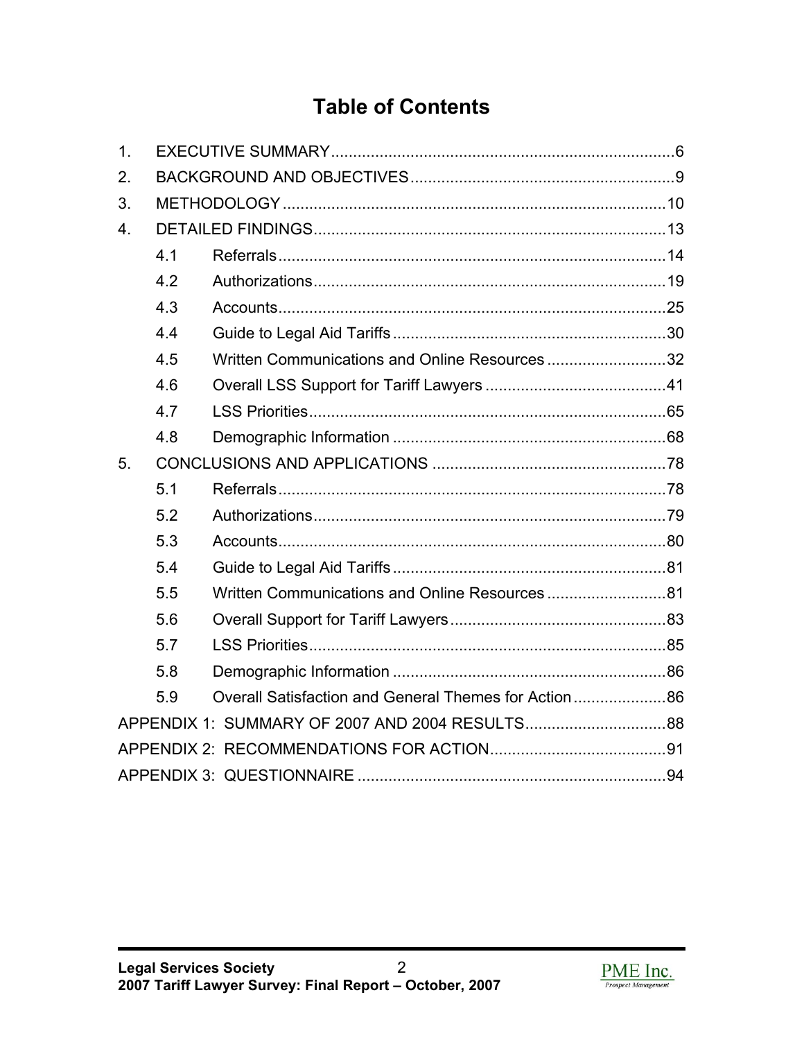# Table of Contents

1. EXECUTIVE SUMMARY .......... 6
2. BACKGROUND AND OBJECTIVES .......... 9
3. METHODOLOGY .......... 10
4. DETAILED FINDINGS .......... 13
   - 4.1 Referrals .......... 14
   - 4.2 Authorizations .......... 19
   - 4.3 Accounts .......... 25
   - 4.4 Guide to Legal Aid Tariffs .......... 30
   - 4.5 Written Communications and Online Resources .......... 32
   - 4.6 Overall LSS Support for Tariff Lawyers .......... 41
   - 4.7 LSS Priorities .......... 65
   - 4.8 Demographic Information .......... 68
5. CONCLUSIONS AND APPLICATIONS .......... 78
   - 5.1 Referrals .......... 78
   - 5.2 Authorizations .......... 79
   - 5.3 Accounts .......... 80
   - 5.4 Guide to Legal Aid Tariffs .......... 81
   - 5.5 Written Communications and Online Resources .......... 81
   - 5.6 Overall Support for Tariff Lawyers .......... 83
   - 5.7 LSS Priorities .......... 85
   - 5.8 Demographic Information .......... 86
   - 5.9 Overall Satisfaction and General Themes for Action .......... 86

APPENDIX 1: SUMMARY OF 2007 AND 2004 RESULTS .......... 88

APPENDIX 2: RECOMMENDATIONS FOR ACTION .......... 91

APPENDIX 3: QUESTIONNAIRE .......... 94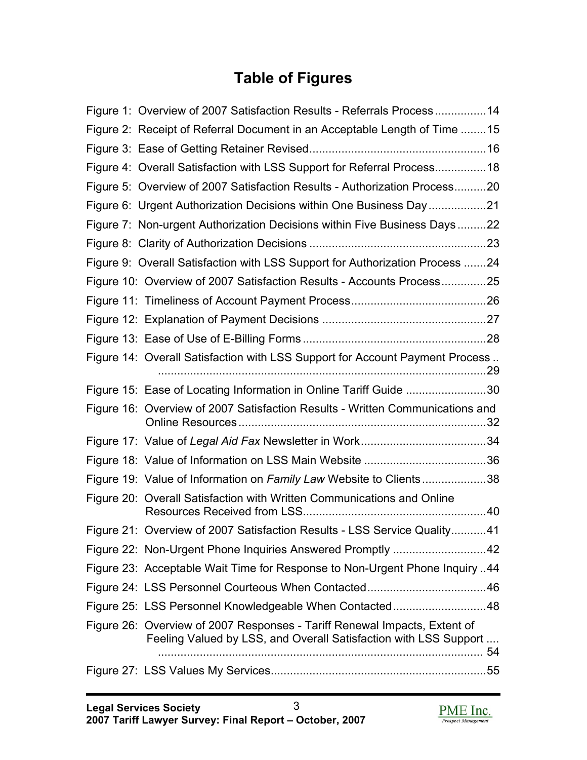# Table of Figures

Figure 1: Overview of 2007 Satisfaction Results - Referrals Process ................ 14

Figure 2: Receipt of Referral Document in an Acceptable Length of Time ........ 15

Figure 3: Ease of Getting Retainer Revised ....................................................... 16

Figure 4: Overall Satisfaction with LSS Support for Referral Process................ 18

Figure 5: Overview of 2007 Satisfaction Results - Authorization Process.......... 20

Figure 6: Urgent Authorization Decisions within One Business Day .................. 21

Figure 7: Non-urgent Authorization Decisions within Five Business Days ......... 22

Figure 8: Clarity of Authorization Decisions ....................................................... 23

Figure 9: Overall Satisfaction with LSS Support for Authorization Process ....... 24

Figure 10: Overview of 2007 Satisfaction Results - Accounts Process .............. 25

Figure 11: Timeliness of Account Payment Process .......................................... 26

Figure 12: Explanation of Payment Decisions ................................................... 27

Figure 13: Ease of Use of E-Billing Forms ......................................................... 28

Figure 14: Overall Satisfaction with LSS Support for Account Payment Process .. ....................................................................................................... 29

Figure 15: Ease of Locating Information in Online Tariff Guide ......................... 30

Figure 16: Overview of 2007 Satisfaction Results - Written Communications and Online Resources ............................................................................. 32

Figure 17: Value of *Legal Aid Fax* Newsletter in Work ....................................... 34

Figure 18: Value of Information on LSS Main Website ...................................... 36

Figure 19: Value of Information on *Family Law* Website to Clients .................... 38

Figure 20: Overall Satisfaction with Written Communications and Online Resources Received from LSS......................................................... 40

Figure 21: Overview of 2007 Satisfaction Results - LSS Service Quality........... 41

Figure 22: Non-Urgent Phone Inquiries Answered Promptly ............................. 42

Figure 23: Acceptable Wait Time for Response to Non-Urgent Phone Inquiry .. 44

Figure 24: LSS Personnel Courteous When Contacted ..................................... 46

Figure 25: LSS Personnel Knowledgeable When Contacted ............................. 48

Figure 26: Overview of 2007 Responses - Tariff Renewal Impacts, Extent of Feeling Valued by LSS, and Overall Satisfaction with LSS Support .... ...................................................................................................... 54

Figure 27: LSS Values My Services................................................................... 55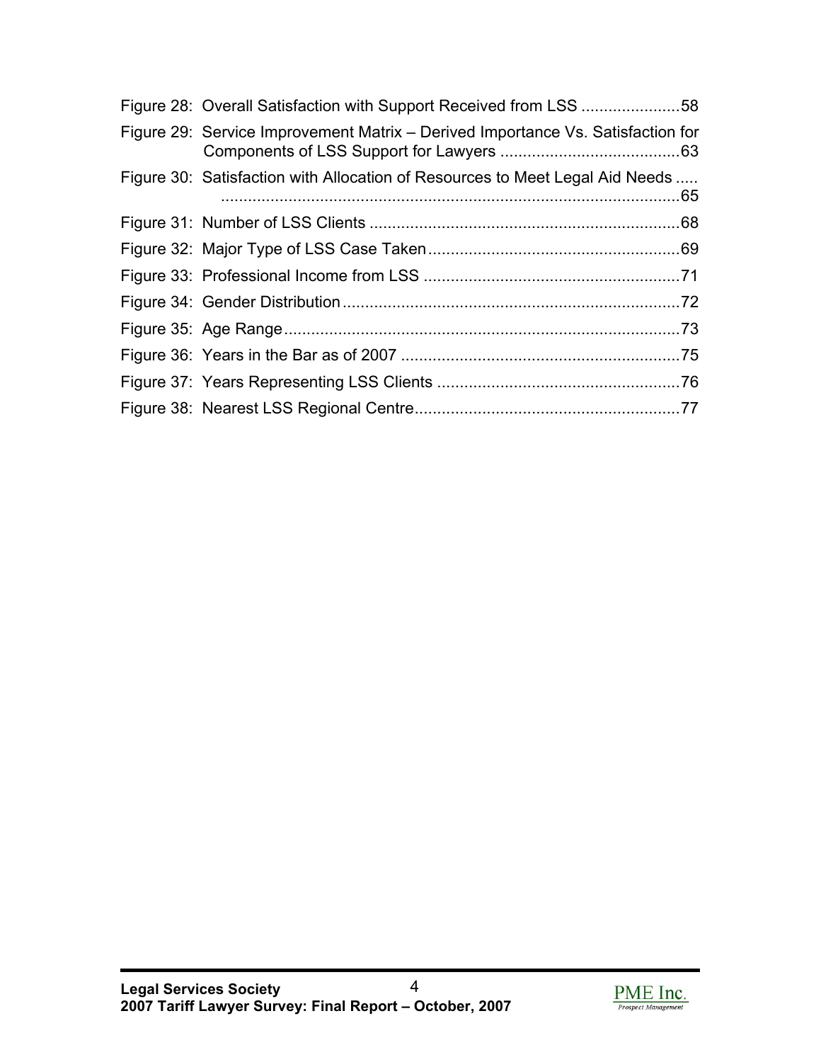Figure 28: Overall Satisfaction with Support Received from LSS ......................58

Figure 29: Service Improvement Matrix – Derived Importance Vs. Satisfaction for Components of LSS Support for Lawyers ........................................63

Figure 30: Satisfaction with Allocation of Resources to Meet Legal Aid Needs .......................................................................................................65

Figure 31: Number of LSS Clients .....................................................................68

Figure 32: Major Type of LSS Case Taken........................................................69

Figure 33: Professional Income from LSS .........................................................71

Figure 34: Gender Distribution...........................................................................72

Figure 35: Age Range........................................................................................73

Figure 36: Years in the Bar as of 2007 ..............................................................75

Figure 37: Years Representing LSS Clients ......................................................76

Figure 38: Nearest LSS Regional Centre...........................................................77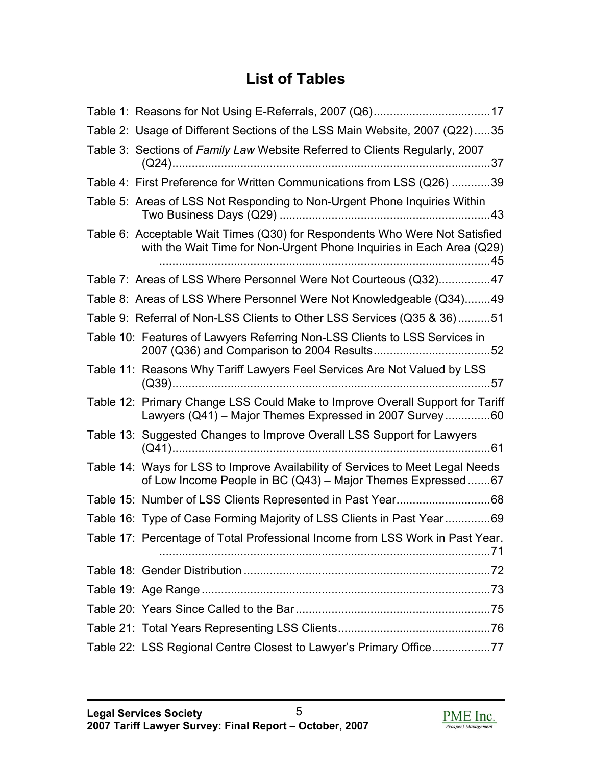# List of Tables

Table 1: Reasons for Not Using E-Referrals, 2007 (Q6) .................................... 17

Table 2: Usage of Different Sections of the LSS Main Website, 2007 (Q22) ..... 35

Table 3: Sections of *Family Law* Website Referred to Clients Regularly, 2007 (Q24) .................................................................................................. 37

Table 4: First Preference for Written Communications from LSS (Q26) ............ 39

Table 5: Areas of LSS Not Responding to Non-Urgent Phone Inquiries Within Two Business Days (Q29) ................................................................. 43

Table 6: Acceptable Wait Times (Q30) for Respondents Who Were Not Satisfied with the Wait Time for Non-Urgent Phone Inquiries in Each Area (Q29) ...................................................................................................... 45

Table 7: Areas of LSS Where Personnel Were Not Courteous (Q32) ................ 47

Table 8: Areas of LSS Where Personnel Were Not Knowledgeable (Q34) ........ 49

Table 9: Referral of Non-LSS Clients to Other LSS Services (Q35 & 36) .......... 51

Table 10: Features of Lawyers Referring Non-LSS Clients to LSS Services in 2007 (Q36) and Comparison to 2004 Results .................................... 52

Table 11: Reasons Why Tariff Lawyers Feel Services Are Not Valued by LSS (Q39) .................................................................................................. 57

Table 12: Primary Change LSS Could Make to Improve Overall Support for Tariff Lawyers (Q41) – Major Themes Expressed in 2007 Survey .............. 60

Table 13: Suggested Changes to Improve Overall LSS Support for Lawyers (Q41) .................................................................................................. 61

Table 14: Ways for LSS to Improve Availability of Services to Meet Legal Needs of Low Income People in BC (Q43) – Major Themes Expressed ....... 67

Table 15: Number of LSS Clients Represented in Past Year ............................. 68

Table 16: Type of Case Forming Majority of LSS Clients in Past Year .............. 69

Table 17: Percentage of Total Professional Income from LSS Work in Past Year. ...................................................................................................... 71

Table 18: Gender Distribution ............................................................................ 72

Table 19: Age Range ......................................................................................... 73

Table 20: Years Since Called to the Bar ............................................................ 75

Table 21: Total Years Representing LSS Clients ............................................... 76

Table 22: LSS Regional Centre Closest to Lawyer's Primary Office .................. 77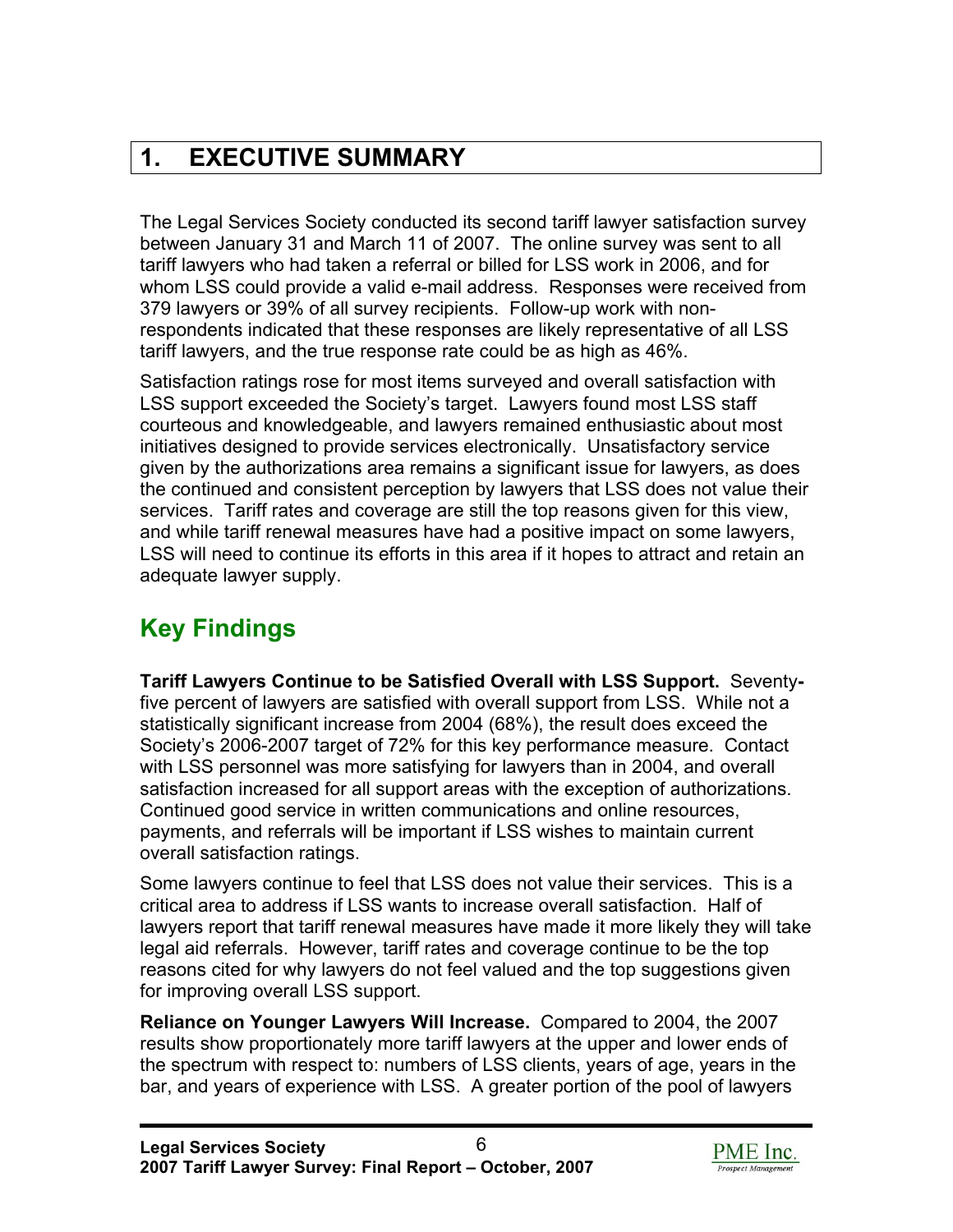# 1. EXECUTIVE SUMMARY

The Legal Services Society conducted its second tariff lawyer satisfaction survey between January 31 and March 11 of 2007. The online survey was sent to all tariff lawyers who had taken a referral or billed for LSS work in 2006, and for whom LSS could provide a valid e-mail address. Responses were received from 379 lawyers or 39% of all survey recipients. Follow-up work with non-respondents indicated that these responses are likely representative of all LSS tariff lawyers, and the true response rate could be as high as 46%.

Satisfaction ratings rose for most items surveyed and overall satisfaction with LSS support exceeded the Society's target. Lawyers found most LSS staff courteous and knowledgeable, and lawyers remained enthusiastic about most initiatives designed to provide services electronically. Unsatisfactory service given by the authorizations area remains a significant issue for lawyers, as does the continued and consistent perception by lawyers that LSS does not value their services. Tariff rates and coverage are still the top reasons given for this view, and while tariff renewal measures have had a positive impact on some lawyers, LSS will need to continue its efforts in this area if it hopes to attract and retain an adequate lawyer supply.

## Key Findings

**Tariff Lawyers Continue to be Satisfied Overall with LSS Support.** Seventy-five percent of lawyers are satisfied with overall support from LSS. While not a statistically significant increase from 2004 (68%), the result does exceed the Society's 2006-2007 target of 72% for this key performance measure. Contact with LSS personnel was more satisfying for lawyers than in 2004, and overall satisfaction increased for all support areas with the exception of authorizations. Continued good service in written communications and online resources, payments, and referrals will be important if LSS wishes to maintain current overall satisfaction ratings.

Some lawyers continue to feel that LSS does not value their services. This is a critical area to address if LSS wants to increase overall satisfaction. Half of lawyers report that tariff renewal measures have made it more likely they will take legal aid referrals. However, tariff rates and coverage continue to be the top reasons cited for why lawyers do not feel valued and the top suggestions given for improving overall LSS support.

**Reliance on Younger Lawyers Will Increase.** Compared to 2004, the 2007 results show proportionately more tariff lawyers at the upper and lower ends of the spectrum with respect to: numbers of LSS clients, years of age, years in the bar, and years of experience with LSS. A greater portion of the pool of lawyers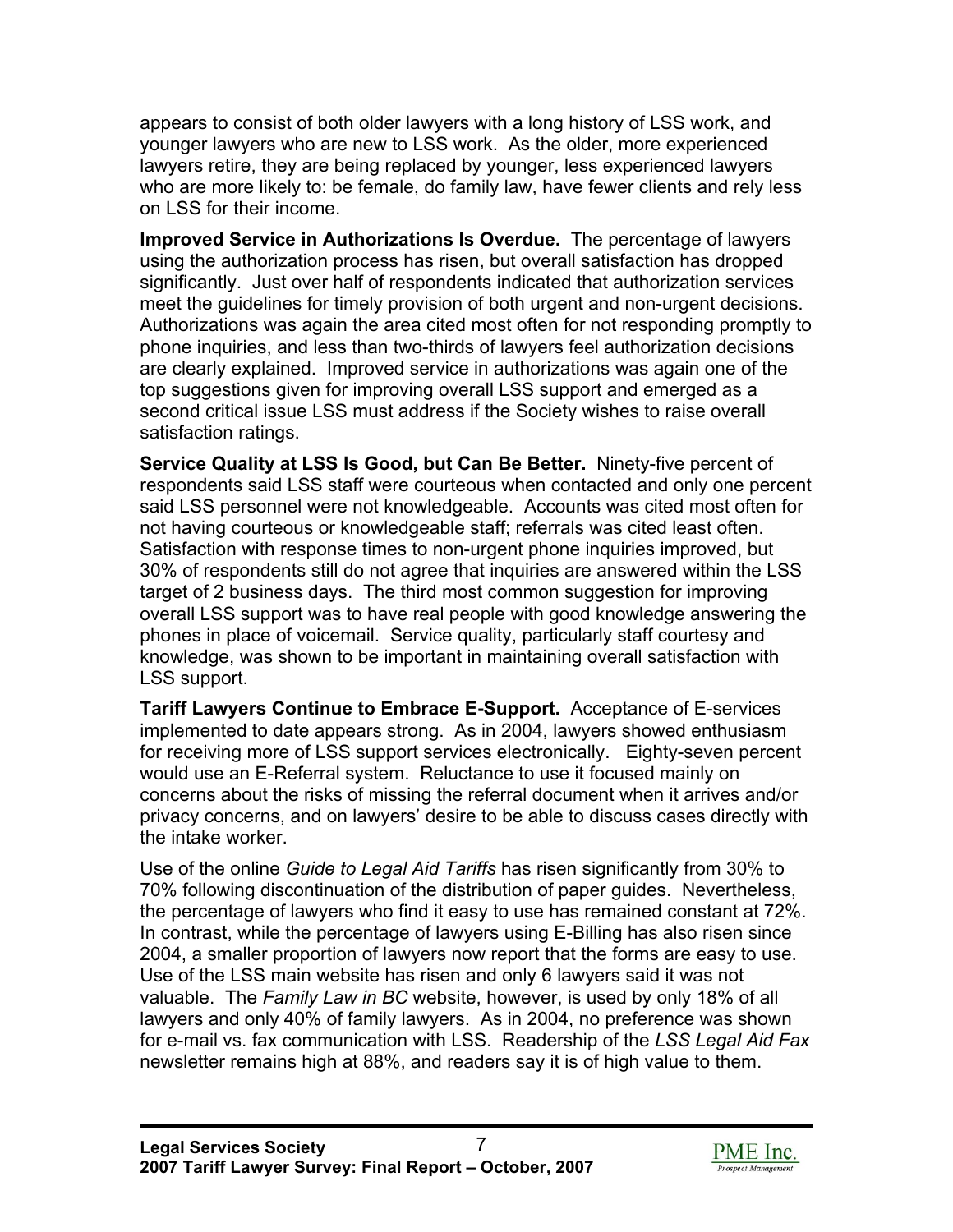appears to consist of both older lawyers with a long history of LSS work, and younger lawyers who are new to LSS work. As the older, more experienced lawyers retire, they are being replaced by younger, less experienced lawyers who are more likely to: be female, do family law, have fewer clients and rely less on LSS for their income.

**Improved Service in Authorizations Is Overdue.** The percentage of lawyers using the authorization process has risen, but overall satisfaction has dropped significantly. Just over half of respondents indicated that authorization services meet the guidelines for timely provision of both urgent and non-urgent decisions. Authorizations was again the area cited most often for not responding promptly to phone inquiries, and less than two-thirds of lawyers feel authorization decisions are clearly explained. Improved service in authorizations was again one of the top suggestions given for improving overall LSS support and emerged as a second critical issue LSS must address if the Society wishes to raise overall satisfaction ratings.

**Service Quality at LSS Is Good, but Can Be Better.** Ninety-five percent of respondents said LSS staff were courteous when contacted and only one percent said LSS personnel were not knowledgeable. Accounts was cited most often for not having courteous or knowledgeable staff; referrals was cited least often. Satisfaction with response times to non-urgent phone inquiries improved, but 30% of respondents still do not agree that inquiries are answered within the LSS target of 2 business days. The third most common suggestion for improving overall LSS support was to have real people with good knowledge answering the phones in place of voicemail. Service quality, particularly staff courtesy and knowledge, was shown to be important in maintaining overall satisfaction with LSS support.

**Tariff Lawyers Continue to Embrace E-Support.** Acceptance of E-services implemented to date appears strong. As in 2004, lawyers showed enthusiasm for receiving more of LSS support services electronically. Eighty-seven percent would use an E-Referral system. Reluctance to use it focused mainly on concerns about the risks of missing the referral document when it arrives and/or privacy concerns, and on lawyers' desire to be able to discuss cases directly with the intake worker.

Use of the online *Guide to Legal Aid Tariffs* has risen significantly from 30% to 70% following discontinuation of the distribution of paper guides. Nevertheless, the percentage of lawyers who find it easy to use has remained constant at 72%. In contrast, while the percentage of lawyers using E-Billing has also risen since 2004, a smaller proportion of lawyers now report that the forms are easy to use. Use of the LSS main website has risen and only 6 lawyers said it was not valuable. The *Family Law in BC* website, however, is used by only 18% of all lawyers and only 40% of family lawyers. As in 2004, no preference was shown for e-mail vs. fax communication with LSS. Readership of the *LSS Legal Aid Fax* newsletter remains high at 88%, and readers say it is of high value to them.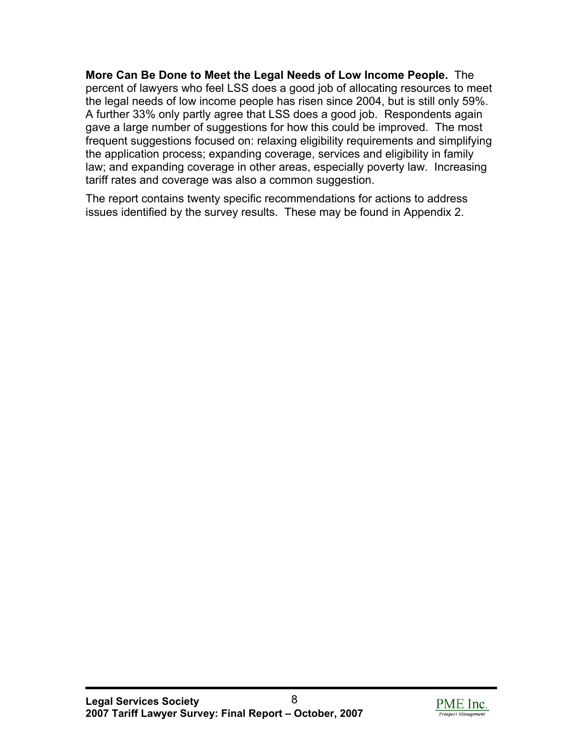**More Can Be Done to Meet the Legal Needs of Low Income People.** The percent of lawyers who feel LSS does a good job of allocating resources to meet the legal needs of low income people has risen since 2004, but is still only 59%. A further 33% only partly agree that LSS does a good job. Respondents again gave a large number of suggestions for how this could be improved. The most frequent suggestions focused on: relaxing eligibility requirements and simplifying the application process; expanding coverage, services and eligibility in family law; and expanding coverage in other areas, especially poverty law. Increasing tariff rates and coverage was also a common suggestion.

The report contains twenty specific recommendations for actions to address issues identified by the survey results. These may be found in Appendix 2.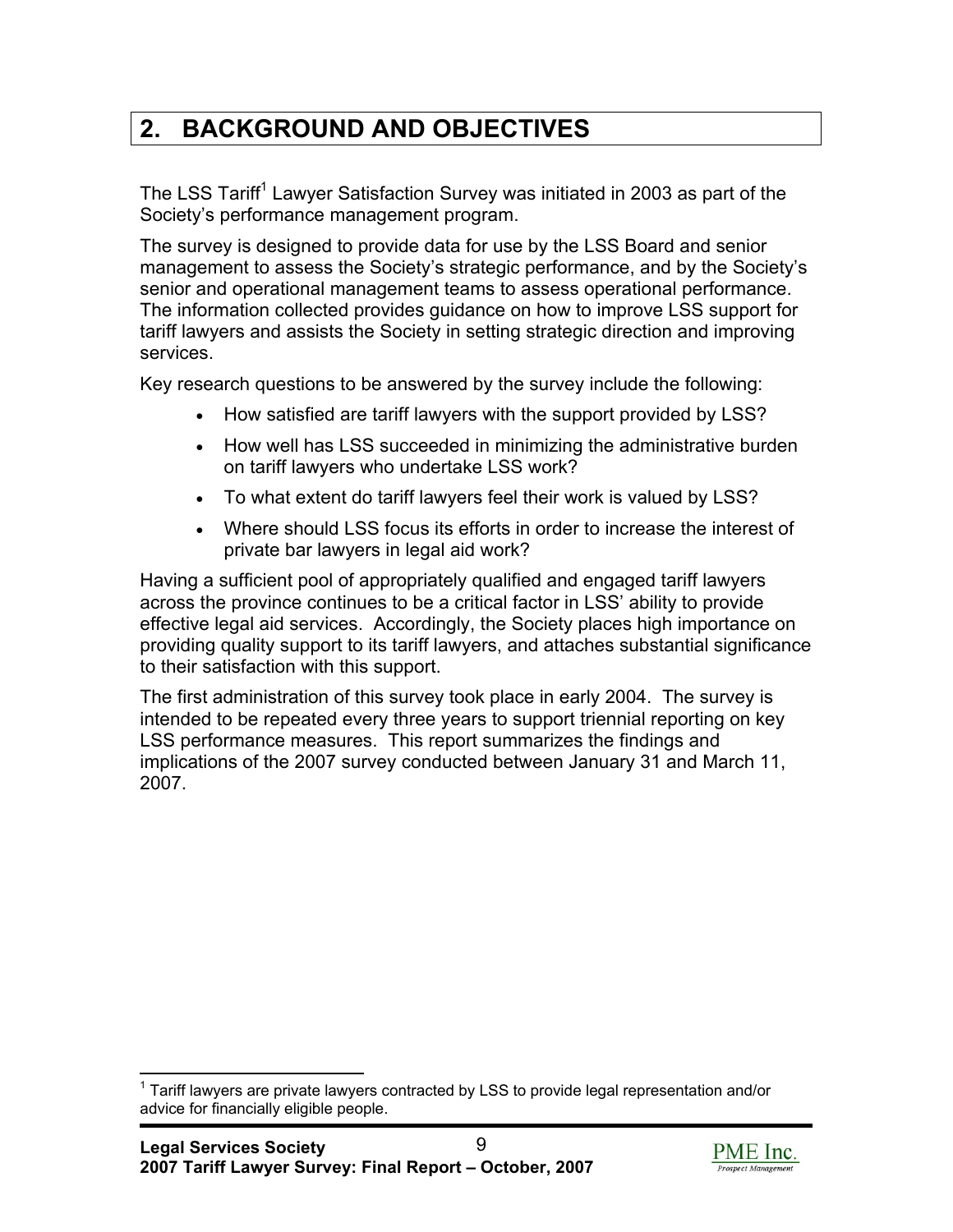## 2. BACKGROUND AND OBJECTIVES

The LSS Tariff[1] Lawyer Satisfaction Survey was initiated in 2003 as part of the Society's performance management program.

The survey is designed to provide data for use by the LSS Board and senior management to assess the Society's strategic performance, and by the Society's senior and operational management teams to assess operational performance. The information collected provides guidance on how to improve LSS support for tariff lawyers and assists the Society in setting strategic direction and improving services.

Key research questions to be answered by the survey include the following:

- How satisfied are tariff lawyers with the support provided by LSS?
- How well has LSS succeeded in minimizing the administrative burden on tariff lawyers who undertake LSS work?
- To what extent do tariff lawyers feel their work is valued by LSS?
- Where should LSS focus its efforts in order to increase the interest of private bar lawyers in legal aid work?

Having a sufficient pool of appropriately qualified and engaged tariff lawyers across the province continues to be a critical factor in LSS' ability to provide effective legal aid services. Accordingly, the Society places high importance on providing quality support to its tariff lawyers, and attaches substantial significance to their satisfaction with this support.

The first administration of this survey took place in early 2004. The survey is intended to be repeated every three years to support triennial reporting on key LSS performance measures. This report summarizes the findings and implications of the 2007 survey conducted between January 31 and March 11, 2007.

[1] Tariff lawyers are private lawyers contracted by LSS to provide legal representation and/or advice for financially eligible people.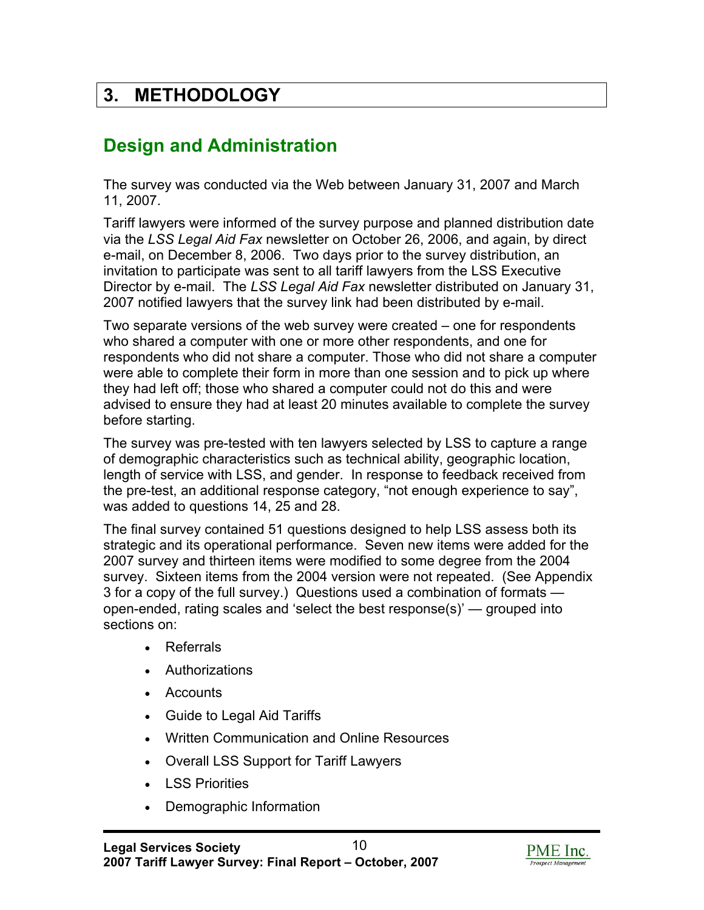# 3. METHODOLOGY

## Design and Administration

The survey was conducted via the Web between January 31, 2007 and March 11, 2007.

Tariff lawyers were informed of the survey purpose and planned distribution date via the *LSS Legal Aid Fax* newsletter on October 26, 2006, and again, by direct e-mail, on December 8, 2006. Two days prior to the survey distribution, an invitation to participate was sent to all tariff lawyers from the LSS Executive Director by e-mail. The *LSS Legal Aid Fax* newsletter distributed on January 31, 2007 notified lawyers that the survey link had been distributed by e-mail.

Two separate versions of the web survey were created – one for respondents who shared a computer with one or more other respondents, and one for respondents who did not share a computer. Those who did not share a computer were able to complete their form in more than one session and to pick up where they had left off; those who shared a computer could not do this and were advised to ensure they had at least 20 minutes available to complete the survey before starting.

The survey was pre-tested with ten lawyers selected by LSS to capture a range of demographic characteristics such as technical ability, geographic location, length of service with LSS, and gender. In response to feedback received from the pre-test, an additional response category, "not enough experience to say", was added to questions 14, 25 and 28.

The final survey contained 51 questions designed to help LSS assess both its strategic and its operational performance. Seven new items were added for the 2007 survey and thirteen items were modified to some degree from the 2004 survey. Sixteen items from the 2004 version were not repeated. (See Appendix 3 for a copy of the full survey.) Questions used a combination of formats — open-ended, rating scales and 'select the best response(s)' — grouped into sections on:

- Referrals
- Authorizations
- Accounts
- Guide to Legal Aid Tariffs
- Written Communication and Online Resources
- Overall LSS Support for Tariff Lawyers
- LSS Priorities
- Demographic Information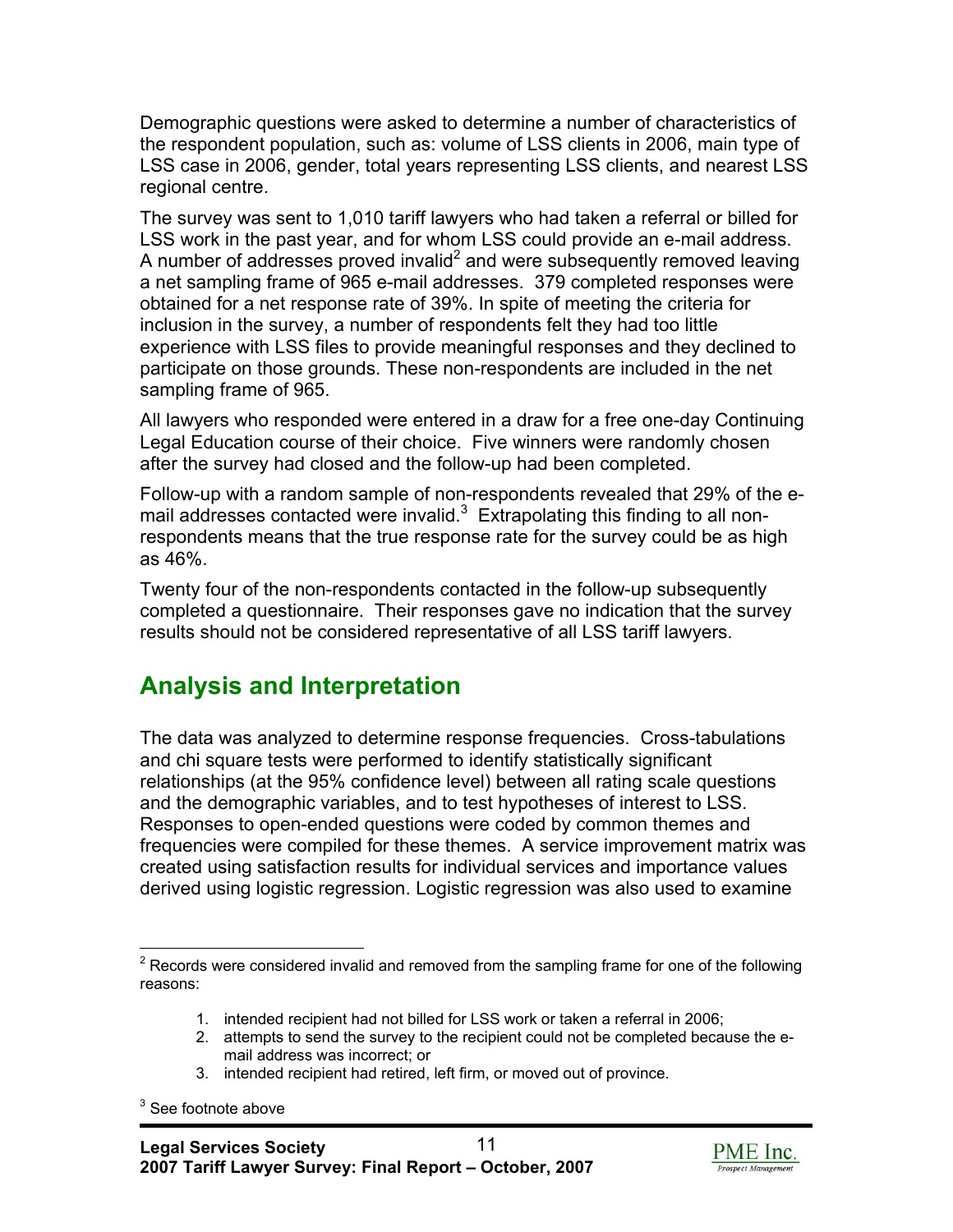Demographic questions were asked to determine a number of characteristics of the respondent population, such as: volume of LSS clients in 2006, main type of LSS case in 2006, gender, total years representing LSS clients, and nearest LSS regional centre.

The survey was sent to 1,010 tariff lawyers who had taken a referral or billed for LSS work in the past year, and for whom LSS could provide an e-mail address. A number of addresses proved invalid[2] and were subsequently removed leaving a net sampling frame of 965 e-mail addresses. 379 completed responses were obtained for a net response rate of 39%. In spite of meeting the criteria for inclusion in the survey, a number of respondents felt they had too little experience with LSS files to provide meaningful responses and they declined to participate on those grounds. These non-respondents are included in the net sampling frame of 965.

All lawyers who responded were entered in a draw for a free one-day Continuing Legal Education course of their choice. Five winners were randomly chosen after the survey had closed and the follow-up had been completed.

Follow-up with a random sample of non-respondents revealed that 29% of the e-mail addresses contacted were invalid.[3] Extrapolating this finding to all non-respondents means that the true response rate for the survey could be as high as 46%.

Twenty four of the non-respondents contacted in the follow-up subsequently completed a questionnaire. Their responses gave no indication that the survey results should not be considered representative of all LSS tariff lawyers.

## Analysis and Interpretation

The data was analyzed to determine response frequencies. Cross-tabulations and chi square tests were performed to identify statistically significant relationships (at the 95% confidence level) between all rating scale questions and the demographic variables, and to test hypotheses of interest to LSS. Responses to open-ended questions were coded by common themes and frequencies were compiled for these themes. A service improvement matrix was created using satisfaction results for individual services and importance values derived using logistic regression. Logistic regression was also used to examine

---

[2] Records were considered invalid and removed from the sampling frame for one of the following reasons:

1. intended recipient had not billed for LSS work or taken a referral in 2006;
2. attempts to send the survey to the recipient could not be completed because the e-mail address was incorrect; or
3. intended recipient had retired, left firm, or moved out of province.

[3] See footnote above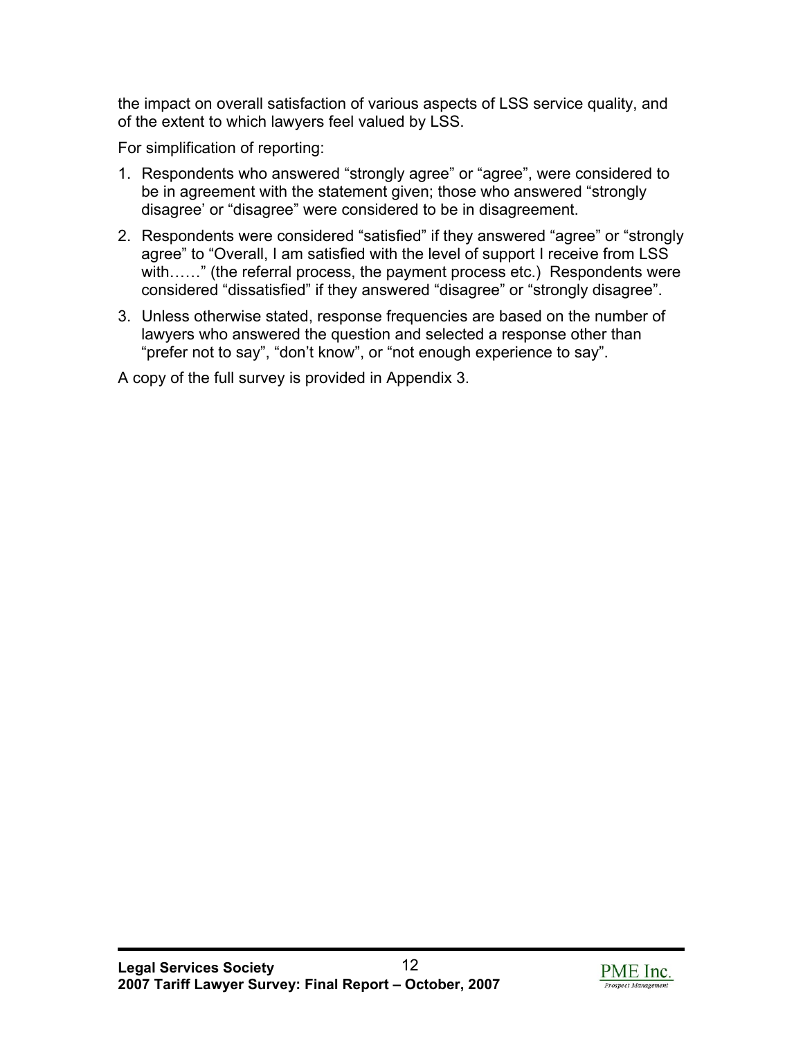the impact on overall satisfaction of various aspects of LSS service quality, and of the extent to which lawyers feel valued by LSS.

For simplification of reporting:

1. Respondents who answered "strongly agree" or "agree", were considered to be in agreement with the statement given; those who answered "strongly disagree' or "disagree" were considered to be in disagreement.
2. Respondents were considered "satisfied" if they answered "agree" or "strongly agree" to "Overall, I am satisfied with the level of support I receive from LSS with……" (the referral process, the payment process etc.) Respondents were considered "dissatisfied" if they answered "disagree" or "strongly disagree".
3. Unless otherwise stated, response frequencies are based on the number of lawyers who answered the question and selected a response other than "prefer not to say", "don't know", or "not enough experience to say".

A copy of the full survey is provided in Appendix 3.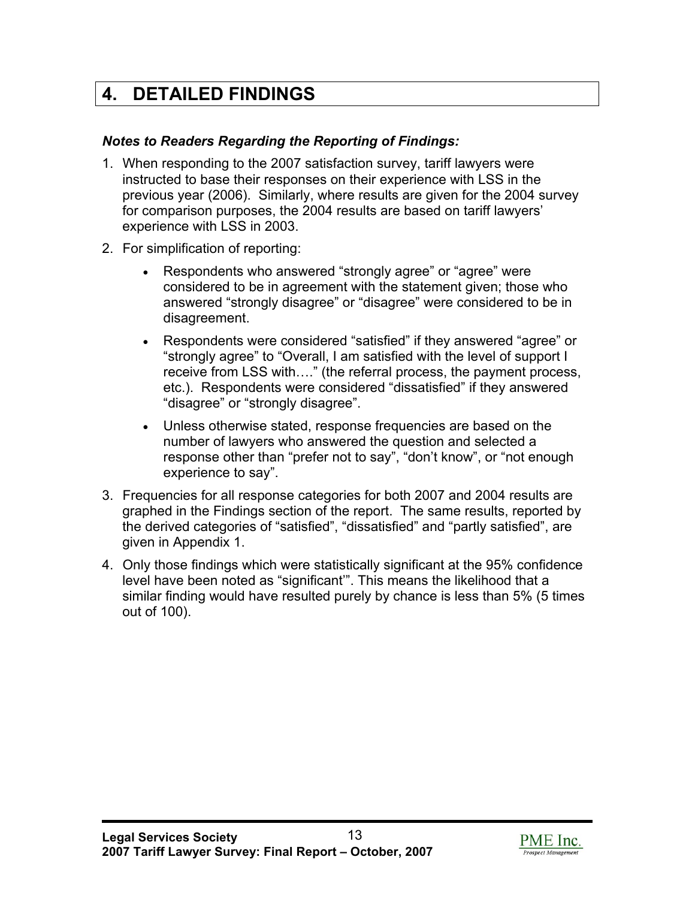# 4. DETAILED FINDINGS

***Notes to Readers Regarding the Reporting of Findings:***

1. When responding to the 2007 satisfaction survey, tariff lawyers were instructed to base their responses on their experience with LSS in the previous year (2006). Similarly, where results are given for the 2004 survey for comparison purposes, the 2004 results are based on tariff lawyers' experience with LSS in 2003.
2. For simplification of reporting:
   - Respondents who answered "strongly agree" or "agree" were considered to be in agreement with the statement given; those who answered "strongly disagree" or "disagree" were considered to be in disagreement.
   - Respondents were considered "satisfied" if they answered "agree" or "strongly agree" to "Overall, I am satisfied with the level of support I receive from LSS with…." (the referral process, the payment process, etc.). Respondents were considered "dissatisfied" if they answered "disagree" or "strongly disagree".
   - Unless otherwise stated, response frequencies are based on the number of lawyers who answered the question and selected a response other than "prefer not to say", "don't know", or "not enough experience to say".
3. Frequencies for all response categories for both 2007 and 2004 results are graphed in the Findings section of the report. The same results, reported by the derived categories of "satisfied", "dissatisfied" and "partly satisfied", are given in Appendix 1.
4. Only those findings which were statistically significant at the 95% confidence level have been noted as "significant'". This means the likelihood that a similar finding would have resulted purely by chance is less than 5% (5 times out of 100).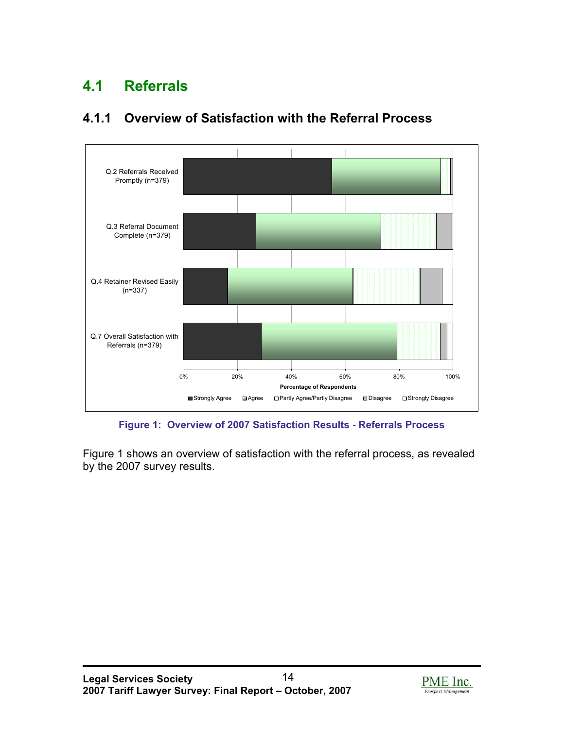## 4.1 Referrals

### 4.1.1 Overview of Satisfaction with the Referral Process

**Figure 1: Overview of 2007 Satisfaction Results - Referrals Process**

Figure 1 shows an overview of satisfaction with the referral process, as revealed by the 2007 survey results.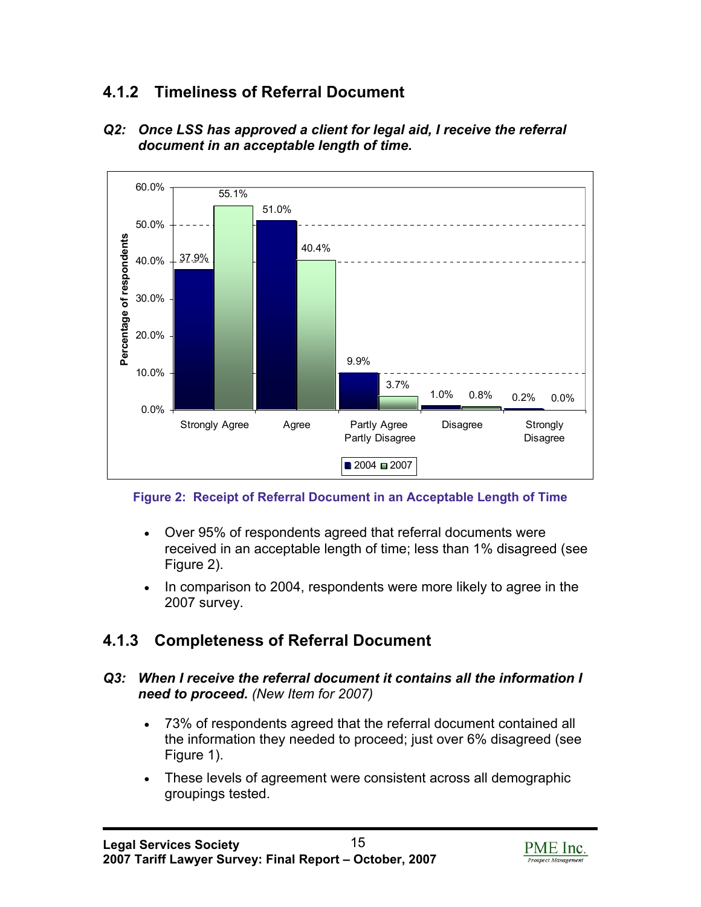### 4.1.2 Timeliness of Referral Document

***Q2: Once LSS has approved a client for legal aid, I receive the referral document in an acceptable length of time.***

| | Strongly Agree | Agree | Partly Agree Partly Disagree | Disagree | Strongly Disagree |
|---|---|---|---|---|---|
| 2004 | 37.9% | 51.0% | 9.9% | 1.0% | 0.2% |
| 2007 | 55.1% | 40.4% | 3.7% | 0.8% | 0.0% |

**Figure 2: Receipt of Referral Document in an Acceptable Length of Time**

- Over 95% of respondents agreed that referral documents were received in an acceptable length of time; less than 1% disagreed (see Figure 2).
- In comparison to 2004, respondents were more likely to agree in the 2007 survey.

### 4.1.3 Completeness of Referral Document

***Q3: When I receive the referral document it contains all the information I need to proceed.*** *(New Item for 2007)*

- 73% of respondents agreed that the referral document contained all the information they needed to proceed; just over 6% disagreed (see Figure 1).
- These levels of agreement were consistent across all demographic groupings tested.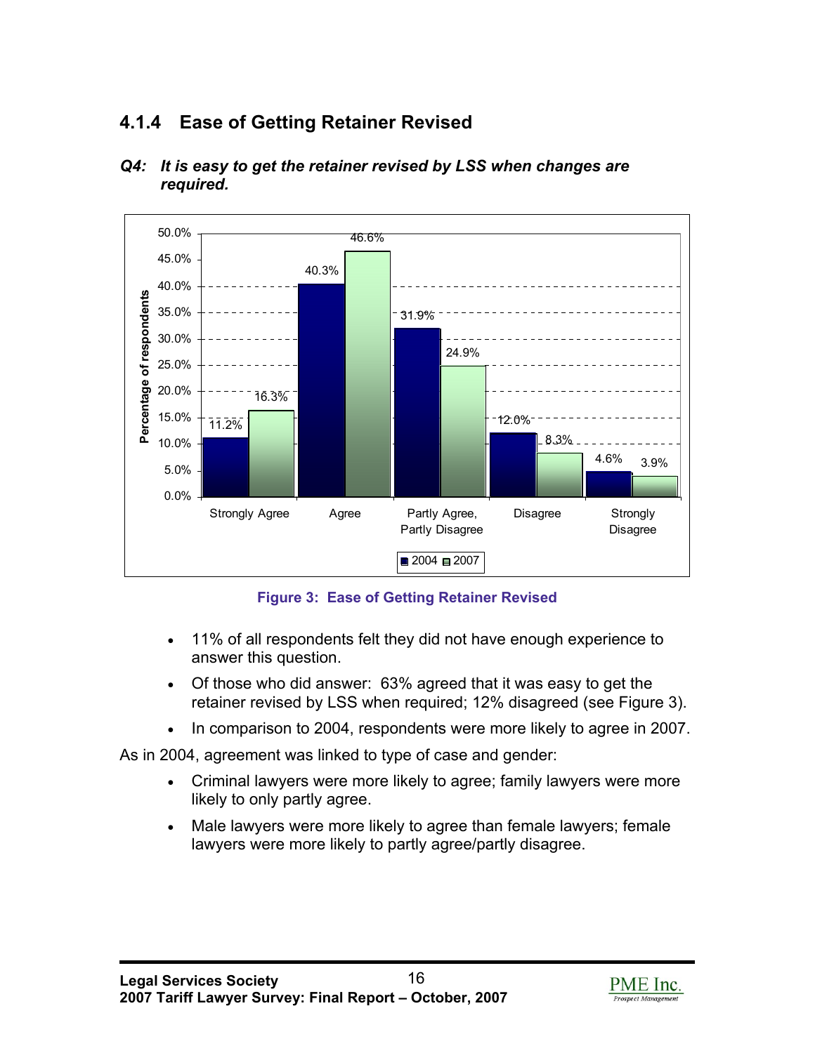### 4.1.4 Ease of Getting Retainer Revised

***Q4: It is easy to get the retainer revised by LSS when changes are required.***

| | Strongly Agree | Agree | Partly Agree, Partly Disagree | Disagree | Strongly Disagree |
|---|---|---|---|---|---|
| 2004 | 11.2% | 40.3% | 31.9% | 12.0% | 4.6% |
| 2007 | 16.3% | 46.6% | 24.9% | 8.3% | 3.9% |

**Figure 3: Ease of Getting Retainer Revised**

- 11% of all respondents felt they did not have enough experience to answer this question.
- Of those who did answer: 63% agreed that it was easy to get the retainer revised by LSS when required; 12% disagreed (see Figure 3).
- In comparison to 2004, respondents were more likely to agree in 2007.

As in 2004, agreement was linked to type of case and gender:

- Criminal lawyers were more likely to agree; family lawyers were more likely to only partly agree.
- Male lawyers were more likely to agree than female lawyers; female lawyers were more likely to partly agree/partly disagree.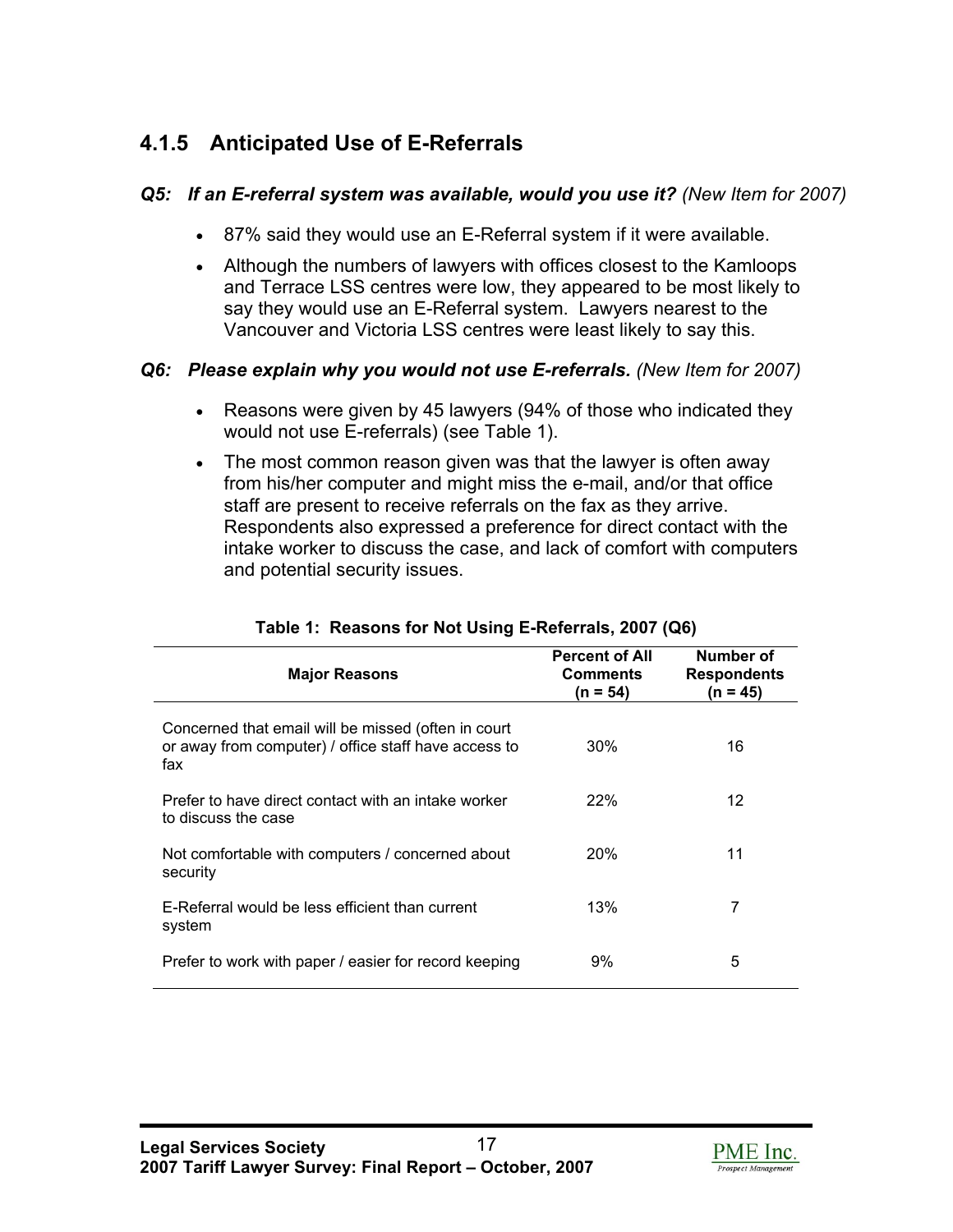### 4.1.5 Anticipated Use of E-Referrals

***Q5: If an E-referral system was available, would you use it?*** *(New Item for 2007)*

- 87% said they would use an E-Referral system if it were available.
- Although the numbers of lawyers with offices closest to the Kamloops and Terrace LSS centres were low, they appeared to be most likely to say they would use an E-Referral system. Lawyers nearest to the Vancouver and Victoria LSS centres were least likely to say this.

***Q6: Please explain why you would not use E-referrals.*** *(New Item for 2007)*

- Reasons were given by 45 lawyers (94% of those who indicated they would not use E-referrals) (see Table 1).
- The most common reason given was that the lawyer is often away from his/her computer and might miss the e-mail, and/or that office staff are present to receive referrals on the fax as they arrive. Respondents also expressed a preference for direct contact with the intake worker to discuss the case, and lack of comfort with computers and potential security issues.

**Table 1: Reasons for Not Using E-Referrals, 2007 (Q6)**

| Major Reasons | Percent of All Comments (n = 54) | Number of Respondents (n = 45) |
|---|---|---|
| Concerned that email will be missed (often in court or away from computer) / office staff have access to fax | 30% | 16 |
| Prefer to have direct contact with an intake worker to discuss the case | 22% | 12 |
| Not comfortable with computers / concerned about security | 20% | 11 |
| E-Referral would be less efficient than current system | 13% | 7 |
| Prefer to work with paper / easier for record keeping | 9% | 5 |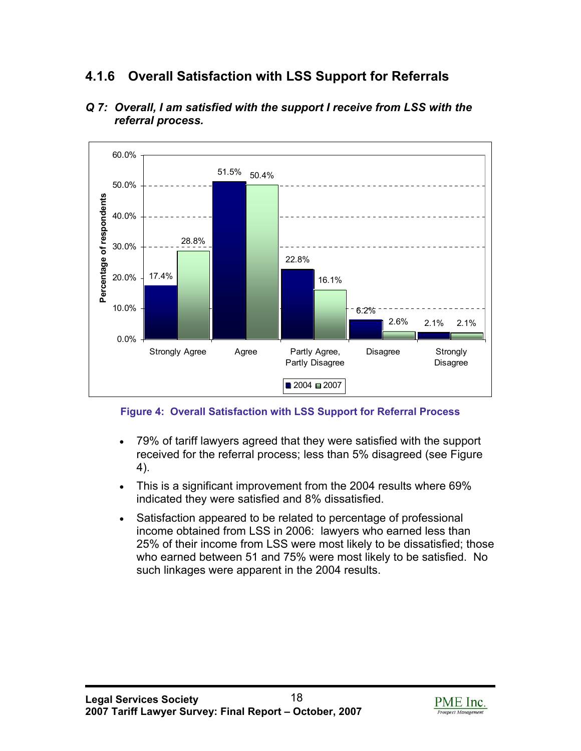### 4.1.6 Overall Satisfaction with LSS Support for Referrals

***Q 7: Overall, I am satisfied with the support I receive from LSS with the referral process.***

| Response | 2004 | 2007 |
|---|---|---|
| Strongly Agree | 17.4% | 28.8% |
| Agree | 51.5% | 50.4% |
| Partly Agree, Partly Disagree | 22.8% | 16.1% |
| Disagree | 6.2% | 2.6% |
| Strongly Disagree | 2.1% | 2.1% |

**Figure 4: Overall Satisfaction with LSS Support for Referral Process**

- 79% of tariff lawyers agreed that they were satisfied with the support received for the referral process; less than 5% disagreed (see Figure 4).
- This is a significant improvement from the 2004 results where 69% indicated they were satisfied and 8% dissatisfied.
- Satisfaction appeared to be related to percentage of professional income obtained from LSS in 2006: lawyers who earned less than 25% of their income from LSS were most likely to be dissatisfied; those who earned between 51 and 75% were most likely to be satisfied. No such linkages were apparent in the 2004 results.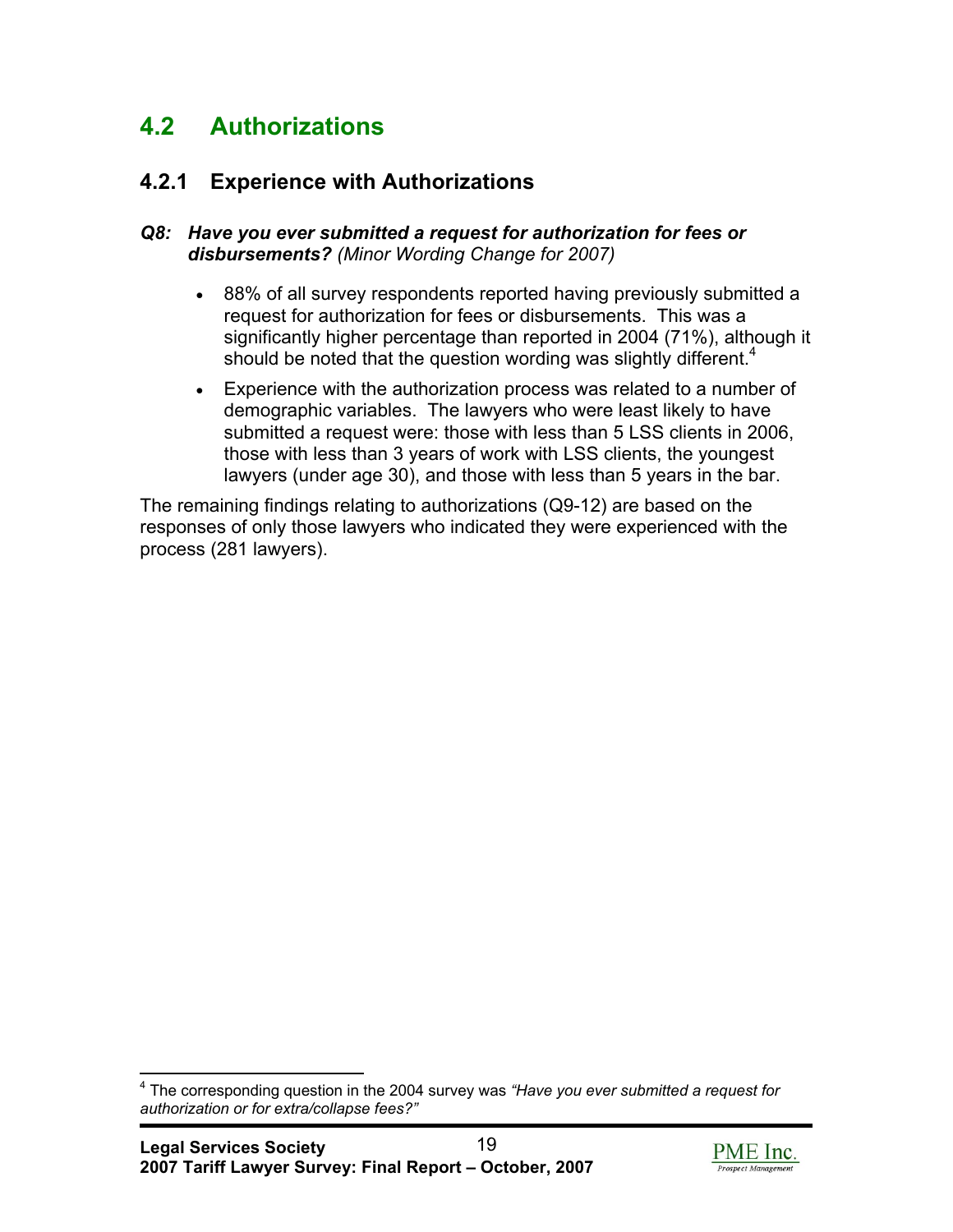## 4.2 Authorizations

### 4.2.1 Experience with Authorizations

***Q8: Have you ever submitted a request for authorization for fees or disbursements?*** *(Minor Wording Change for 2007)*

- 88% of all survey respondents reported having previously submitted a request for authorization for fees or disbursements. This was a significantly higher percentage than reported in 2004 (71%), although it should be noted that the question wording was slightly different.[4]
- Experience with the authorization process was related to a number of demographic variables. The lawyers who were least likely to have submitted a request were: those with less than 5 LSS clients in 2006, those with less than 3 years of work with LSS clients, the youngest lawyers (under age 30), and those with less than 5 years in the bar.

The remaining findings relating to authorizations (Q9-12) are based on the responses of only those lawyers who indicated they were experienced with the process (281 lawyers).

[4] The corresponding question in the 2004 survey was *"Have you ever submitted a request for authorization or for extra/collapse fees?"*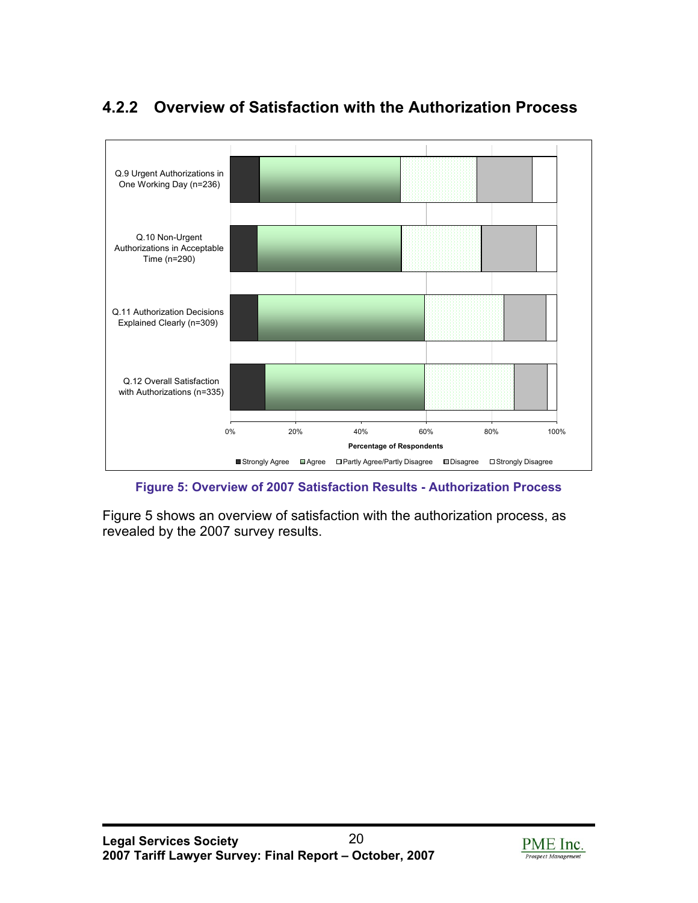### 4.2.2 Overview of Satisfaction with the Authorization Process

Figure 5: Overview of 2007 Satisfaction Results - Authorization Process

Figure 5 shows an overview of satisfaction with the authorization process, as revealed by the 2007 survey results.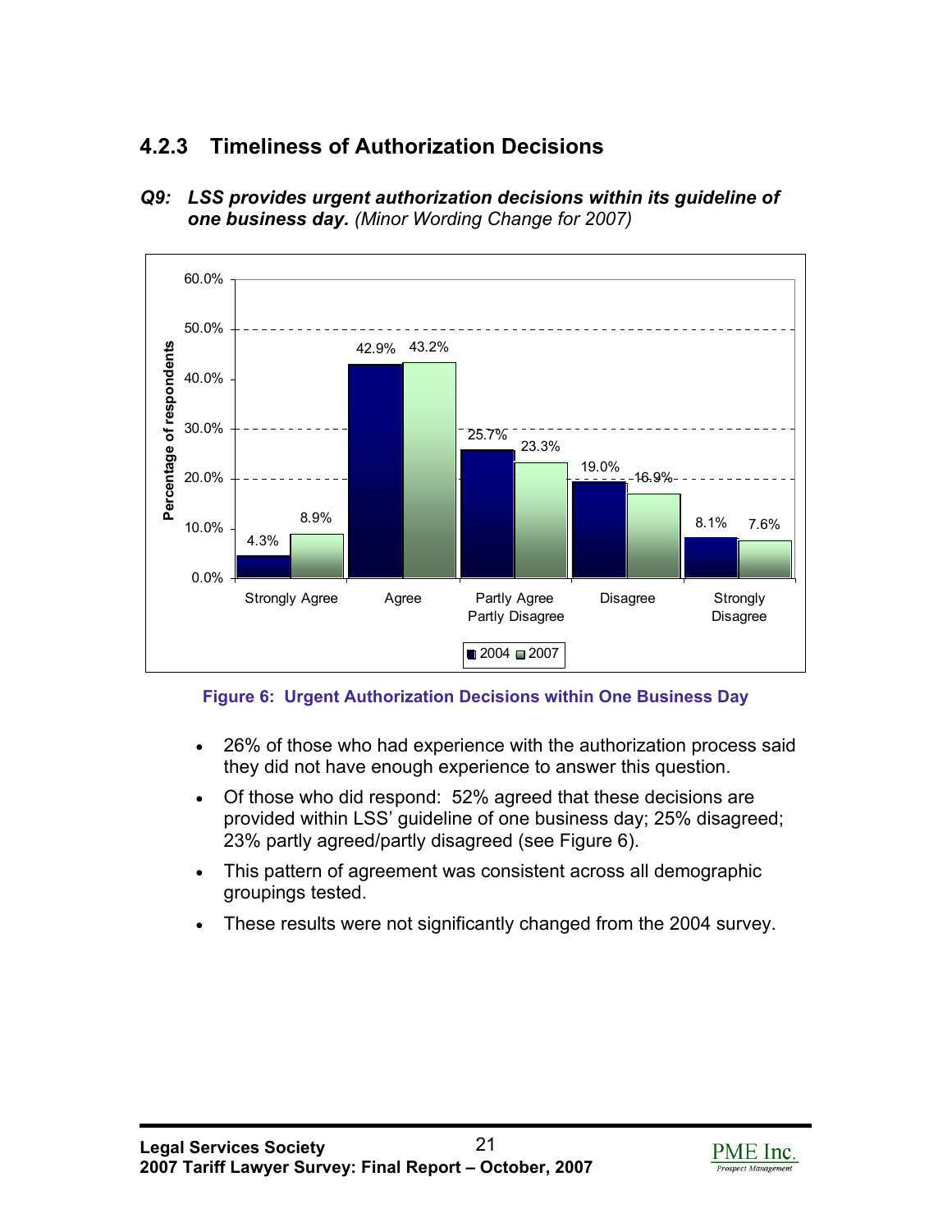### 4.2.3 Timeliness of Authorization Decisions

***Q9: LSS provides urgent authorization decisions within its guideline of one business day.*** *(Minor Wording Change for 2007)*

| | Strongly Agree | Agree | Partly Agree Partly Disagree | Disagree | Strongly Disagree |
|---|---|---|---|---|---|
| 2004 | 4.3% | 42.9% | 25.7% | 19.0% | 8.1% |
| 2007 | 8.9% | 43.2% | 23.3% | 16.9% | 7.6% |

**Figure 6: Urgent Authorization Decisions within One Business Day**

- 26% of those who had experience with the authorization process said they did not have enough experience to answer this question.
- Of those who did respond: 52% agreed that these decisions are provided within LSS' guideline of one business day; 25% disagreed; 23% partly agreed/partly disagreed (see Figure 6).
- This pattern of agreement was consistent across all demographic groupings tested.
- These results were not significantly changed from the 2004 survey.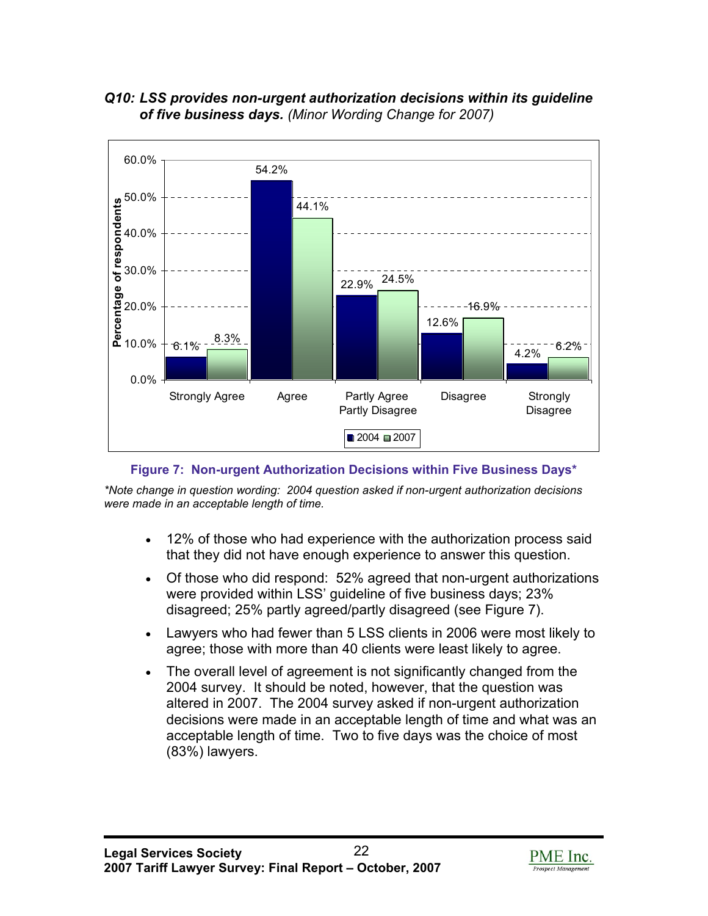***Q10: LSS provides non-urgent authorization decisions within its guideline of five business days.*** *(Minor Wording Change for 2007)*

| | 2004 | 2007 |
|---|---|---|
| Strongly Agree | 6.1% | 8.3% |
| Agree | 54.2% | 44.1% |
| Partly Agree Partly Disagree | 22.9% | 24.5% |
| Disagree | 12.6% | 16.9% |
| Strongly Disagree | 4.2% | 6.2% |

**Figure 7: Non-urgent Authorization Decisions within Five Business Days\***

*\*Note change in question wording: 2004 question asked if non-urgent authorization decisions were made in an acceptable length of time.*

- 12% of those who had experience with the authorization process said that they did not have enough experience to answer this question.
- Of those who did respond: 52% agreed that non-urgent authorizations were provided within LSS' guideline of five business days; 23% disagreed; 25% partly agreed/partly disagreed (see Figure 7).
- Lawyers who had fewer than 5 LSS clients in 2006 were most likely to agree; those with more than 40 clients were least likely to agree.
- The overall level of agreement is not significantly changed from the 2004 survey. It should be noted, however, that the question was altered in 2007. The 2004 survey asked if non-urgent authorization decisions were made in an acceptable length of time and what was an acceptable length of time. Two to five days was the choice of most (83%) lawyers.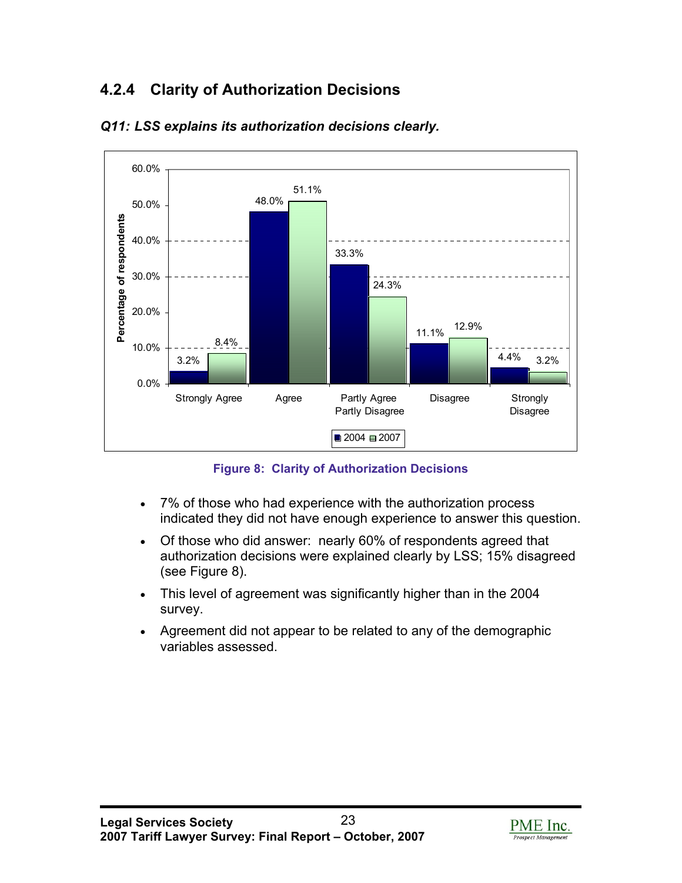### 4.2.4 Clarity of Authorization Decisions

***Q11: LSS explains its authorization decisions clearly.***

| | Strongly Agree | Agree | Partly Agree Partly Disagree | Disagree | Strongly Disagree |
|---|---|---|---|---|---|
| 2004 | 3.2% | 48.0% | 33.3% | 11.1% | 4.4% |
| 2007 | 8.4% | 51.1% | 24.3% | 12.9% | 3.2% |

**Figure 8: Clarity of Authorization Decisions**

- 7% of those who had experience with the authorization process indicated they did not have enough experience to answer this question.
- Of those who did answer: nearly 60% of respondents agreed that authorization decisions were explained clearly by LSS; 15% disagreed (see Figure 8).
- This level of agreement was significantly higher than in the 2004 survey.
- Agreement did not appear to be related to any of the demographic variables assessed.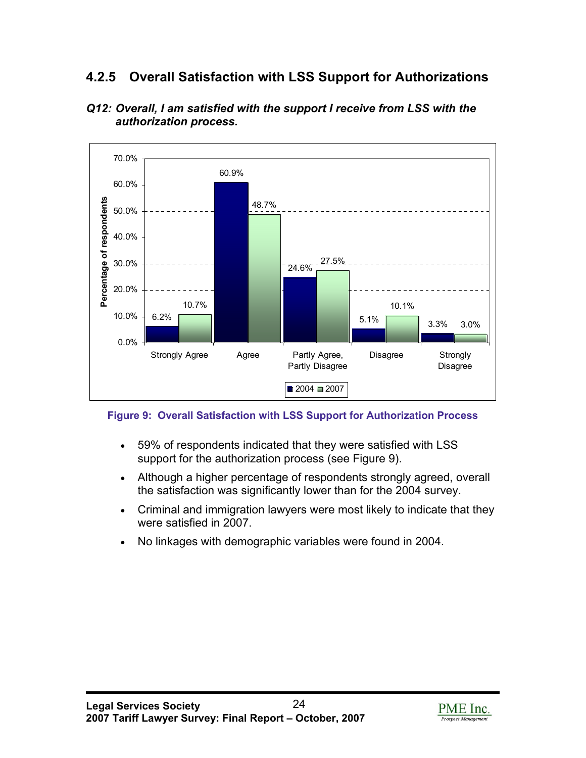### 4.2.5 Overall Satisfaction with LSS Support for Authorizations

***Q12: Overall, I am satisfied with the support I receive from LSS with the authorization process.***

| | Strongly Agree | Agree | Partly Agree, Partly Disagree | Disagree | Strongly Disagree |
|---|---|---|---|---|---|
| 2004 | 6.2% | 60.9% | 24.6% | 5.1% | 3.3% |
| 2007 | 10.7% | 48.7% | 27.5% | 10.1% | 3.0% |

**Figure 9: Overall Satisfaction with LSS Support for Authorization Process**

- 59% of respondents indicated that they were satisfied with LSS support for the authorization process (see Figure 9).
- Although a higher percentage of respondents strongly agreed, overall the satisfaction was significantly lower than for the 2004 survey.
- Criminal and immigration lawyers were most likely to indicate that they were satisfied in 2007.
- No linkages with demographic variables were found in 2004.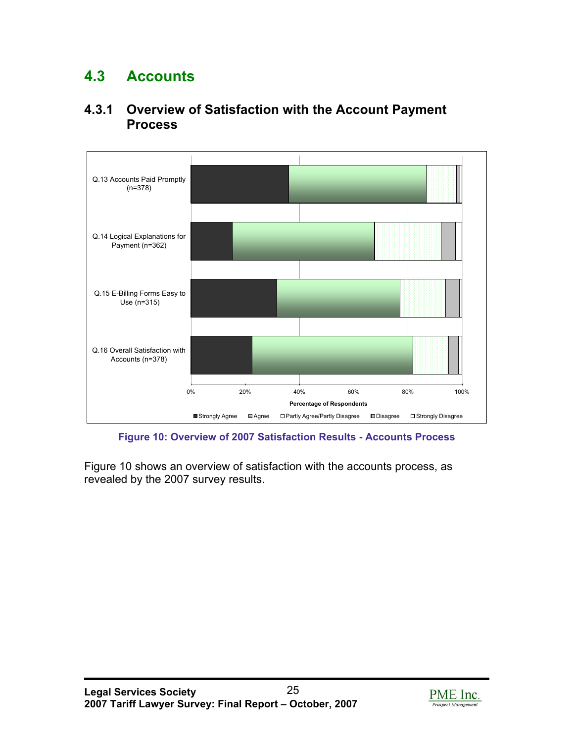## 4.3 Accounts

### 4.3.1 Overview of Satisfaction with the Account Payment Process

Figure 10: Overview of 2007 Satisfaction Results - Accounts Process

Figure 10 shows an overview of satisfaction with the accounts process, as revealed by the 2007 survey results.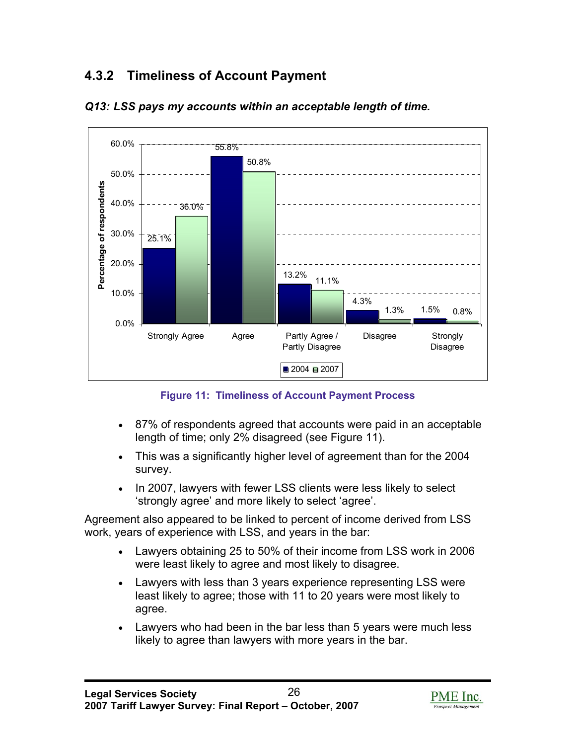### 4.3.2 Timeliness of Account Payment

***Q13: LSS pays my accounts within an acceptable length of time.***

| | 2004 | 2007 |
|---|---|---|
| Strongly Agree | 25.1% | 36.0% |
| Agree | 55.8% | 50.8% |
| Partly Agree / Partly Disagree | 13.2% | 11.1% |
| Disagree | 4.3% | 1.3% |
| Strongly Disagree | 1.5% | 0.8% |

**Figure 11: Timeliness of Account Payment Process**

- 87% of respondents agreed that accounts were paid in an acceptable length of time; only 2% disagreed (see Figure 11).
- This was a significantly higher level of agreement than for the 2004 survey.
- In 2007, lawyers with fewer LSS clients were less likely to select 'strongly agree' and more likely to select 'agree'.

Agreement also appeared to be linked to percent of income derived from LSS work, years of experience with LSS, and years in the bar:

- Lawyers obtaining 25 to 50% of their income from LSS work in 2006 were least likely to agree and most likely to disagree.
- Lawyers with less than 3 years experience representing LSS were least likely to agree; those with 11 to 20 years were most likely to agree.
- Lawyers who had been in the bar less than 5 years were much less likely to agree than lawyers with more years in the bar.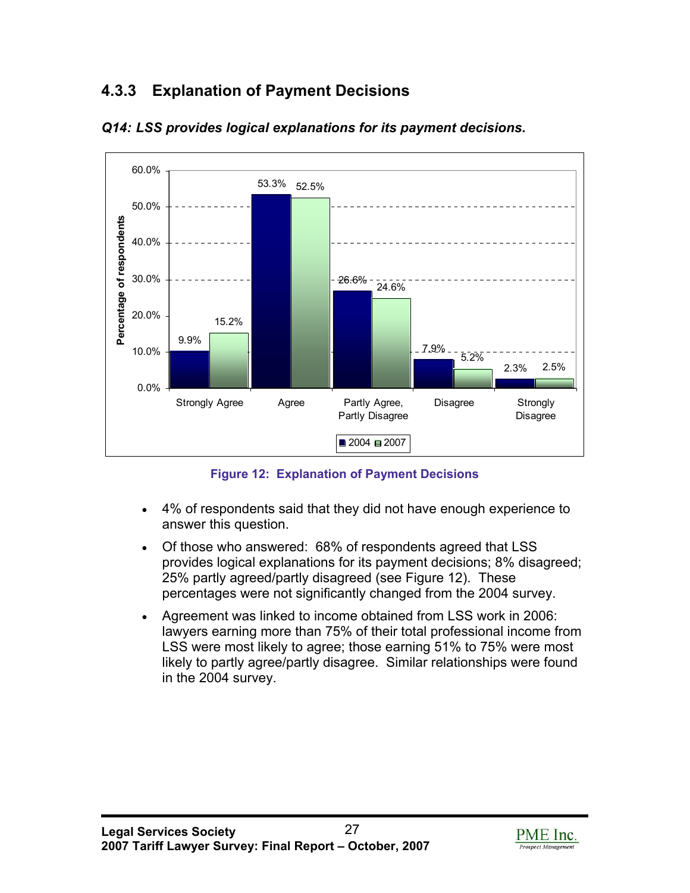### 4.3.3 Explanation of Payment Decisions

***Q14: LSS provides logical explanations for its payment decisions.***

| | 2004 | 2007 |
|---|---|---|
| Strongly Agree | 9.9% | 15.2% |
| Agree | 53.3% | 52.5% |
| Partly Agree, Partly Disagree | 26.6% | 24.6% |
| Disagree | 7.9% | 5.2% |
| Strongly Disagree | 2.3% | 2.5% |

**Figure 12: Explanation of Payment Decisions**

- 4% of respondents said that they did not have enough experience to answer this question.
- Of those who answered: 68% of respondents agreed that LSS provides logical explanations for its payment decisions; 8% disagreed; 25% partly agreed/partly disagreed (see Figure 12). These percentages were not significantly changed from the 2004 survey.
- Agreement was linked to income obtained from LSS work in 2006: lawyers earning more than 75% of their total professional income from LSS were most likely to agree; those earning 51% to 75% were most likely to partly agree/partly disagree. Similar relationships were found in the 2004 survey.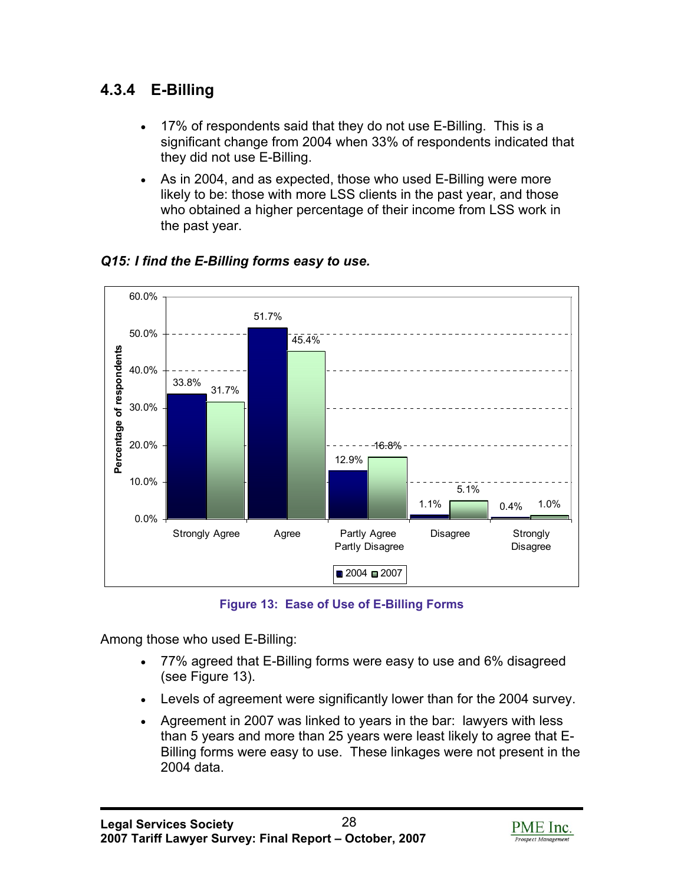### 4.3.4 E-Billing

- 17% of respondents said that they do not use E-Billing. This is a significant change from 2004 when 33% of respondents indicated that they did not use E-Billing.
- As in 2004, and as expected, those who used E-Billing were more likely to be: those with more LSS clients in the past year, and those who obtained a higher percentage of their income from LSS work in the past year.

***Q15: I find the E-Billing forms easy to use.***

| | 2004 | 2007 |
|---|---|---|
| Strongly Agree | 33.8% | 31.7% |
| Agree | 51.7% | 45.4% |
| Partly Agree Partly Disagree | 12.9% | 16.8% |
| Disagree | 1.1% | 5.1% |
| Strongly Disagree | 0.4% | 1.0% |

**Figure 13: Ease of Use of E-Billing Forms**

Among those who used E-Billing:

- 77% agreed that E-Billing forms were easy to use and 6% disagreed (see Figure 13).
- Levels of agreement were significantly lower than for the 2004 survey.
- Agreement in 2007 was linked to years in the bar: lawyers with less than 5 years and more than 25 years were least likely to agree that E-Billing forms were easy to use. These linkages were not present in the 2004 data.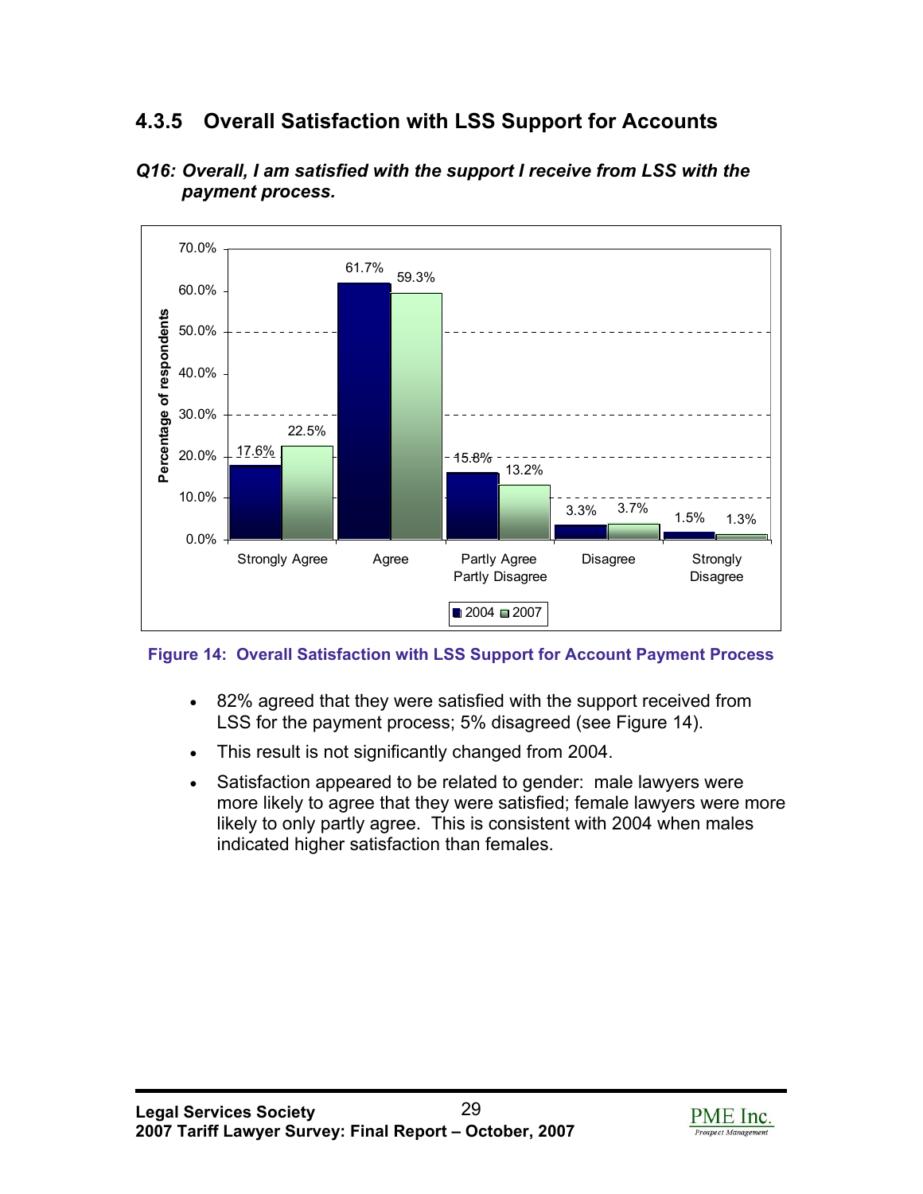### 4.3.5 Overall Satisfaction with LSS Support for Accounts

***Q16: Overall, I am satisfied with the support I receive from LSS with the payment process.***

| | Strongly Agree | Agree | Partly Agree Partly Disagree | Disagree | Strongly Disagree |
|---|---|---|---|---|---|
| 2004 | 17.6% | 61.7% | 15.8% | 3.3% | 1.5% |
| 2007 | 22.5% | 59.3% | 13.2% | 3.7% | 1.3% |

**Figure 14: Overall Satisfaction with LSS Support for Account Payment Process**

- 82% agreed that they were satisfied with the support received from LSS for the payment process; 5% disagreed (see Figure 14).
- This result is not significantly changed from 2004.
- Satisfaction appeared to be related to gender: male lawyers were more likely to agree that they were satisfied; female lawyers were more likely to only partly agree. This is consistent with 2004 when males indicated higher satisfaction than females.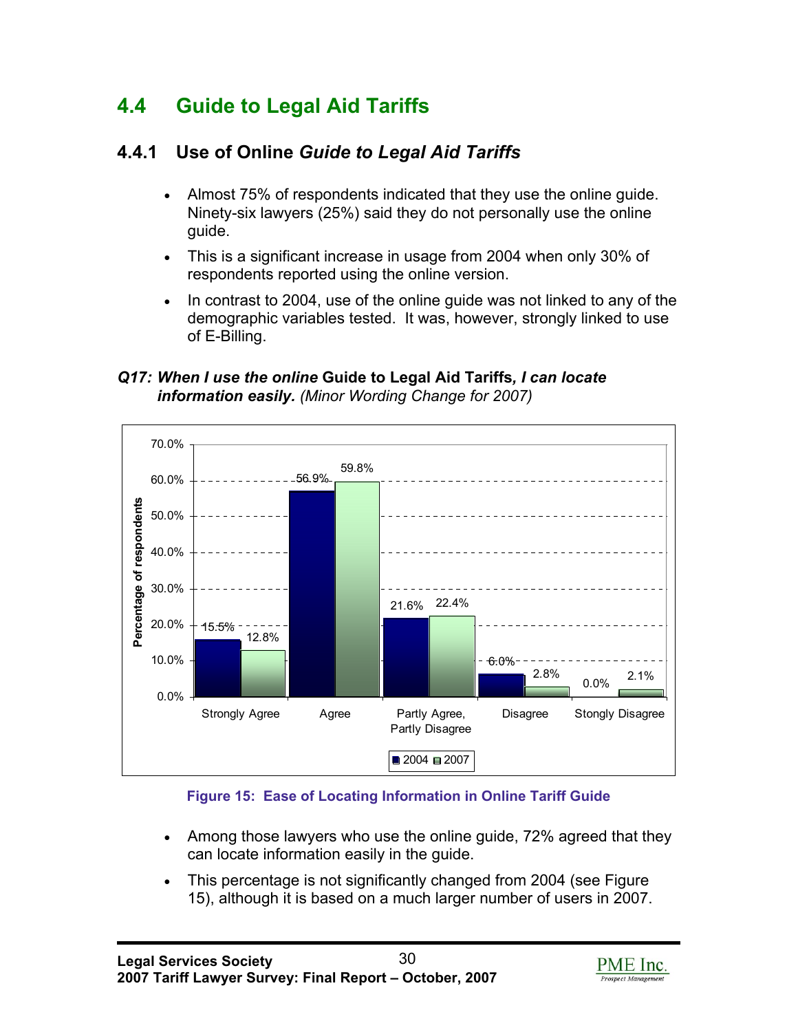## 4.4 Guide to Legal Aid Tariffs

### 4.4.1 Use of Online *Guide to Legal Aid Tariffs*

- Almost 75% of respondents indicated that they use the online guide. Ninety-six lawyers (25%) said they do not personally use the online guide.
- This is a significant increase in usage from 2004 when only 30% of respondents reported using the online version.
- In contrast to 2004, use of the online guide was not linked to any of the demographic variables tested. It was, however, strongly linked to use of E-Billing.

***Q17: When I use the online* Guide to Legal Aid Tariffs*, I can locate information easily.*** *(Minor Wording Change for 2007)*

| | 2004 | 2007 |
|---|---|---|
| Strongly Agree | 15.5% | 12.8% |
| Agree | 56.9% | 59.8% |
| Partly Agree, Partly Disagree | 21.6% | 22.4% |
| Disagree | 6.0% | 2.8% |
| Stongly Disagree | 0.0% | 2.1% |

**Figure 15: Ease of Locating Information in Online Tariff Guide**

- Among those lawyers who use the online guide, 72% agreed that they can locate information easily in the guide.
- This percentage is not significantly changed from 2004 (see Figure 15), although it is based on a much larger number of users in 2007.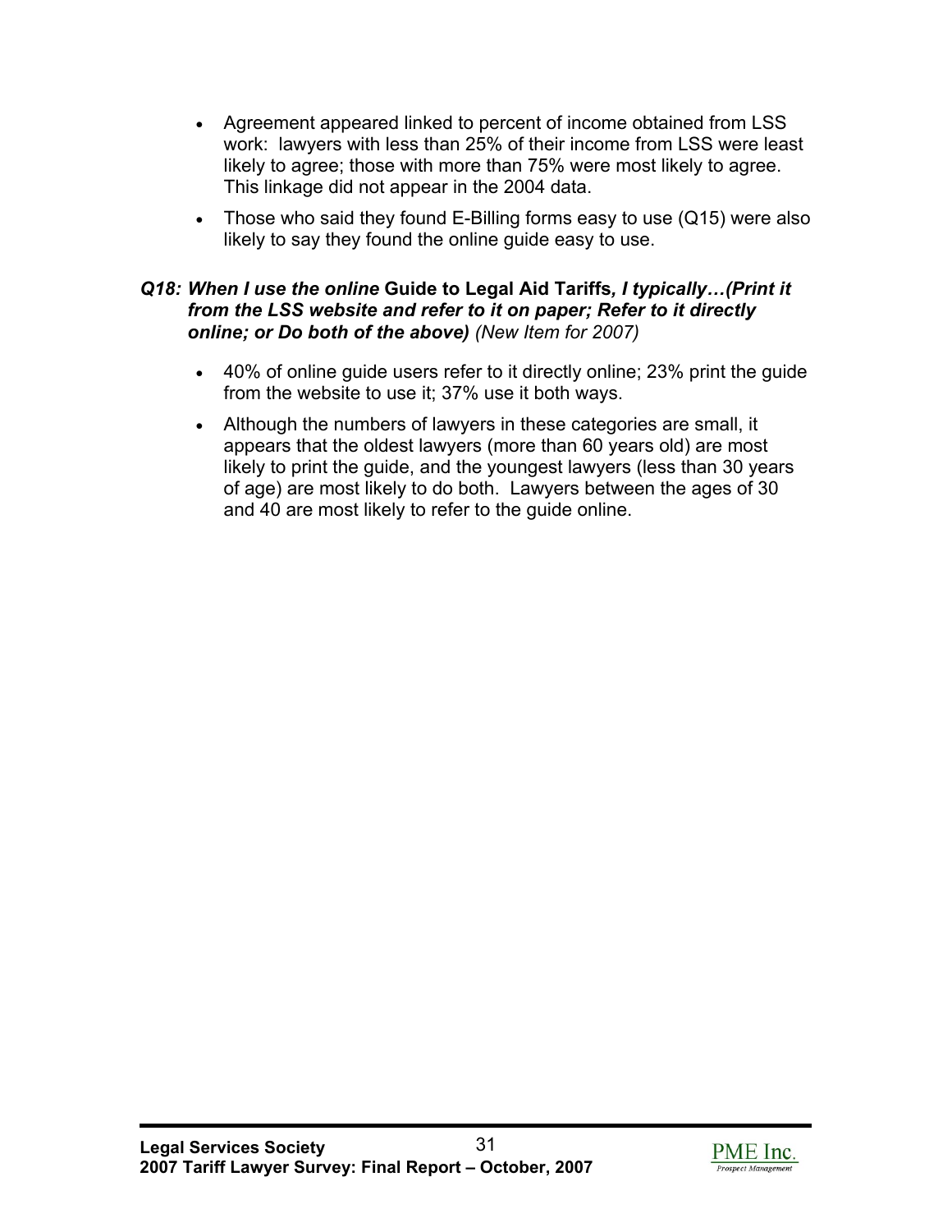- Agreement appeared linked to percent of income obtained from LSS work: lawyers with less than 25% of their income from LSS were least likely to agree; those with more than 75% were most likely to agree. This linkage did not appear in the 2004 data.
- Those who said they found E-Billing forms easy to use (Q15) were also likely to say they found the online guide easy to use.

***Q18: When I use the online* Guide to Legal Aid Tariffs*, I typically…(Print it from the LSS website and refer to it on paper; Refer to it directly online; or Do both of the above)*** *(New Item for 2007)*

- 40% of online guide users refer to it directly online; 23% print the guide from the website to use it; 37% use it both ways.
- Although the numbers of lawyers in these categories are small, it appears that the oldest lawyers (more than 60 years old) are most likely to print the guide, and the youngest lawyers (less than 30 years of age) are most likely to do both. Lawyers between the ages of 30 and 40 are most likely to refer to the guide online.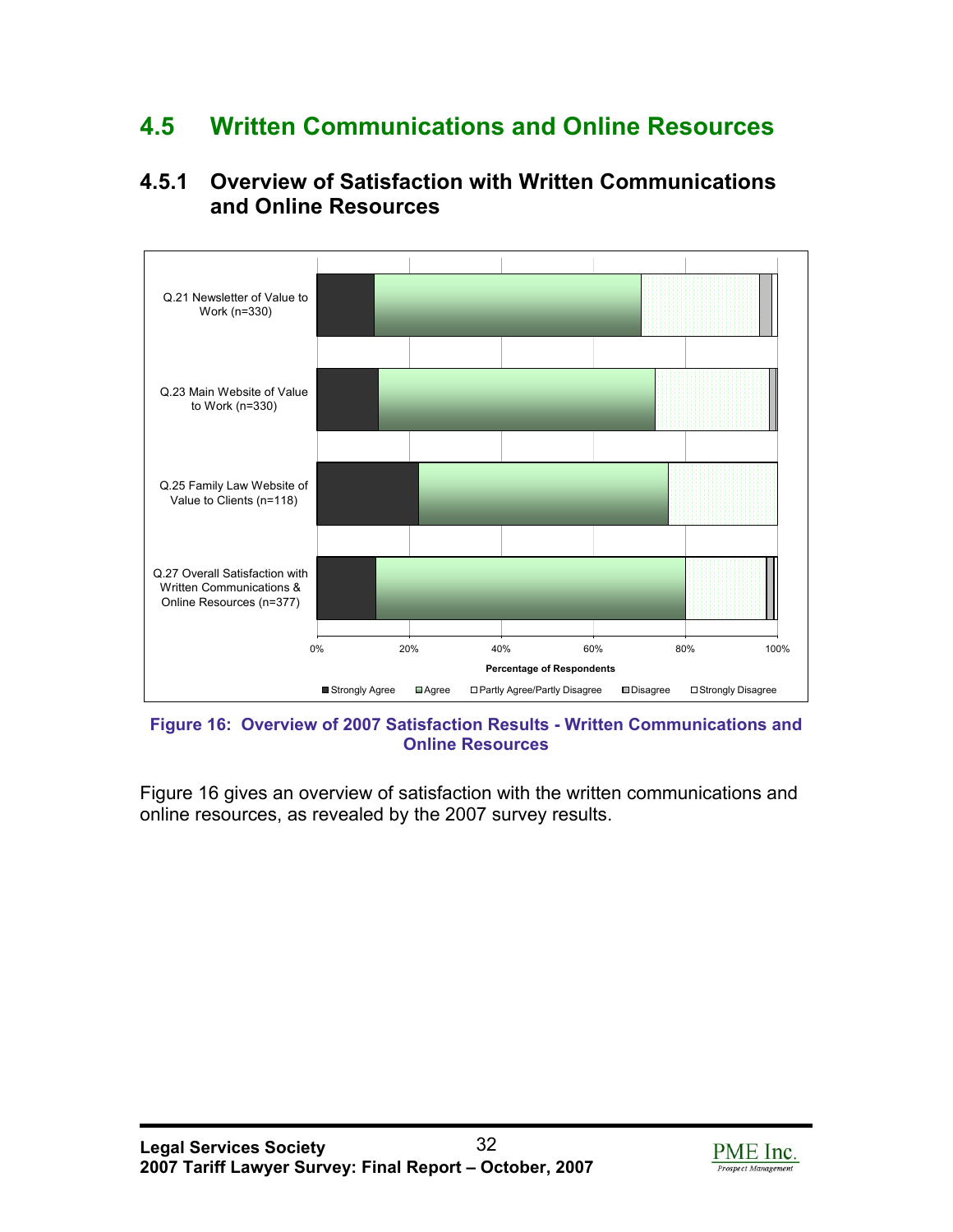# 4.5 Written Communications and Online Resources

## 4.5.1 Overview of Satisfaction with Written Communications and Online Resources

**Figure 16: Overview of 2007 Satisfaction Results - Written Communications and Online Resources**

Figure 16 gives an overview of satisfaction with the written communications and online resources, as revealed by the 2007 survey results.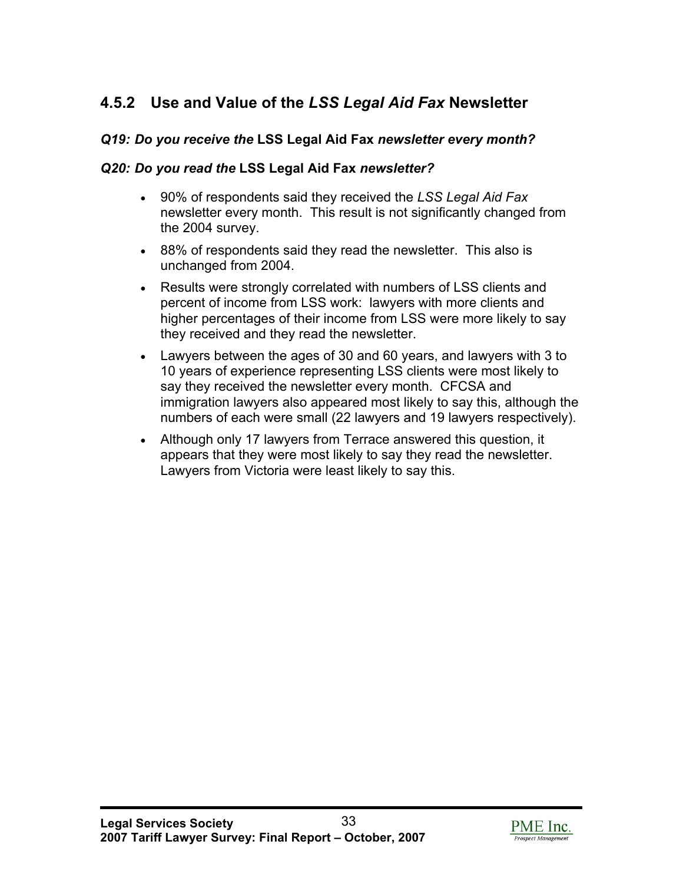### 4.5.2 Use and Value of the *LSS Legal Aid Fax* Newsletter

***Q19: Do you receive the* LSS Legal Aid Fax *newsletter every month?***

***Q20: Do you read the* LSS Legal Aid Fax *newsletter?***

- 90% of respondents said they received the *LSS Legal Aid Fax* newsletter every month. This result is not significantly changed from the 2004 survey.
- 88% of respondents said they read the newsletter. This also is unchanged from 2004.
- Results were strongly correlated with numbers of LSS clients and percent of income from LSS work: lawyers with more clients and higher percentages of their income from LSS were more likely to say they received and they read the newsletter.
- Lawyers between the ages of 30 and 60 years, and lawyers with 3 to 10 years of experience representing LSS clients were most likely to say they received the newsletter every month. CFCSA and immigration lawyers also appeared most likely to say this, although the numbers of each were small (22 lawyers and 19 lawyers respectively).
- Although only 17 lawyers from Terrace answered this question, it appears that they were most likely to say they read the newsletter. Lawyers from Victoria were least likely to say this.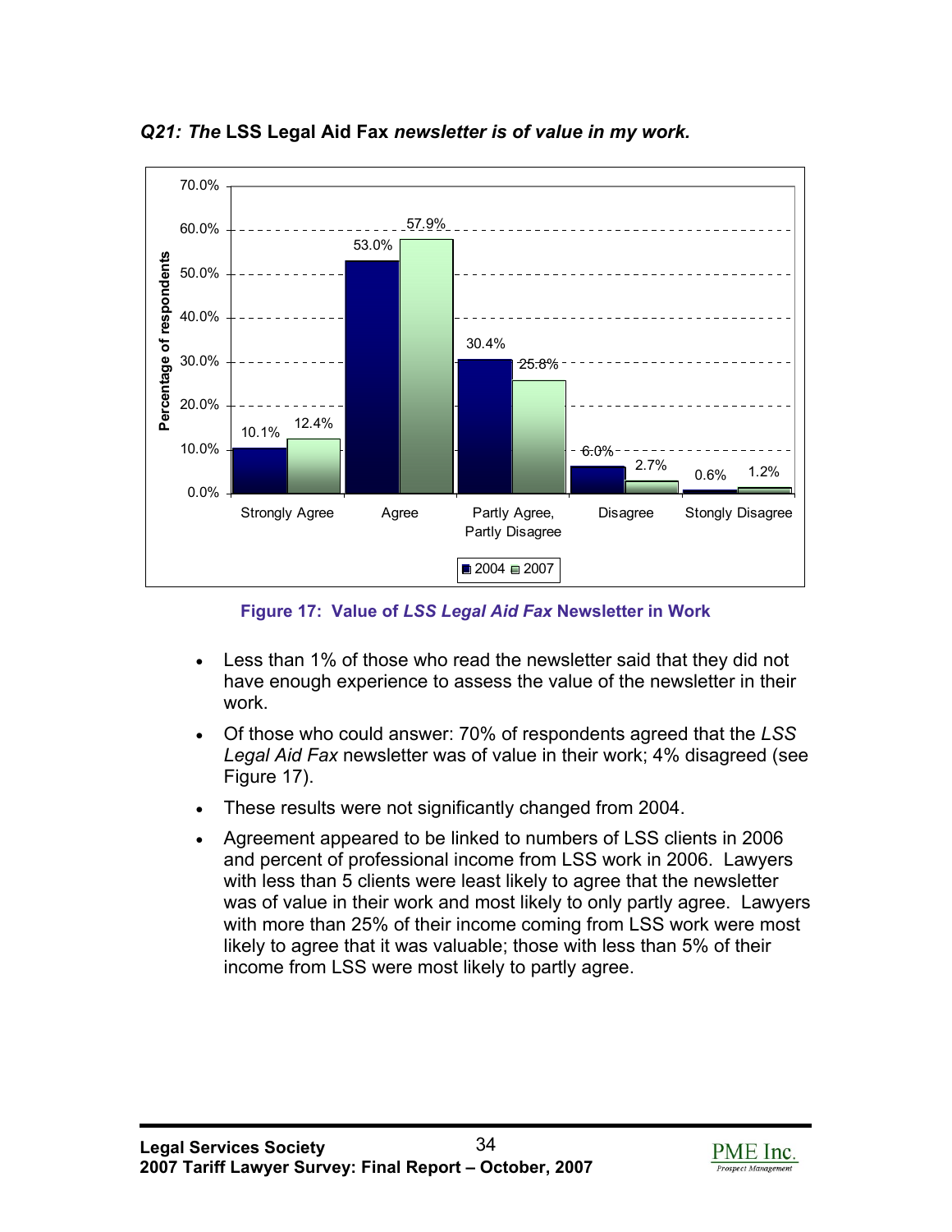***Q21: The* LSS Legal Aid Fax *newsletter is of value in my work.***

| | Strongly Agree | Agree | Partly Agree, Partly Disagree | Disagree | Stongly Disagree |
|---|---|---|---|---|---|
| 2004 | 10.1% | 53.0% | 30.4% | 6.0% | 0.6% |
| 2007 | 12.4% | 57.9% | 25.8% | 2.7% | 1.2% |

**Figure 17: Value of *LSS Legal Aid Fax* Newsletter in Work**

- Less than 1% of those who read the newsletter said that they did not have enough experience to assess the value of the newsletter in their work.
- Of those who could answer: 70% of respondents agreed that the *LSS Legal Aid Fax* newsletter was of value in their work; 4% disagreed (see Figure 17).
- These results were not significantly changed from 2004.
- Agreement appeared to be linked to numbers of LSS clients in 2006 and percent of professional income from LSS work in 2006. Lawyers with less than 5 clients were least likely to agree that the newsletter was of value in their work and most likely to only partly agree. Lawyers with more than 25% of their income coming from LSS work were most likely to agree that it was valuable; those with less than 5% of their income from LSS were most likely to partly agree.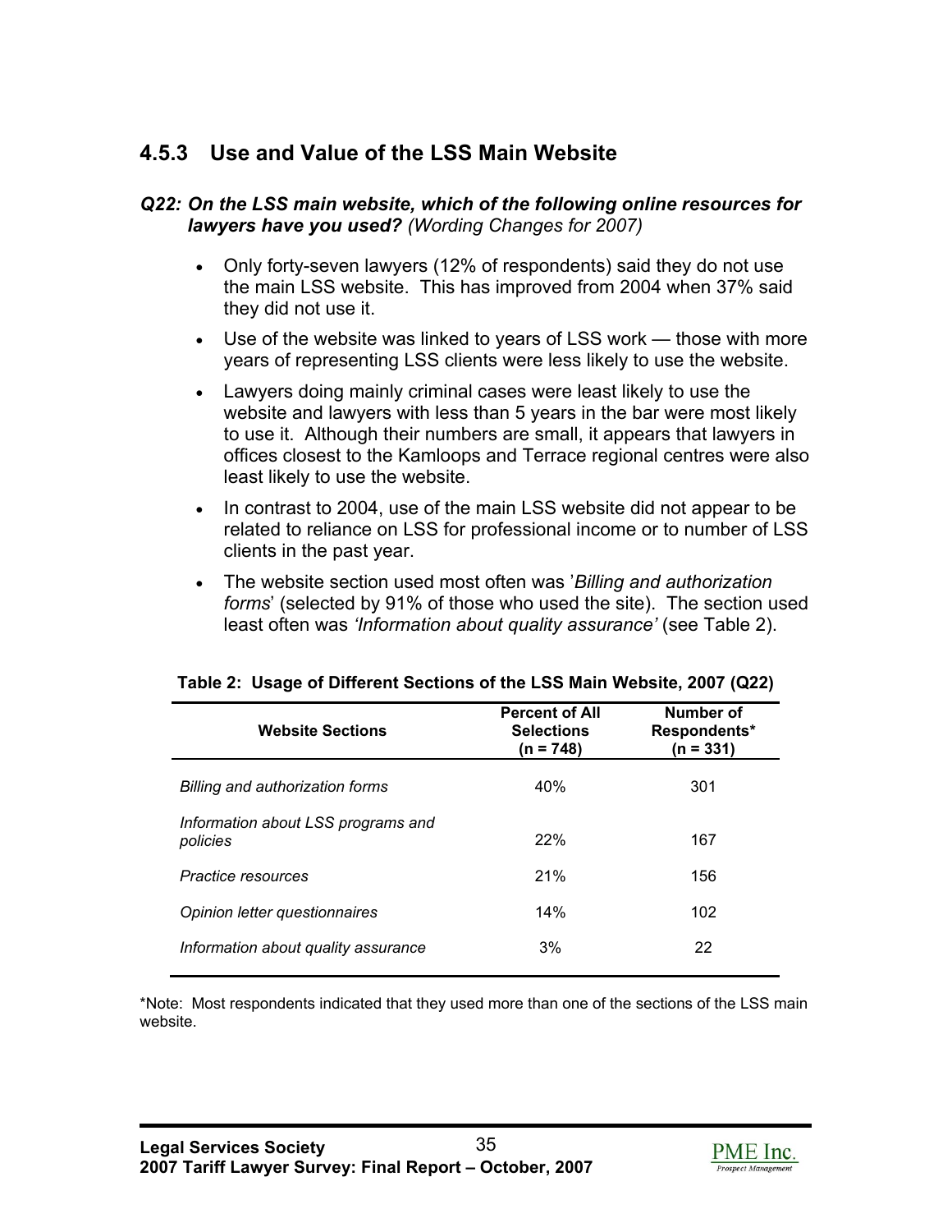### 4.5.3 Use and Value of the LSS Main Website

***Q22: On the LSS main website, which of the following online resources for lawyers have you used?*** *(Wording Changes for 2007)*

- Only forty-seven lawyers (12% of respondents) said they do not use the main LSS website. This has improved from 2004 when 37% said they did not use it.
- Use of the website was linked to years of LSS work — those with more years of representing LSS clients were less likely to use the website.
- Lawyers doing mainly criminal cases were least likely to use the website and lawyers with less than 5 years in the bar were most likely to use it. Although their numbers are small, it appears that lawyers in offices closest to the Kamloops and Terrace regional centres were also least likely to use the website.
- In contrast to 2004, use of the main LSS website did not appear to be related to reliance on LSS for professional income or to number of LSS clients in the past year.
- The website section used most often was '*Billing and authorization forms*' (selected by 91% of those who used the site). The section used least often was *'Information about quality assurance'* (see Table 2).

**Table 2: Usage of Different Sections of the LSS Main Website, 2007 (Q22)**

| Website Sections | Percent of All Selections (n = 748) | Number of Respondents* (n = 331) |
|---|---|---|
| *Billing and authorization forms* | 40% | 301 |
| *Information about LSS programs and policies* | 22% | 167 |
| *Practice resources* | 21% | 156 |
| *Opinion letter questionnaires* | 14% | 102 |
| *Information about quality assurance* | 3% | 22 |

*Note: Most respondents indicated that they used more than one of the sections of the LSS main website.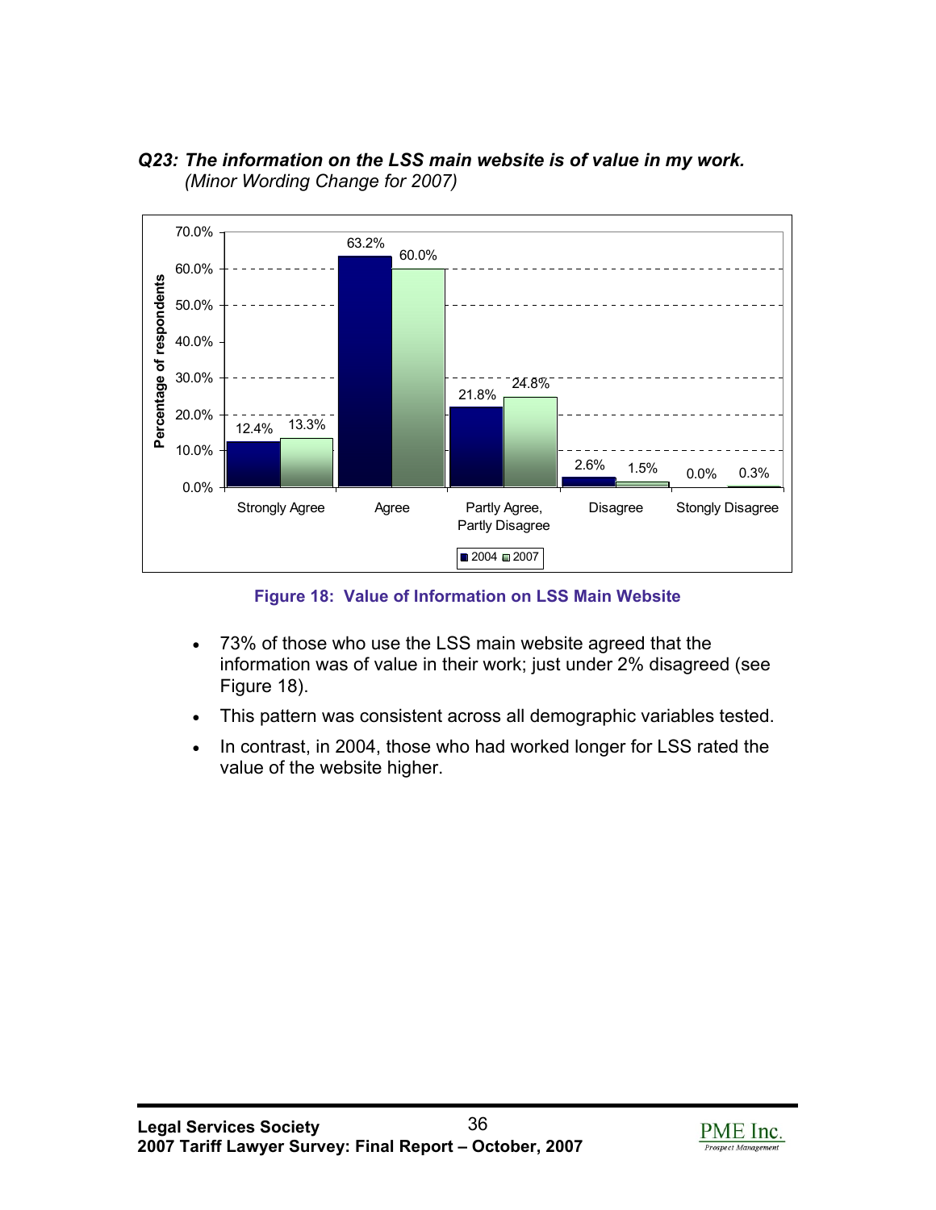***Q23: The information on the LSS main website is of value in my work.***
*(Minor Wording Change for 2007)*

| | Strongly Agree | Agree | Partly Agree, Partly Disagree | Disagree | Stongly Disagree |
|---|---|---|---|---|---|
| 2004 | 12.4% | 63.2% | 21.8% | 2.6% | 0.0% |
| 2007 | 13.3% | 60.0% | 24.8% | 1.5% | 0.3% |

**Figure 18: Value of Information on LSS Main Website**

- 73% of those who use the LSS main website agreed that the information was of value in their work; just under 2% disagreed (see Figure 18).
- This pattern was consistent across all demographic variables tested.
- In contrast, in 2004, those who had worked longer for LSS rated the value of the website higher.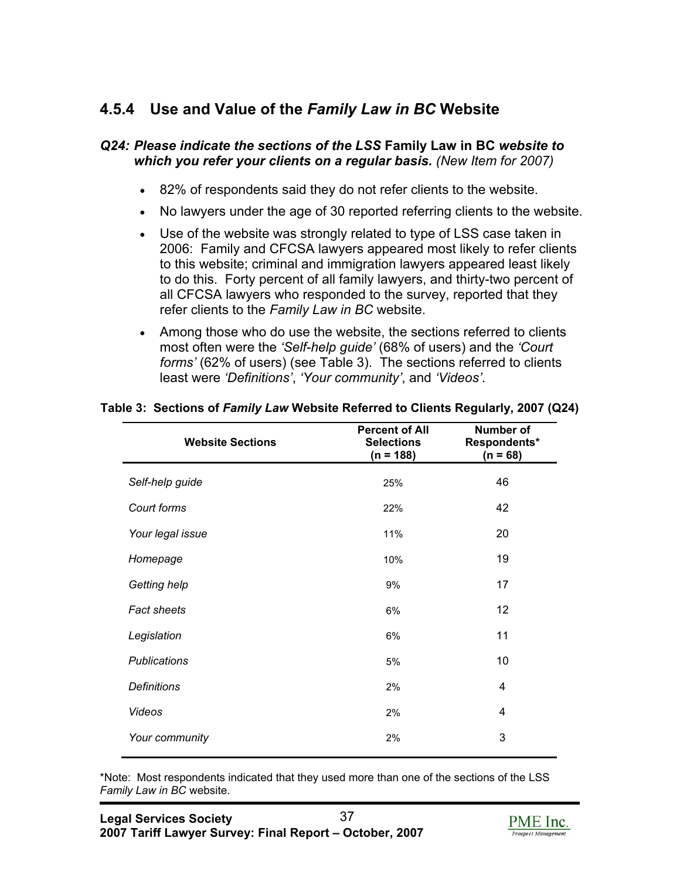### 4.5.4 Use and Value of the *Family Law in BC* Website

***Q24: Please indicate the sections of the LSS* Family Law in BC *website to which you refer your clients on a regular basis.*** *(New Item for 2007)*

- 82% of respondents said they do not refer clients to the website.
- No lawyers under the age of 30 reported referring clients to the website.
- Use of the website was strongly related to type of LSS case taken in 2006: Family and CFCSA lawyers appeared most likely to refer clients to this website; criminal and immigration lawyers appeared least likely to do this. Forty percent of all family lawyers, and thirty-two percent of all CFCSA lawyers who responded to the survey, reported that they refer clients to the *Family Law in BC* website.
- Among those who do use the website, the sections referred to clients most often were the *'Self-help guide'* (68% of users) and the *'Court forms'* (62% of users) (see Table 3). The sections referred to clients least were *'Definitions'*, *'Your community'*, and *'Videos'*.

**Table 3: Sections of *Family Law* Website Referred to Clients Regularly, 2007 (Q24)**

| Website Sections | Percent of All Selections (n = 188) | Number of Respondents* (n = 68) |
|---|---|---|
| *Self-help guide* | 25% | 46 |
| *Court forms* | 22% | 42 |
| *Your legal issue* | 11% | 20 |
| *Homepage* | 10% | 19 |
| *Getting help* | 9% | 17 |
| *Fact sheets* | 6% | 12 |
| *Legislation* | 6% | 11 |
| *Publications* | 5% | 10 |
| *Definitions* | 2% | 4 |
| *Videos* | 2% | 4 |
| *Your community* | 2% | 3 |

*Note: Most respondents indicated that they used more than one of the sections of the LSS *Family Law in BC* website.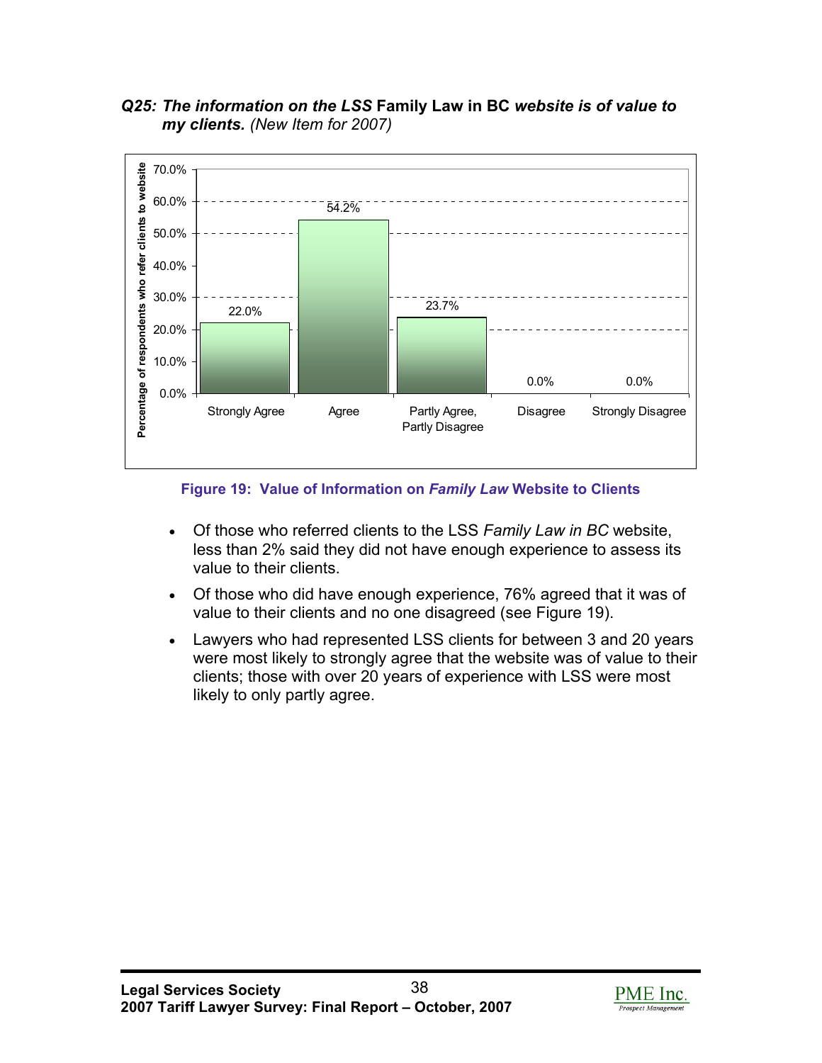***Q25: The information on the LSS* Family Law in BC *website is of value to my clients.*** *(New Item for 2007)*

| Response | Percentage of respondents who refer clients to website |
|---|---|
| Strongly Agree | 22.0% |
| Agree | 54.2% |
| Partly Agree, Partly Disagree | 23.7% |
| Disagree | 0.0% |
| Strongly Disagree | 0.0% |

**Figure 19: Value of Information on *Family Law* Website to Clients**

- Of those who referred clients to the LSS *Family Law in BC* website, less than 2% said they did not have enough experience to assess its value to their clients.
- Of those who did have enough experience, 76% agreed that it was of value to their clients and no one disagreed (see Figure 19).
- Lawyers who had represented LSS clients for between 3 and 20 years were most likely to strongly agree that the website was of value to their clients; those with over 20 years of experience with LSS were most likely to only partly agree.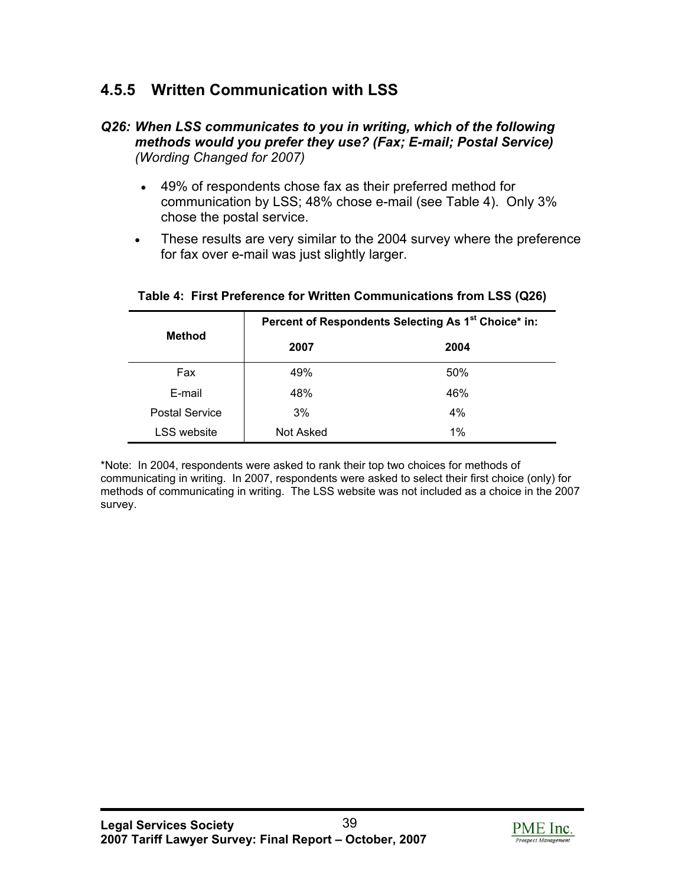### 4.5.5 Written Communication with LSS

***Q26: When LSS communicates to you in writing, which of the following methods would you prefer they use? (Fax; E-mail; Postal Service)*** *(Wording Changed for 2007)*

- 49% of respondents chose fax as their preferred method for communication by LSS; 48% chose e-mail (see Table 4). Only 3% chose the postal service.
- These results are very similar to the 2004 survey where the preference for fax over e-mail was just slightly larger.

**Table 4: First Preference for Written Communications from LSS (Q26)**

| Method | Percent of Respondents Selecting As 1st Choice* in: | |
|---|---|---|
| | **2007** | **2004** |
| Fax | 49% | 50% |
| E-mail | 48% | 46% |
| Postal Service | 3% | 4% |
| LSS website | Not Asked | 1% |

*Note: In 2004, respondents were asked to rank their top two choices for methods of communicating in writing. In 2007, respondents were asked to select their first choice (only) for methods of communicating in writing. The LSS website was not included as a choice in the 2007 survey.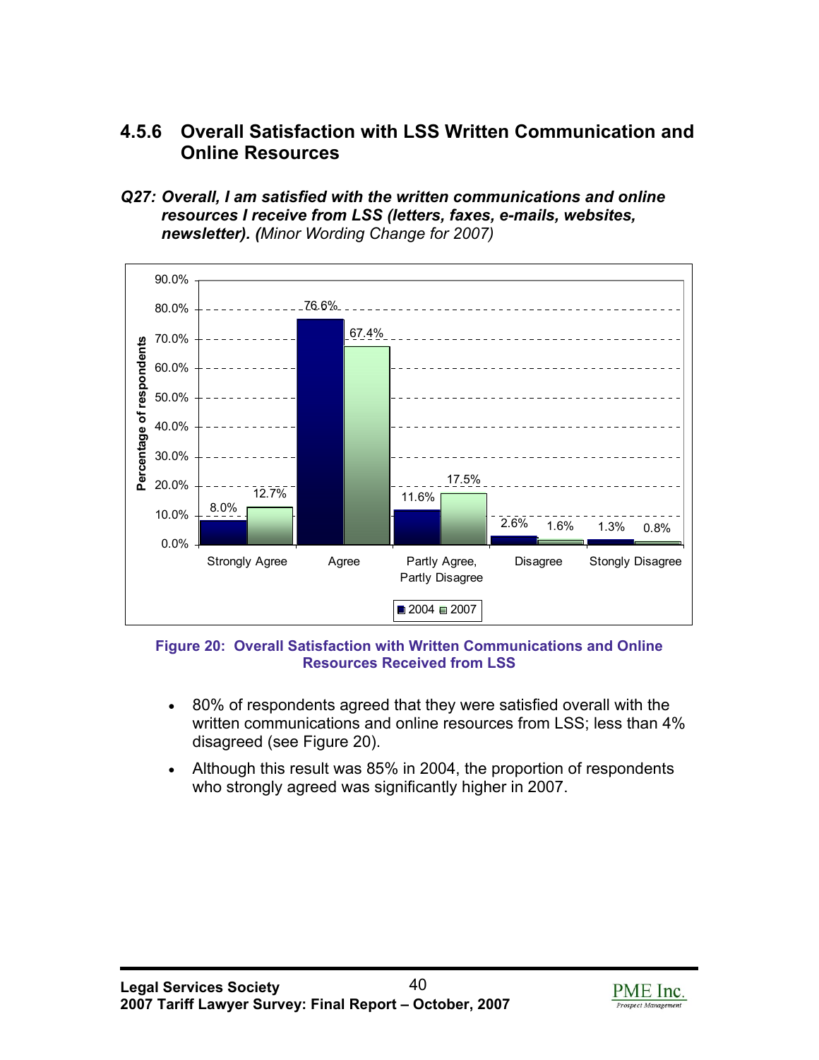### 4.5.6 Overall Satisfaction with LSS Written Communication and Online Resources

***Q27: Overall, I am satisfied with the written communications and online resources I receive from LSS (letters, faxes, e-mails, websites, newsletter). (****Minor Wording Change for 2007)*

| | 2004 | 2007 |
|---|---|---|
| Strongly Agree | 8.0% | 12.7% |
| Agree | 76.6% | 67.4% |
| Partly Agree, Partly Disagree | 11.6% | 17.5% |
| Disagree | 2.6% | 1.6% |
| Stongly Disagree | 1.3% | 0.8% |

**Figure 20: Overall Satisfaction with Written Communications and Online Resources Received from LSS**

- 80% of respondents agreed that they were satisfied overall with the written communications and online resources from LSS; less than 4% disagreed (see Figure 20).
- Although this result was 85% in 2004, the proportion of respondents who strongly agreed was significantly higher in 2007.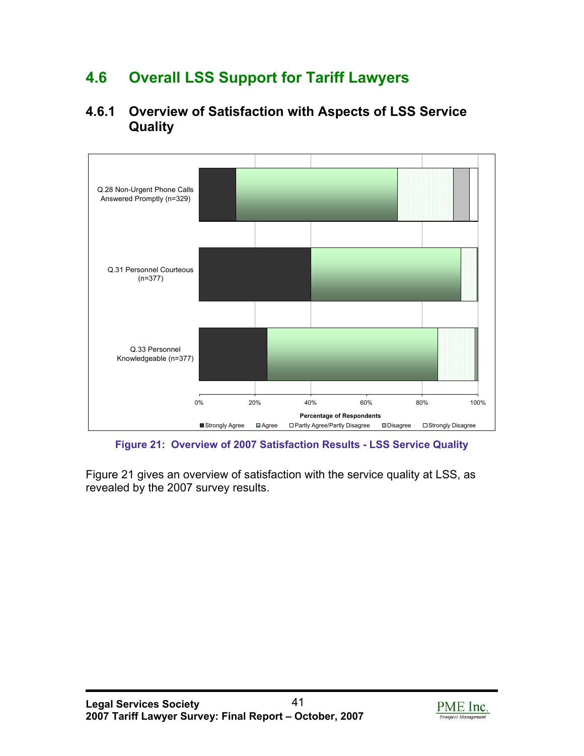## 4.6 Overall LSS Support for Tariff Lawyers

### 4.6.1 Overview of Satisfaction with Aspects of LSS Service Quality

Figure 21: Overview of 2007 Satisfaction Results - LSS Service Quality

Figure 21 gives an overview of satisfaction with the service quality at LSS, as revealed by the 2007 survey results.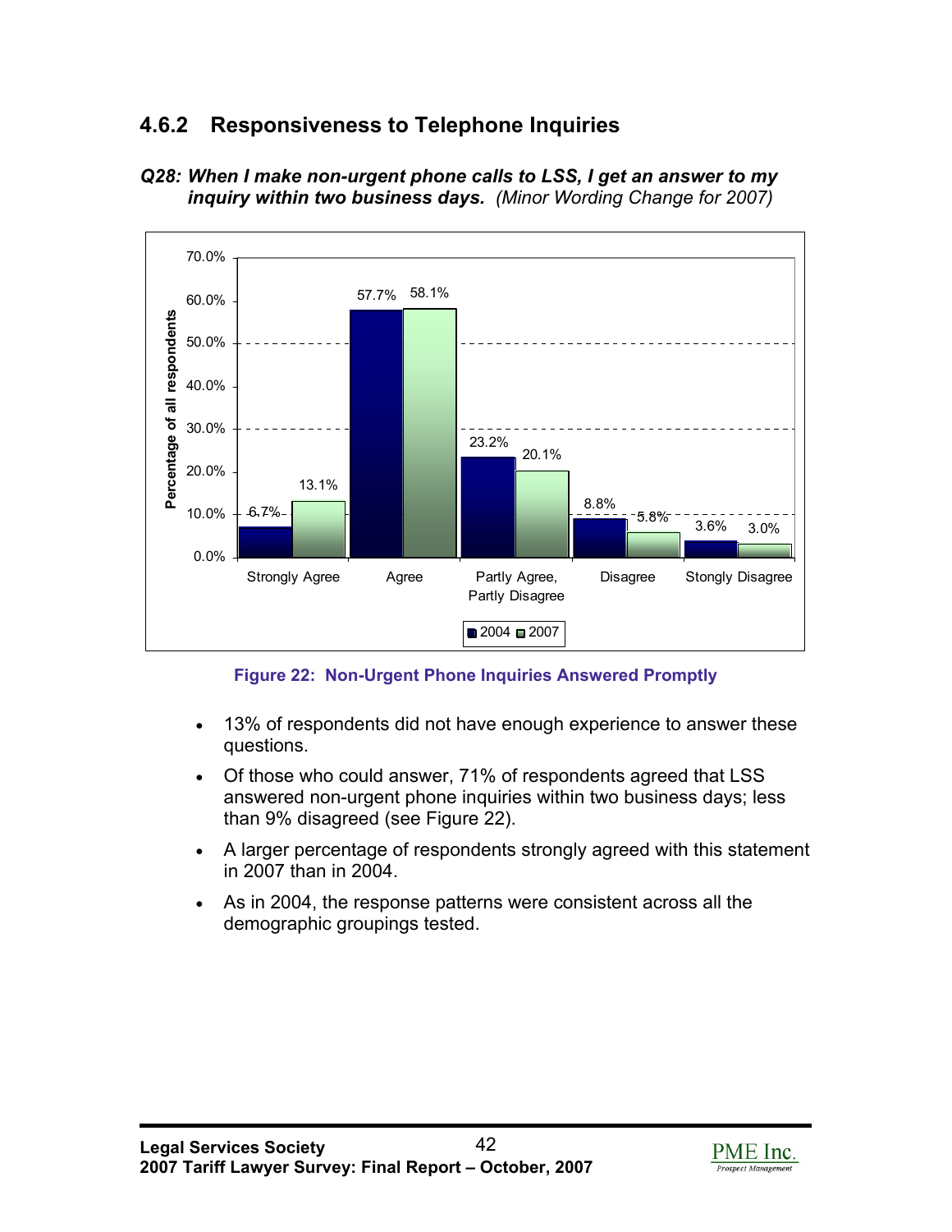### 4.6.2 Responsiveness to Telephone Inquiries

***Q28: When I make non-urgent phone calls to LSS, I get an answer to my inquiry within two business days.*** *(Minor Wording Change for 2007)*

| | Strongly Agree | Agree | Partly Agree, Partly Disagree | Disagree | Stongly Disagree |
|---|---|---|---|---|---|
| 2004 | 6.7% | 57.7% | 23.2% | 8.8% | 3.6% |
| 2007 | 13.1% | 58.1% | 20.1% | 5.8% | 3.0% |

**Figure 22: Non-Urgent Phone Inquiries Answered Promptly**

- 13% of respondents did not have enough experience to answer these questions.
- Of those who could answer, 71% of respondents agreed that LSS answered non-urgent phone inquiries within two business days; less than 9% disagreed (see Figure 22).
- A larger percentage of respondents strongly agreed with this statement in 2007 than in 2004.
- As in 2004, the response patterns were consistent across all the demographic groupings tested.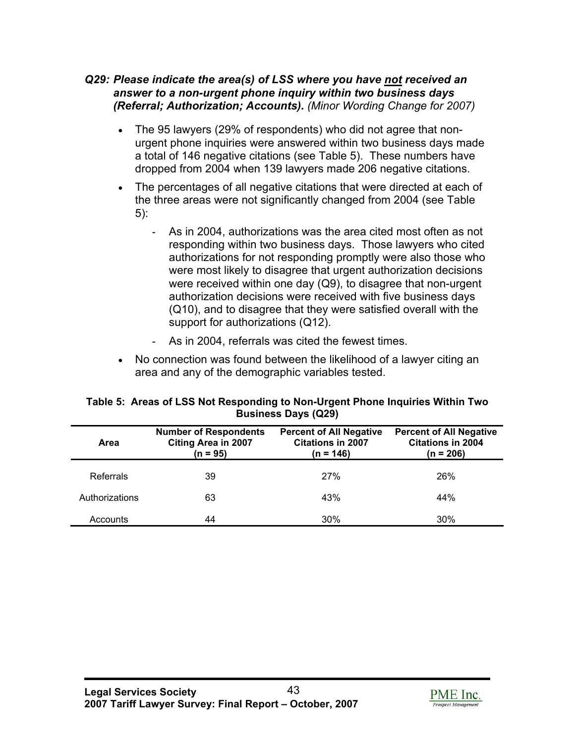### *Q29: Please indicate the area(s) of LSS where you have <u>not</u> received an answer to a non-urgent phone inquiry within two business days (Referral; Authorization; Accounts). (Minor Wording Change for 2007)*

- The 95 lawyers (29% of respondents) who did not agree that non-urgent phone inquiries were answered within two business days made a total of 146 negative citations (see Table 5). These numbers have dropped from 2004 when 139 lawyers made 206 negative citations.
- The percentages of all negative citations that were directed at each of the three areas were not significantly changed from 2004 (see Table 5):
  - As in 2004, authorizations was the area cited most often as not responding within two business days. Those lawyers who cited authorizations for not responding promptly were also those who were most likely to disagree that urgent authorization decisions were received within one day (Q9), to disagree that non-urgent authorization decisions were received with five business days (Q10), and to disagree that they were satisfied overall with the support for authorizations (Q12).
  - As in 2004, referrals was cited the fewest times.
- No connection was found between the likelihood of a lawyer citing an area and any of the demographic variables tested.

**Table 5: Areas of LSS Not Responding to Non-Urgent Phone Inquiries Within Two Business Days (Q29)**

| Area | Number of Respondents Citing Area in 2007 (n = 95) | Percent of All Negative Citations in 2007 (n = 146) | Percent of All Negative Citations in 2004 (n = 206) |
|---|---|---|---|
| Referrals | 39 | 27% | 26% |
| Authorizations | 63 | 43% | 44% |
| Accounts | 44 | 30% | 30% |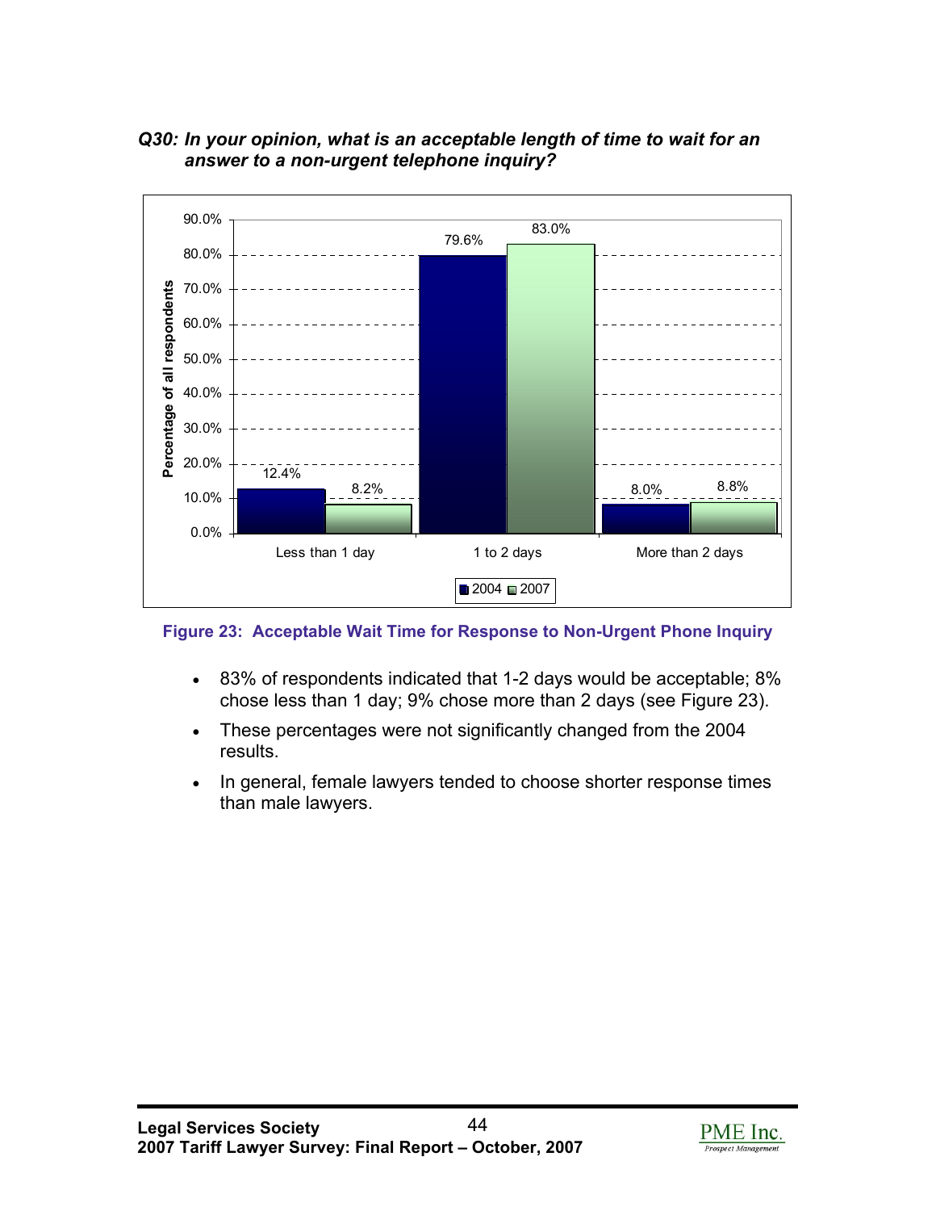***Q30: In your opinion, what is an acceptable length of time to wait for an answer to a non-urgent telephone inquiry?***

| | 2004 | 2007 |
|---|---|---|
| Less than 1 day | 12.4% | 8.2% |
| 1 to 2 days | 79.6% | 83.0% |
| More than 2 days | 8.0% | 8.8% |

**Figure 23: Acceptable Wait Time for Response to Non-Urgent Phone Inquiry**

- 83% of respondents indicated that 1-2 days would be acceptable; 8% chose less than 1 day; 9% chose more than 2 days (see Figure 23).
- These percentages were not significantly changed from the 2004 results.
- In general, female lawyers tended to choose shorter response times than male lawyers.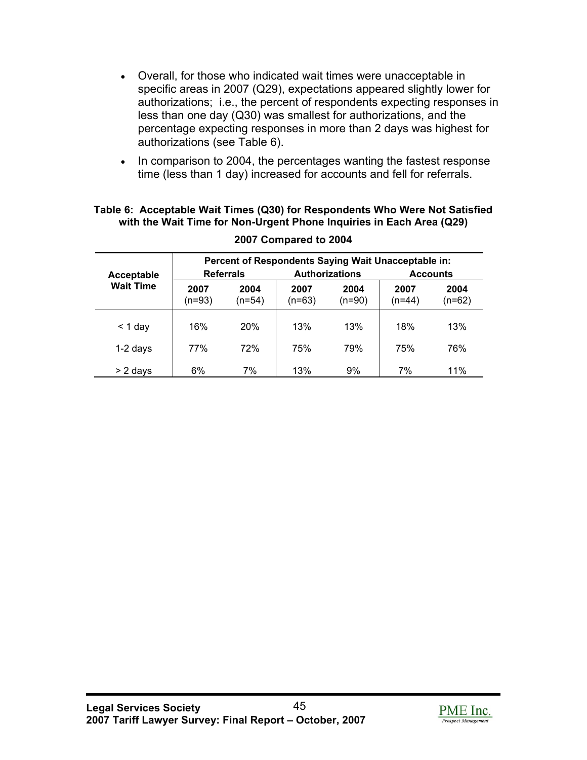- Overall, for those who indicated wait times were unacceptable in specific areas in 2007 (Q29), expectations appeared slightly lower for authorizations; i.e., the percent of respondents expecting responses in less than one day (Q30) was smallest for authorizations, and the percentage expecting responses in more than 2 days was highest for authorizations (see Table 6).
- In comparison to 2004, the percentages wanting the fastest response time (less than 1 day) increased for accounts and fell for referrals.

**Table 6: Acceptable Wait Times (Q30) for Respondents Who Were Not Satisfied with the Wait Time for Non-Urgent Phone Inquiries in Each Area (Q29)**

**2007 Compared to 2004**

| Acceptable Wait Time | Percent of Respondents Saying Wait Unacceptable in: | | | | | |
|---|---|---|---|---|---|---|
| | **Referrals** | | **Authorizations** | | **Accounts** | |
| | **2007** (n=93) | **2004** (n=54) | **2007** (n=63) | **2004** (n=90) | **2007** (n=44) | **2004** (n=62) |
| < 1 day | 16% | 20% | 13% | 13% | 18% | 13% |
| 1-2 days | 77% | 72% | 75% | 79% | 75% | 76% |
| > 2 days | 6% | 7% | 13% | 9% | 7% | 11% |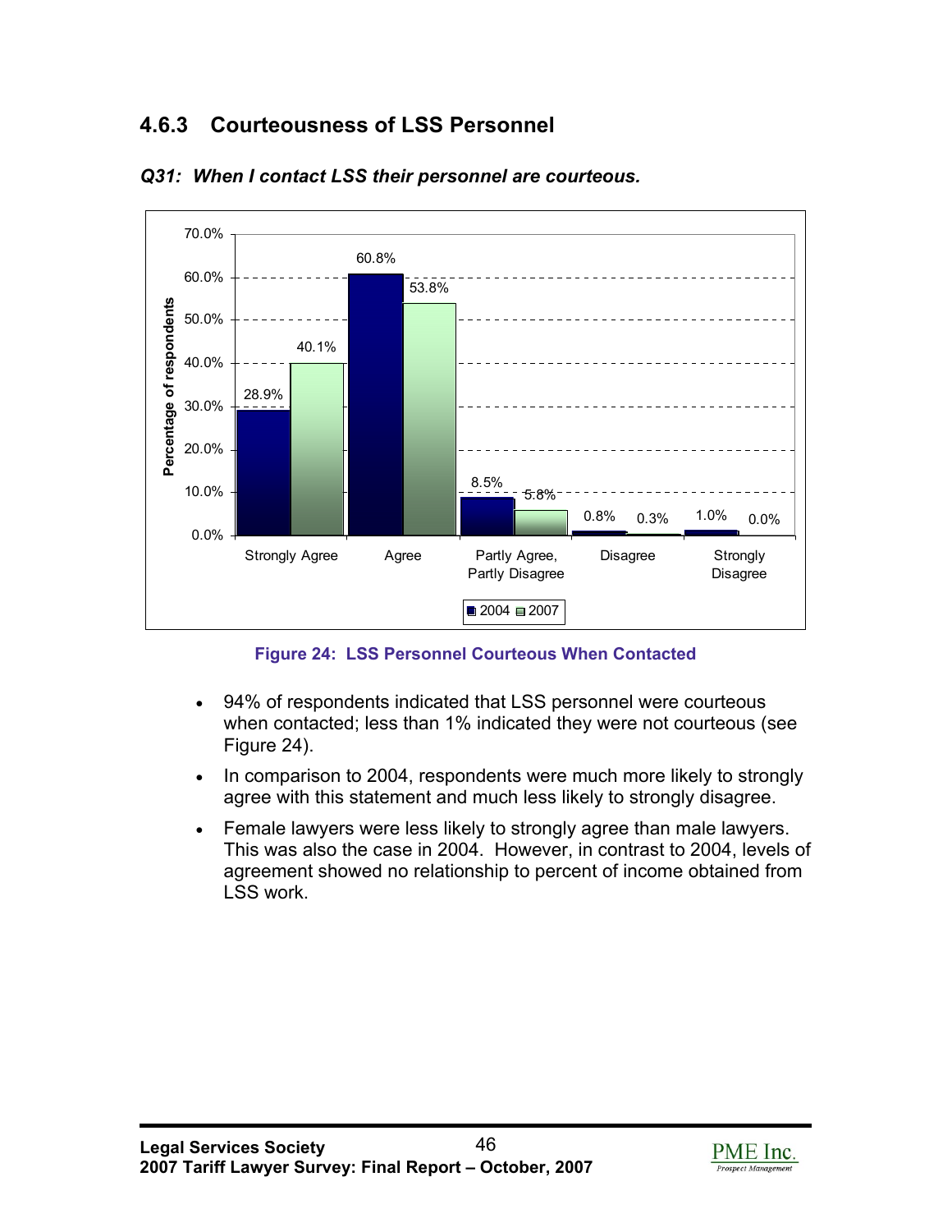### 4.6.3 Courteousness of LSS Personnel

***Q31: When I contact LSS their personnel are courteous.***

| | Strongly Agree | Agree | Partly Agree, Partly Disagree | Disagree | Strongly Disagree |
|---|---|---|---|---|---|
| 2004 | 28.9% | 60.8% | 8.5% | 0.8% | 1.0% |
| 2007 | 40.1% | 53.8% | 5.8% | 0.3% | 0.0% |

**Figure 24: LSS Personnel Courteous When Contacted**

- 94% of respondents indicated that LSS personnel were courteous when contacted; less than 1% indicated they were not courteous (see Figure 24).
- In comparison to 2004, respondents were much more likely to strongly agree with this statement and much less likely to strongly disagree.
- Female lawyers were less likely to strongly agree than male lawyers. This was also the case in 2004. However, in contrast to 2004, levels of agreement showed no relationship to percent of income obtained from LSS work.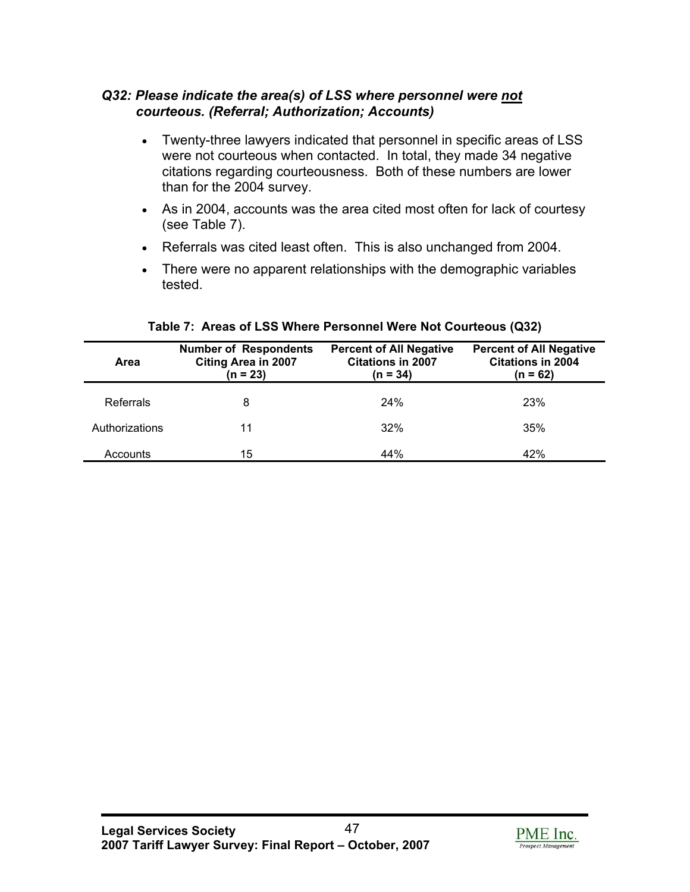### *Q32: Please indicate the area(s) of LSS where personnel were <u>not</u> courteous. (Referral; Authorization; Accounts)*

- Twenty-three lawyers indicated that personnel in specific areas of LSS were not courteous when contacted. In total, they made 34 negative citations regarding courteousness. Both of these numbers are lower than for the 2004 survey.
- As in 2004, accounts was the area cited most often for lack of courtesy (see Table 7).
- Referrals was cited least often. This is also unchanged from 2004.
- There were no apparent relationships with the demographic variables tested.

**Table 7: Areas of LSS Where Personnel Were Not Courteous (Q32)**

| Area | Number of Respondents Citing Area in 2007 (n = 23) | Percent of All Negative Citations in 2007 (n = 34) | Percent of All Negative Citations in 2004 (n = 62) |
|---|---|---|---|
| Referrals | 8 | 24% | 23% |
| Authorizations | 11 | 32% | 35% |
| Accounts | 15 | 44% | 42% |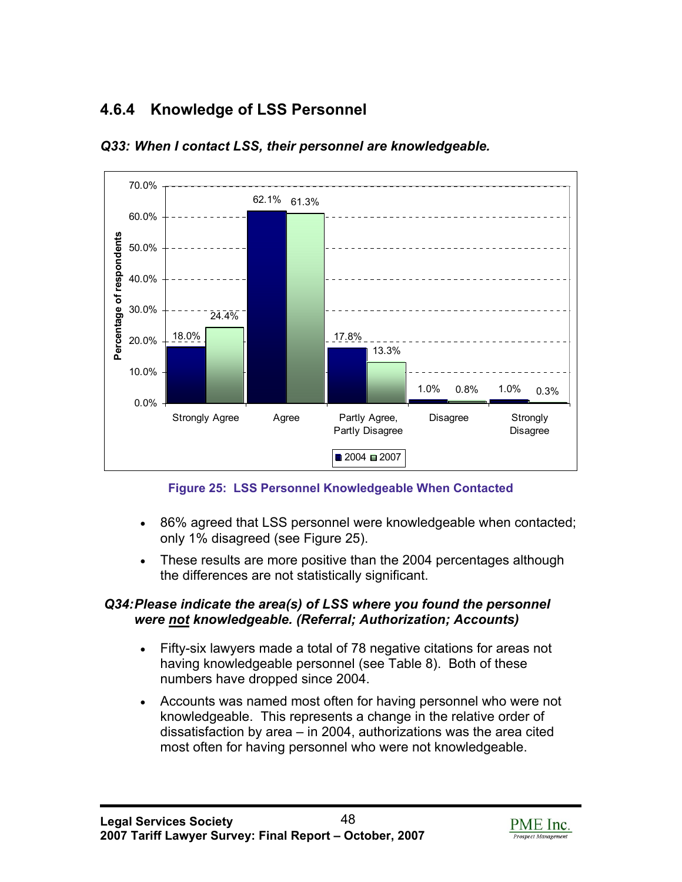### 4.6.4 Knowledge of LSS Personnel

***Q33: When I contact LSS, their personnel are knowledgeable.***

| | Strongly Agree | Agree | Partly Agree, Partly Disagree | Disagree | Strongly Disagree |
|---|---|---|---|---|---|
| 2004 | 18.0% | 62.1% | 17.8% | 1.0% | 1.0% |
| 2007 | 24.4% | 61.3% | 13.3% | 0.8% | 0.3% |

**Figure 25: LSS Personnel Knowledgeable When Contacted**

- 86% agreed that LSS personnel were knowledgeable when contacted; only 1% disagreed (see Figure 25).
- These results are more positive than the 2004 percentages although the differences are not statistically significant.

***Q34: Please indicate the area(s) of LSS where you found the personnel were not knowledgeable. (Referral; Authorization; Accounts)***

- Fifty-six lawyers made a total of 78 negative citations for areas not having knowledgeable personnel (see Table 8). Both of these numbers have dropped since 2004.
- Accounts was named most often for having personnel who were not knowledgeable. This represents a change in the relative order of dissatisfaction by area – in 2004, authorizations was the area cited most often for having personnel who were not knowledgeable.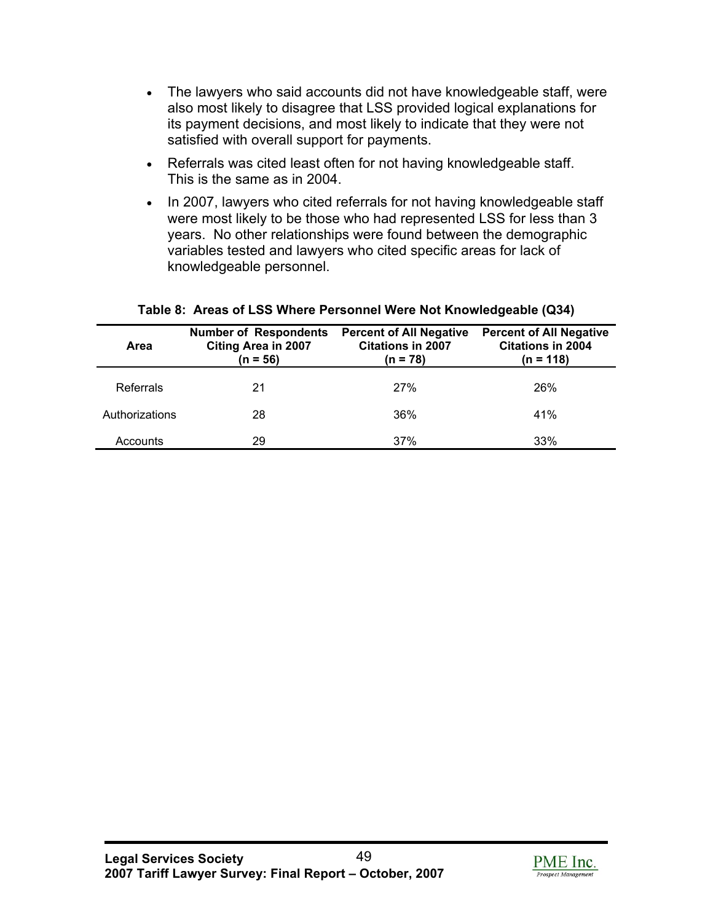- The lawyers who said accounts did not have knowledgeable staff, were also most likely to disagree that LSS provided logical explanations for its payment decisions, and most likely to indicate that they were not satisfied with overall support for payments.
- Referrals was cited least often for not having knowledgeable staff. This is the same as in 2004.
- In 2007, lawyers who cited referrals for not having knowledgeable staff were most likely to be those who had represented LSS for less than 3 years. No other relationships were found between the demographic variables tested and lawyers who cited specific areas for lack of knowledgeable personnel.

**Table 8: Areas of LSS Where Personnel Were Not Knowledgeable (Q34)**

| Area | Number of Respondents Citing Area in 2007 (n = 56) | Percent of All Negative Citations in 2007 (n = 78) | Percent of All Negative Citations in 2004 (n = 118) |
|---|---|---|---|
| Referrals | 21 | 27% | 26% |
| Authorizations | 28 | 36% | 41% |
| Accounts | 29 | 37% | 33% |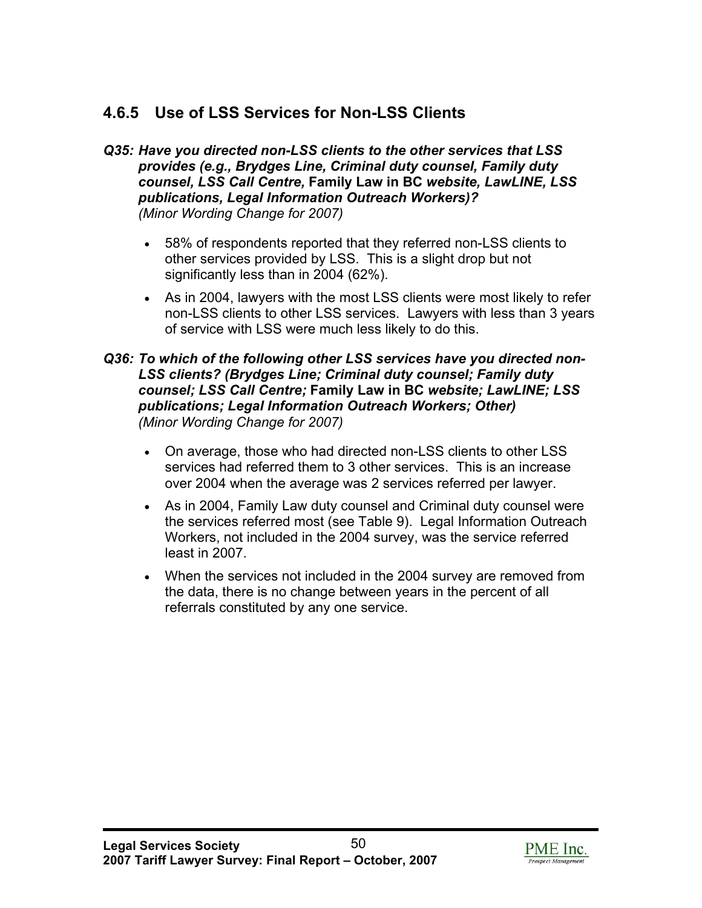### 4.6.5 Use of LSS Services for Non-LSS Clients

***Q35: Have you directed non-LSS clients to the other services that LSS provides (e.g., Brydges Line, Criminal duty counsel, Family duty counsel, LSS Call Centre,*** **Family Law in BC** ***website, LawLINE, LSS publications, Legal Information Outreach Workers)?***
*(Minor Wording Change for 2007)*

- 58% of respondents reported that they referred non-LSS clients to other services provided by LSS. This is a slight drop but not significantly less than in 2004 (62%).
- As in 2004, lawyers with the most LSS clients were most likely to refer non-LSS clients to other LSS services. Lawyers with less than 3 years of service with LSS were much less likely to do this.

***Q36: To which of the following other LSS services have you directed non-LSS clients? (Brydges Line; Criminal duty counsel; Family duty counsel; LSS Call Centre;*** **Family Law in BC** ***website; LawLINE; LSS publications; Legal Information Outreach Workers; Other)***
*(Minor Wording Change for 2007)*

- On average, those who had directed non-LSS clients to other LSS services had referred them to 3 other services. This is an increase over 2004 when the average was 2 services referred per lawyer.
- As in 2004, Family Law duty counsel and Criminal duty counsel were the services referred most (see Table 9). Legal Information Outreach Workers, not included in the 2004 survey, was the service referred least in 2007.
- When the services not included in the 2004 survey are removed from the data, there is no change between years in the percent of all referrals constituted by any one service.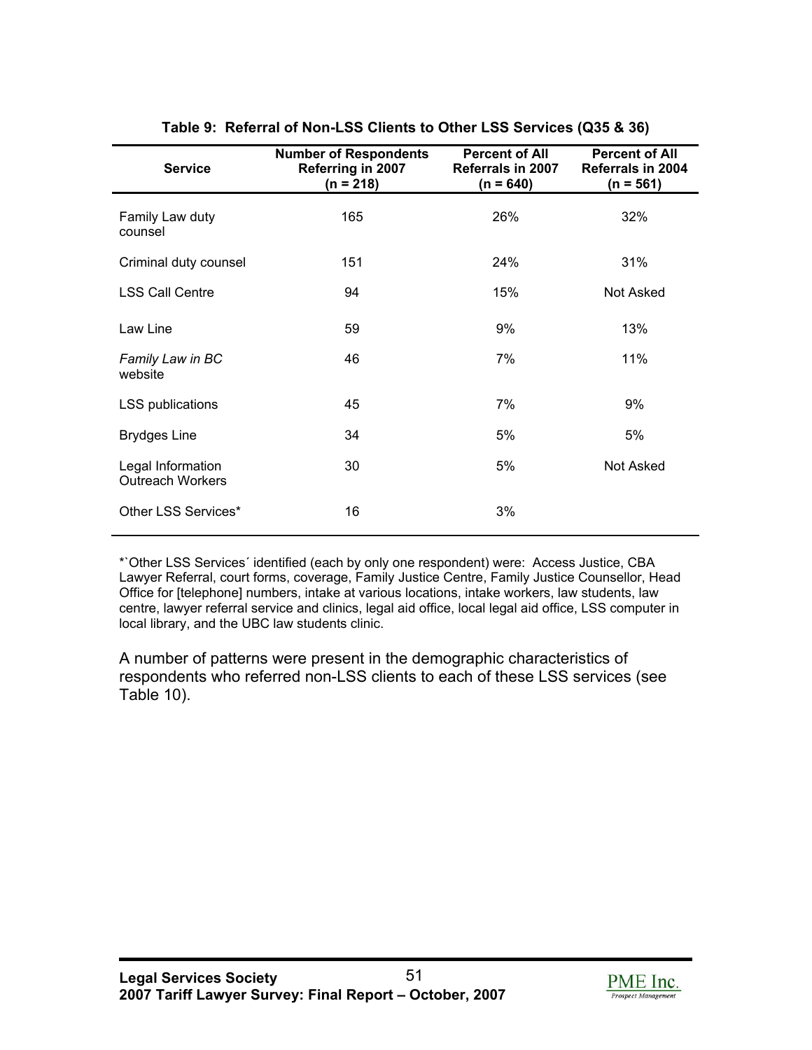**Table 9: Referral of Non-LSS Clients to Other LSS Services (Q35 & 36)**

| Service | Number of Respondents Referring in 2007 (n = 218) | Percent of All Referrals in 2007 (n = 640) | Percent of All Referrals in 2004 (n = 561) |
|---|---|---|---|
| Family Law duty counsel | 165 | 26% | 32% |
| Criminal duty counsel | 151 | 24% | 31% |
| LSS Call Centre | 94 | 15% | Not Asked |
| Law Line | 59 | 9% | 13% |
| *Family Law in BC* website | 46 | 7% | 11% |
| LSS publications | 45 | 7% | 9% |
| Brydges Line | 34 | 5% | 5% |
| Legal Information Outreach Workers | 30 | 5% | Not Asked |
| Other LSS Services* | 16 | 3% | |

*`Other LSS Services´ identified (each by only one respondent) were: Access Justice, CBA Lawyer Referral, court forms, coverage, Family Justice Centre, Family Justice Counsellor, Head Office for [telephone] numbers, intake at various locations, intake workers, law students, law centre, lawyer referral service and clinics, legal aid office, local legal aid office, LSS computer in local library, and the UBC law students clinic.

A number of patterns were present in the demographic characteristics of respondents who referred non-LSS clients to each of these LSS services (see Table 10).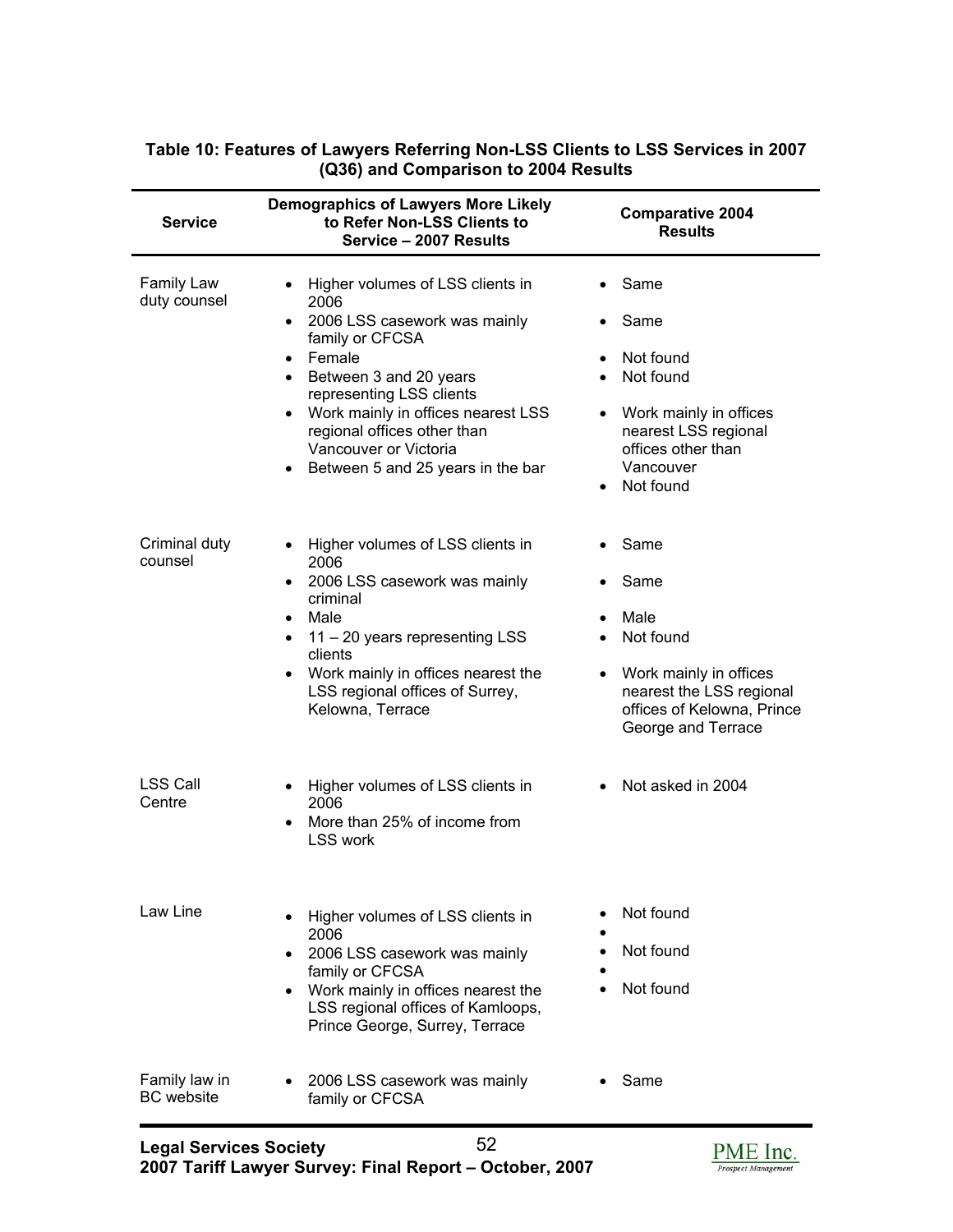**Table 10: Features of Lawyers Referring Non-LSS Clients to LSS Services in 2007 (Q36) and Comparison to 2004 Results**

| Service | Demographics of Lawyers More Likely to Refer Non-LSS Clients to Service – 2007 Results | Comparative 2004 Results |
|---|---|---|
| Family Law duty counsel | • Higher volumes of LSS clients in 2006<br>• 2006 LSS casework was mainly family or CFCSA<br>• Female<br>• Between 3 and 20 years representing LSS clients<br>• Work mainly in offices nearest LSS regional offices other than Vancouver or Victoria<br>• Between 5 and 25 years in the bar | • Same<br>• Same<br>• Not found<br>• Not found<br>• Work mainly in offices nearest LSS regional offices other than Vancouver<br>• Not found |
| Criminal duty counsel | • Higher volumes of LSS clients in 2006<br>• 2006 LSS casework was mainly criminal<br>• Male<br>• 11 – 20 years representing LSS clients<br>• Work mainly in offices nearest the LSS regional offices of Surrey, Kelowna, Terrace | • Same<br>• Same<br>• Male<br>• Not found<br>• Work mainly in offices nearest the LSS regional offices of Kelowna, Prince George and Terrace |
| LSS Call Centre | • Higher volumes of LSS clients in 2006<br>• More than 25% of income from LSS work | • Not asked in 2004 |
| Law Line | • Higher volumes of LSS clients in 2006<br>• 2006 LSS casework was mainly family or CFCSA<br>• Work mainly in offices nearest the LSS regional offices of Kamloops, Prince George, Surrey, Terrace | • Not found<br>• Not found<br>• Not found |
| Family law in BC website | • 2006 LSS casework was mainly family or CFCSA | • Same |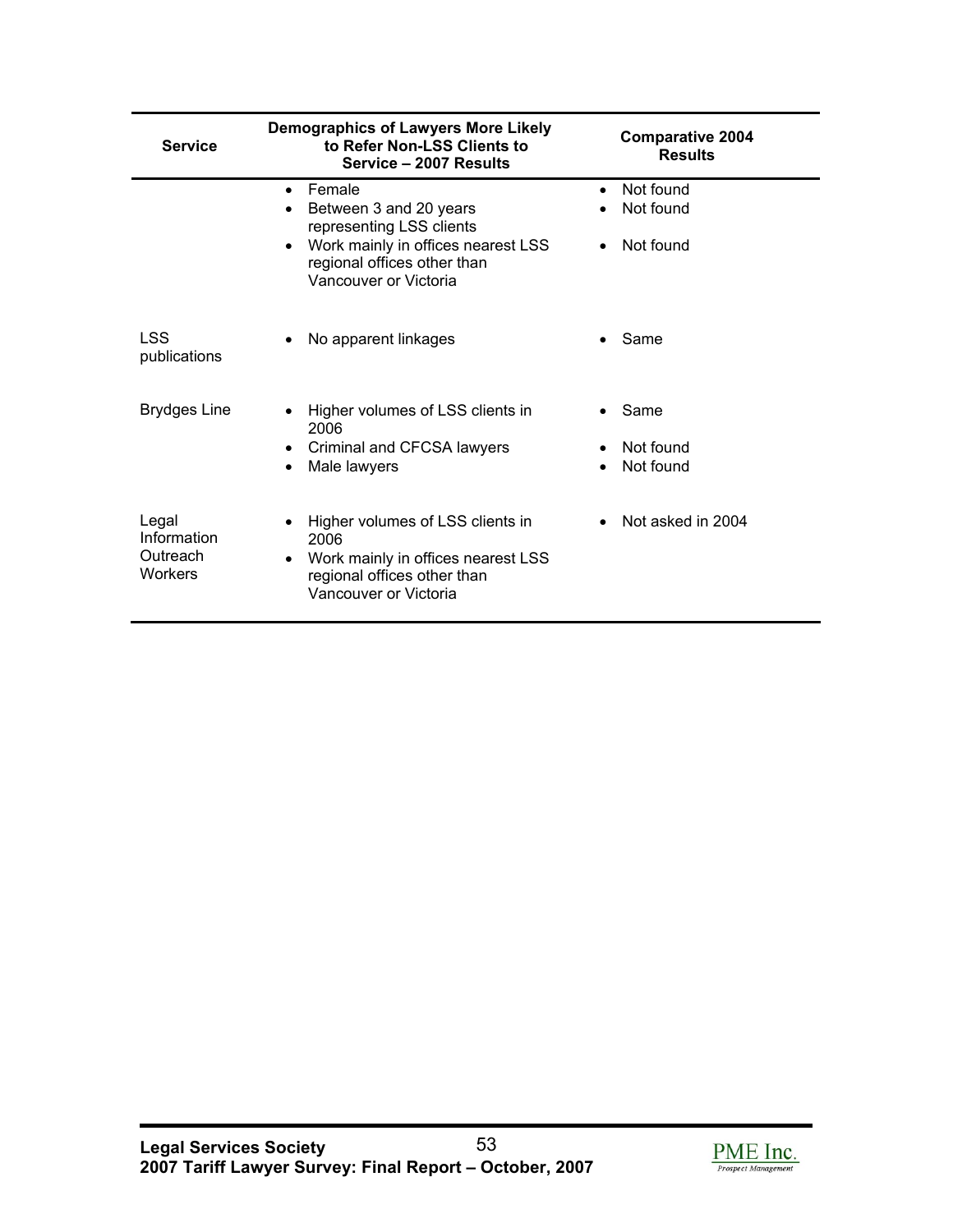| Service | Demographics of Lawyers More Likely to Refer Non-LSS Clients to Service – 2007 Results | Comparative 2004 Results |
|---|---|---|
| | • Female<br>• Between 3 and 20 years representing LSS clients<br>• Work mainly in offices nearest LSS regional offices other than Vancouver or Victoria | • Not found<br>• Not found<br>• Not found |
| LSS publications | • No apparent linkages | • Same |
| Brydges Line | • Higher volumes of LSS clients in 2006<br>• Criminal and CFCSA lawyers<br>• Male lawyers | • Same<br>• Not found<br>• Not found |
| Legal Information Outreach Workers | • Higher volumes of LSS clients in 2006<br>• Work mainly in offices nearest LSS regional offices other than Vancouver or Victoria | • Not asked in 2004 |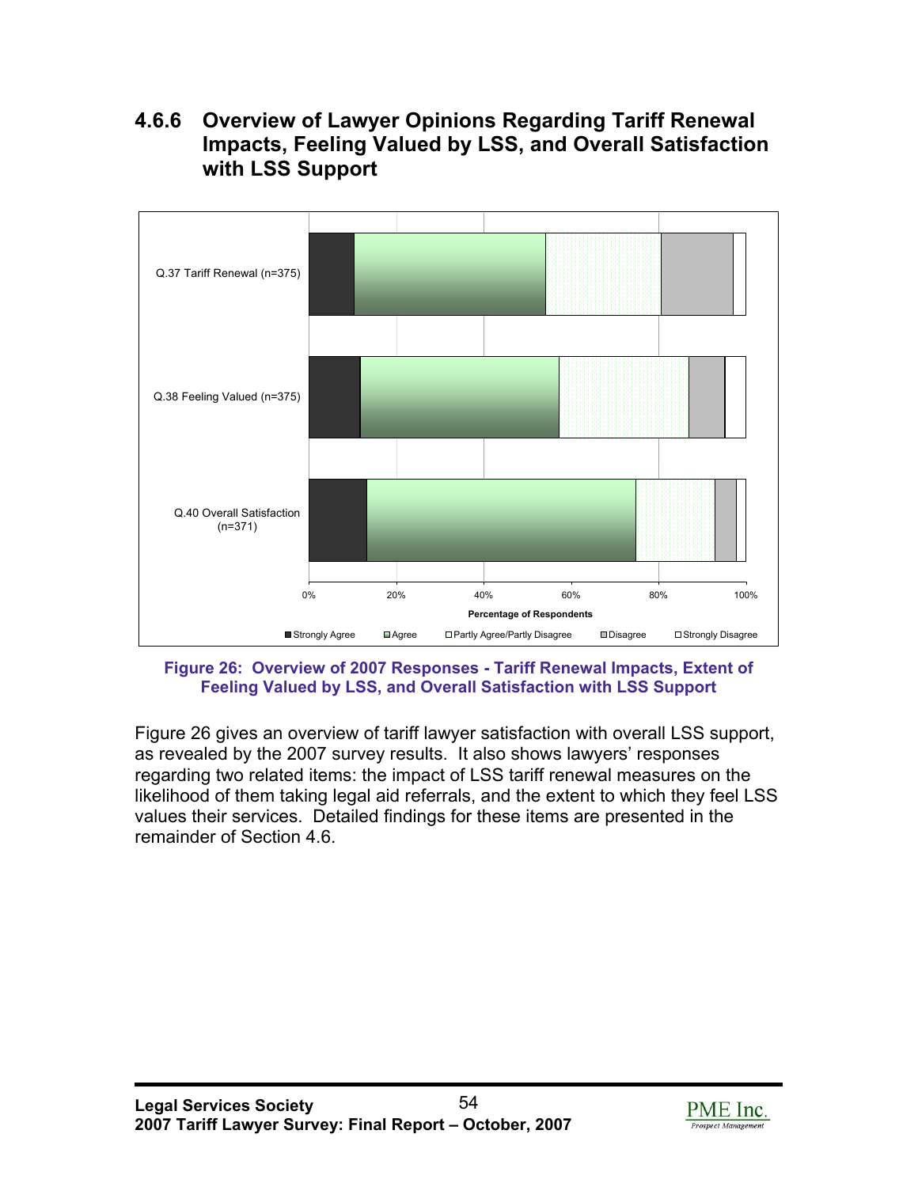### 4.6.6 Overview of Lawyer Opinions Regarding Tariff Renewal Impacts, Feeling Valued by LSS, and Overall Satisfaction with LSS Support

**Figure 26: Overview of 2007 Responses - Tariff Renewal Impacts, Extent of Feeling Valued by LSS, and Overall Satisfaction with LSS Support**

Figure 26 gives an overview of tariff lawyer satisfaction with overall LSS support, as revealed by the 2007 survey results. It also shows lawyers' responses regarding two related items: the impact of LSS tariff renewal measures on the likelihood of them taking legal aid referrals, and the extent to which they feel LSS values their services. Detailed findings for these items are presented in the remainder of Section 4.6.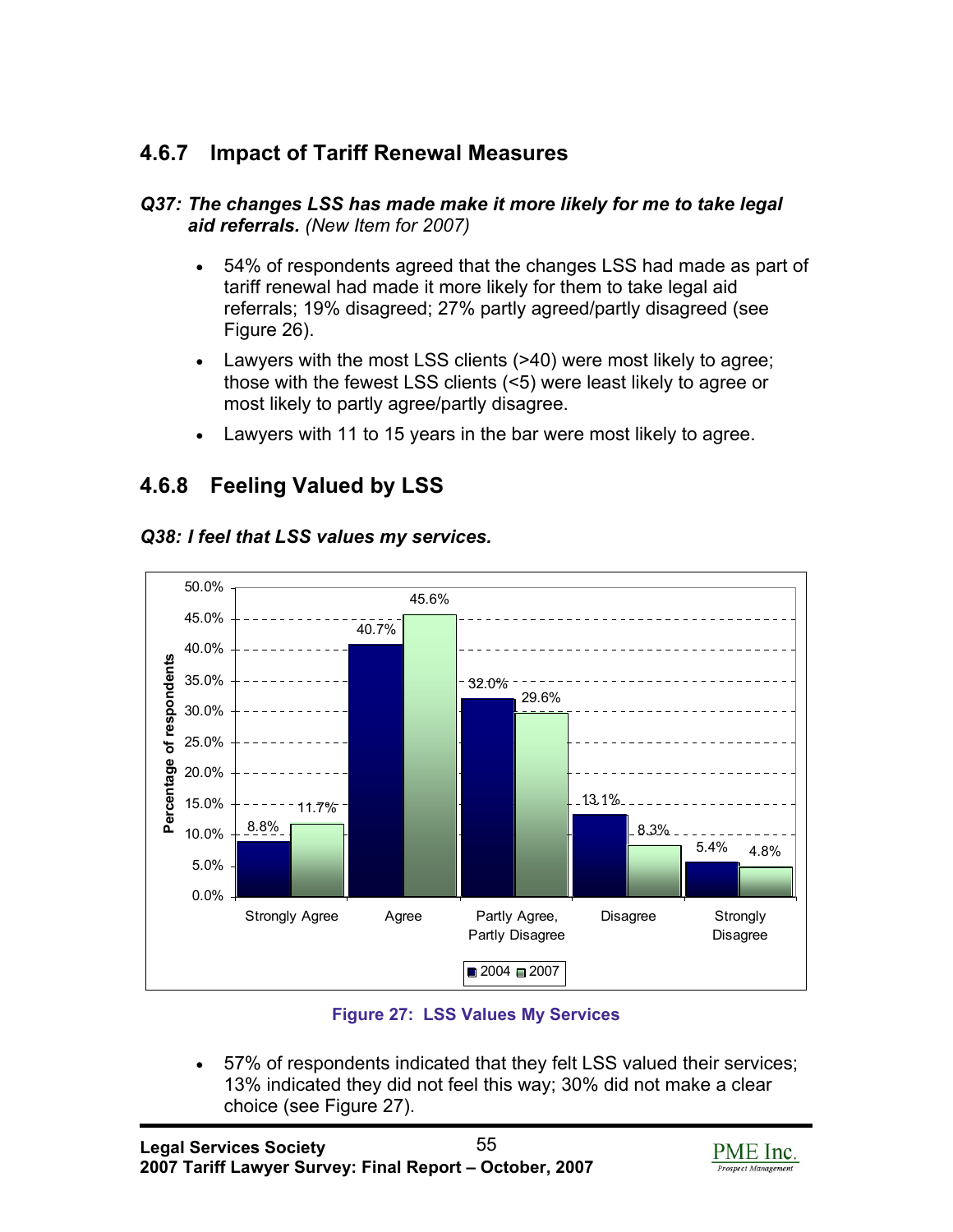### 4.6.7 Impact of Tariff Renewal Measures

***Q37: The changes LSS has made make it more likely for me to take legal aid referrals.*** *(New Item for 2007)*

- 54% of respondents agreed that the changes LSS had made as part of tariff renewal had made it more likely for them to take legal aid referrals; 19% disagreed; 27% partly agreed/partly disagreed (see Figure 26).
- Lawyers with the most LSS clients (>40) were most likely to agree; those with the fewest LSS clients (<5) were least likely to agree or most likely to partly agree/partly disagree.
- Lawyers with 11 to 15 years in the bar were most likely to agree.

### 4.6.8 Feeling Valued by LSS

***Q38: I feel that LSS values my services.***

| | 2004 | 2007 |
|---|---|---|
| Strongly Agree | 8.8% | 11.7% |
| Agree | 40.7% | 45.6% |
| Partly Agree, Partly Disagree | 32.0% | 29.6% |
| Disagree | 13.1% | 8.3% |
| Strongly Disagree | 5.4% | 4.8% |

**Figure 27: LSS Values My Services**

- 57% of respondents indicated that they felt LSS valued their services; 13% indicated they did not feel this way; 30% did not make a clear choice (see Figure 27).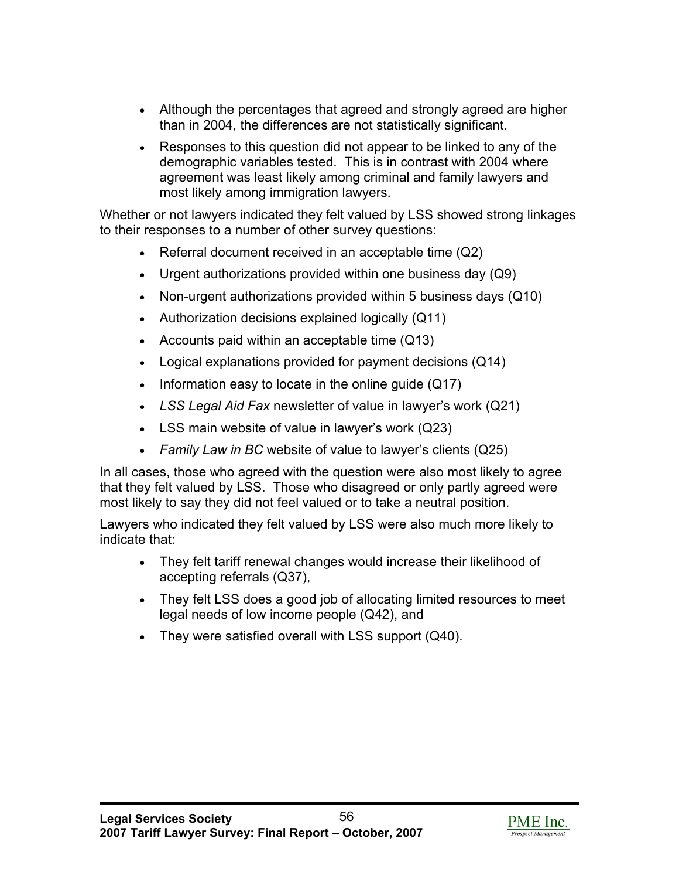- Although the percentages that agreed and strongly agreed are higher than in 2004, the differences are not statistically significant.
- Responses to this question did not appear to be linked to any of the demographic variables tested. This is in contrast with 2004 where agreement was least likely among criminal and family lawyers and most likely among immigration lawyers.

Whether or not lawyers indicated they felt valued by LSS showed strong linkages to their responses to a number of other survey questions:

- Referral document received in an acceptable time (Q2)
- Urgent authorizations provided within one business day (Q9)
- Non-urgent authorizations provided within 5 business days (Q10)
- Authorization decisions explained logically (Q11)
- Accounts paid within an acceptable time (Q13)
- Logical explanations provided for payment decisions (Q14)
- Information easy to locate in the online guide (Q17)
- *LSS Legal Aid Fax* newsletter of value in lawyer's work (Q21)
- LSS main website of value in lawyer's work (Q23)
- *Family Law in BC* website of value to lawyer's clients (Q25)

In all cases, those who agreed with the question were also most likely to agree that they felt valued by LSS. Those who disagreed or only partly agreed were most likely to say they did not feel valued or to take a neutral position.

Lawyers who indicated they felt valued by LSS were also much more likely to indicate that:

- They felt tariff renewal changes would increase their likelihood of accepting referrals (Q37),
- They felt LSS does a good job of allocating limited resources to meet legal needs of low income people (Q42), and
- They were satisfied overall with LSS support (Q40).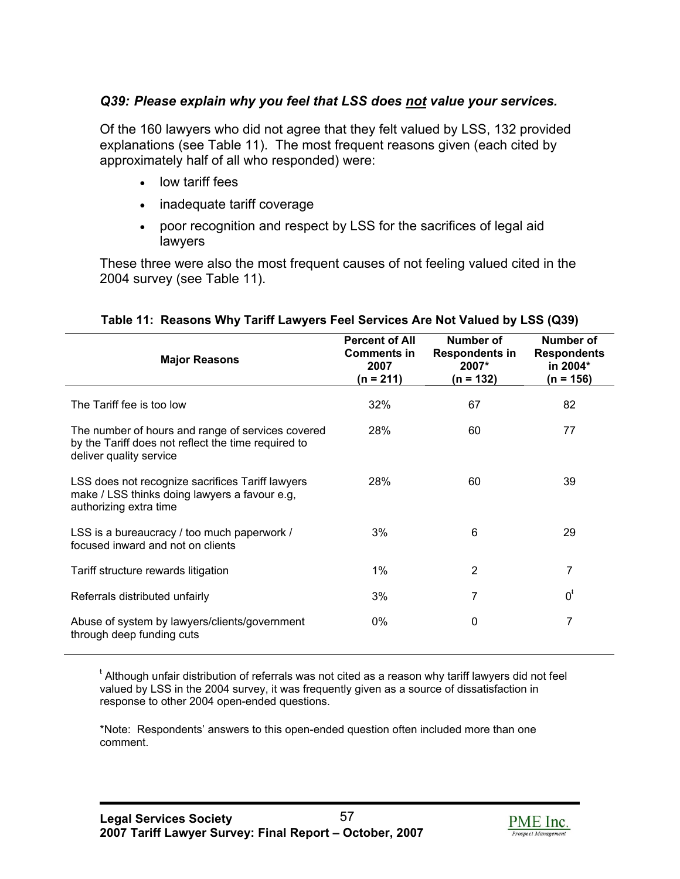### *Q39: Please explain why you feel that LSS does not value your services.*

Of the 160 lawyers who did not agree that they felt valued by LSS, 132 provided explanations (see Table 11). The most frequent reasons given (each cited by approximately half of all who responded) were:

- low tariff fees
- inadequate tariff coverage
- poor recognition and respect by LSS for the sacrifices of legal aid lawyers

These three were also the most frequent causes of not feeling valued cited in the 2004 survey (see Table 11).

**Table 11: Reasons Why Tariff Lawyers Feel Services Are Not Valued by LSS (Q39)**

| Major Reasons | Percent of All Comments in 2007 (n = 211) | Number of Respondents in 2007* (n = 132) | Number of Respondents in 2004* (n = 156) |
|---|---|---|---|
| The Tariff fee is too low | 32% | 67 | 82 |
| The number of hours and range of services covered by the Tariff does not reflect the time required to deliver quality service | 28% | 60 | 77 |
| LSS does not recognize sacrifices Tariff lawyers make / LSS thinks doing lawyers a favour e.g, authorizing extra time | 28% | 60 | 39 |
| LSS is a bureaucracy / too much paperwork / focused inward and not on clients | 3% | 6 | 29 |
| Tariff structure rewards litigation | 1% | 2 | 7 |
| Referrals distributed unfairly | 3% | 7 | 0[ŧ] |
| Abuse of system by lawyers/clients/government through deep funding cuts | 0% | 0 | 7 |

[ŧ] Although unfair distribution of referrals was not cited as a reason why tariff lawyers did not feel valued by LSS in the 2004 survey, it was frequently given as a source of dissatisfaction in response to other 2004 open-ended questions.

*Note: Respondents' answers to this open-ended question often included more than one comment.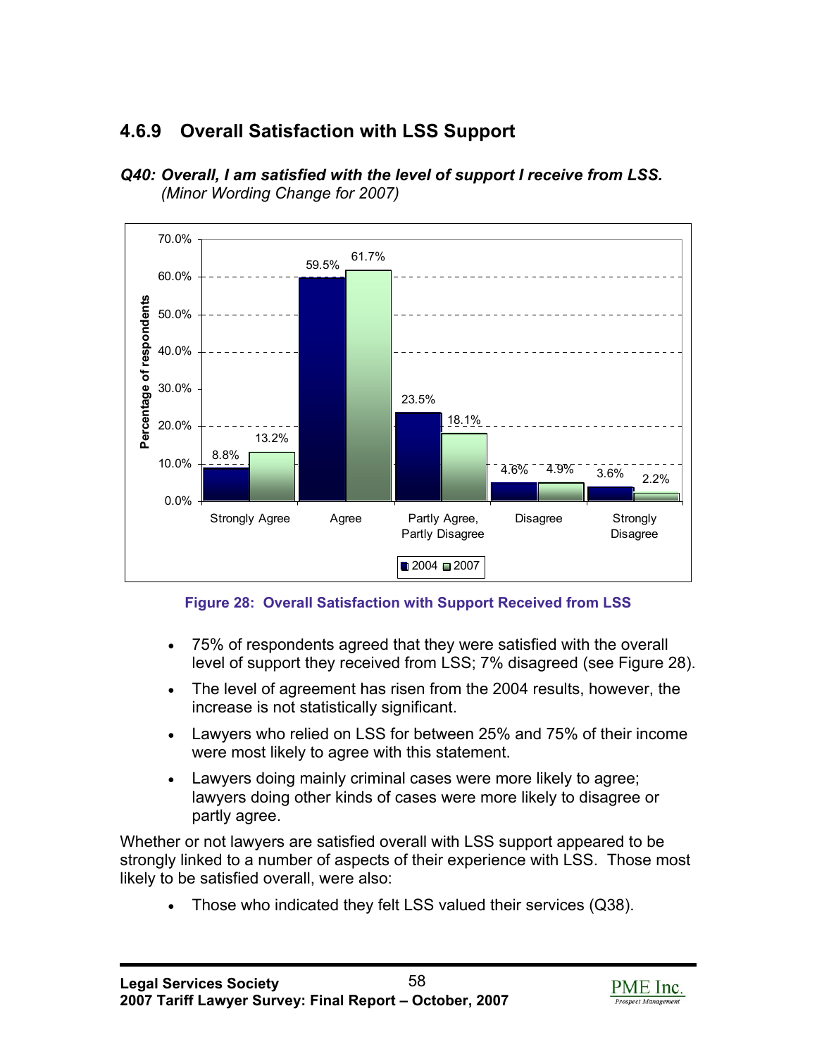### 4.6.9 Overall Satisfaction with LSS Support

***Q40: Overall, I am satisfied with the level of support I receive from LSS.***
*(Minor Wording Change for 2007)*

| | 2004 | 2007 |
|---|---|---|
| Strongly Agree | 8.8% | 13.2% |
| Agree | 59.5% | 61.7% |
| Partly Agree, Partly Disagree | 23.5% | 18.1% |
| Disagree | 4.6% | 4.9% |
| Strongly Disagree | 3.6% | 2.2% |

**Figure 28: Overall Satisfaction with Support Received from LSS**

- 75% of respondents agreed that they were satisfied with the overall level of support they received from LSS; 7% disagreed (see Figure 28).
- The level of agreement has risen from the 2004 results, however, the increase is not statistically significant.
- Lawyers who relied on LSS for between 25% and 75% of their income were most likely to agree with this statement.
- Lawyers doing mainly criminal cases were more likely to agree; lawyers doing other kinds of cases were more likely to disagree or partly agree.

Whether or not lawyers are satisfied overall with LSS support appeared to be strongly linked to a number of aspects of their experience with LSS. Those most likely to be satisfied overall, were also:

- Those who indicated they felt LSS valued their services (Q38).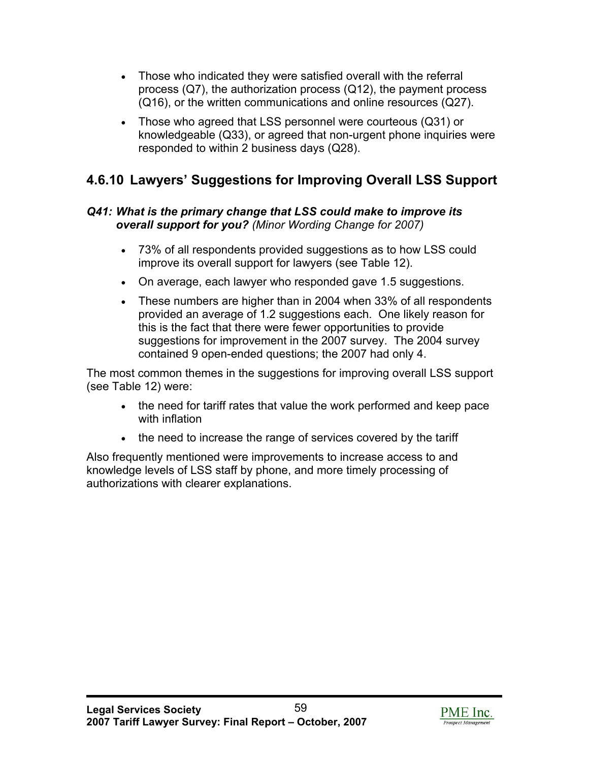- Those who indicated they were satisfied overall with the referral process (Q7), the authorization process (Q12), the payment process (Q16), or the written communications and online resources (Q27).
- Those who agreed that LSS personnel were courteous (Q31) or knowledgeable (Q33), or agreed that non-urgent phone inquiries were responded to within 2 business days (Q28).

### 4.6.10 Lawyers' Suggestions for Improving Overall LSS Support

***Q41: What is the primary change that LSS could make to improve its overall support for you?*** *(Minor Wording Change for 2007)*

- 73% of all respondents provided suggestions as to how LSS could improve its overall support for lawyers (see Table 12).
- On average, each lawyer who responded gave 1.5 suggestions.
- These numbers are higher than in 2004 when 33% of all respondents provided an average of 1.2 suggestions each. One likely reason for this is the fact that there were fewer opportunities to provide suggestions for improvement in the 2007 survey. The 2004 survey contained 9 open-ended questions; the 2007 had only 4.

The most common themes in the suggestions for improving overall LSS support (see Table 12) were:

- the need for tariff rates that value the work performed and keep pace with inflation
- the need to increase the range of services covered by the tariff

Also frequently mentioned were improvements to increase access to and knowledge levels of LSS staff by phone, and more timely processing of authorizations with clearer explanations.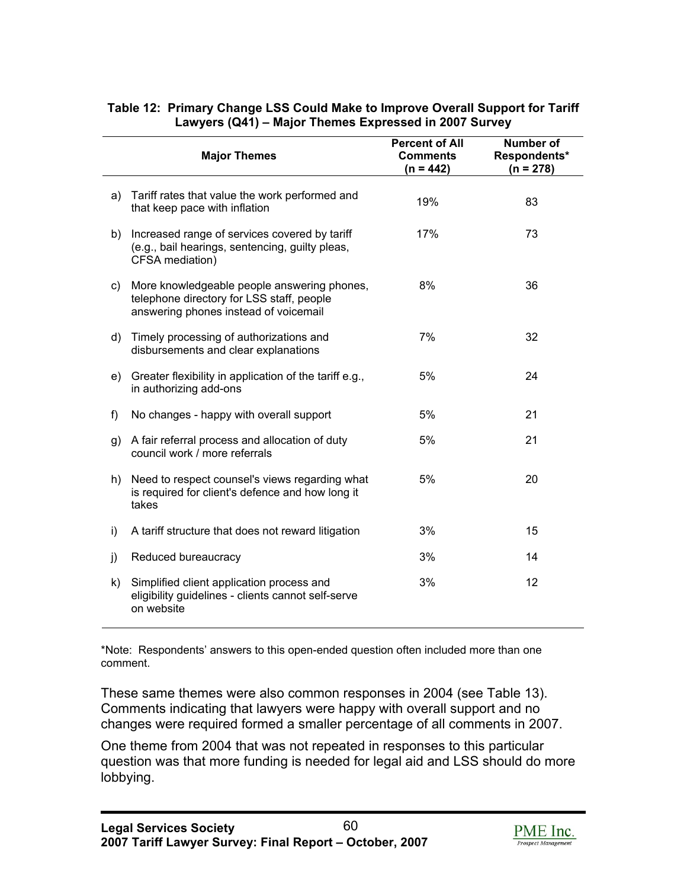**Table 12: Primary Change LSS Could Make to Improve Overall Support for Tariff Lawyers (Q41) – Major Themes Expressed in 2007 Survey**

| | Major Themes | Percent of All Comments (n = 442) | Number of Respondents* (n = 278) |
|---|---|---|---|
| a) | Tariff rates that value the work performed and that keep pace with inflation | 19% | 83 |
| b) | Increased range of services covered by tariff (e.g., bail hearings, sentencing, guilty pleas, CFSA mediation) | 17% | 73 |
| c) | More knowledgeable people answering phones, telephone directory for LSS staff, people answering phones instead of voicemail | 8% | 36 |
| d) | Timely processing of authorizations and disbursements and clear explanations | 7% | 32 |
| e) | Greater flexibility in application of the tariff e.g., in authorizing add-ons | 5% | 24 |
| f) | No changes - happy with overall support | 5% | 21 |
| g) | A fair referral process and allocation of duty council work / more referrals | 5% | 21 |
| h) | Need to respect counsel's views regarding what is required for client's defence and how long it takes | 5% | 20 |
| i) | A tariff structure that does not reward litigation | 3% | 15 |
| j) | Reduced bureaucracy | 3% | 14 |
| k) | Simplified client application process and eligibility guidelines - clients cannot self-serve on website | 3% | 12 |

*Note: Respondents' answers to this open-ended question often included more than one comment.

These same themes were also common responses in 2004 (see Table 13). Comments indicating that lawyers were happy with overall support and no changes were required formed a smaller percentage of all comments in 2007.

One theme from 2004 that was not repeated in responses to this particular question was that more funding is needed for legal aid and LSS should do more lobbying.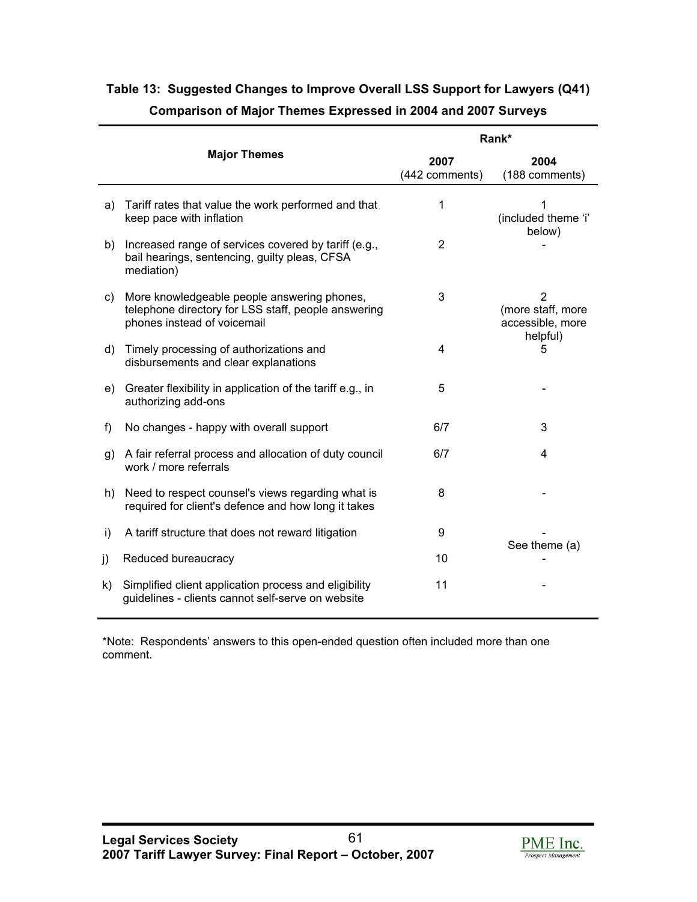**Table 13: Suggested Changes to Improve Overall LSS Support for Lawyers (Q41)**

**Comparison of Major Themes Expressed in 2004 and 2007 Surveys**

| | Major Themes | Rank* | |
|---|---|---|---|
| | | **2007** (442 comments) | **2004** (188 comments) |
| a) | Tariff rates that value the work performed and that keep pace with inflation | 1 | 1 (included theme 'i' below) |
| b) | Increased range of services covered by tariff (e.g., bail hearings, sentencing, guilty pleas, CFSA mediation) | 2 | - |
| c) | More knowledgeable people answering phones, telephone directory for LSS staff, people answering phones instead of voicemail | 3 | 2 (more staff, more accessible, more helpful) |
| d) | Timely processing of authorizations and disbursements and clear explanations | 4 | 5 |
| e) | Greater flexibility in application of the tariff e.g., in authorizing add-ons | 5 | - |
| f) | No changes - happy with overall support | 6/7 | 3 |
| g) | A fair referral process and allocation of duty council work / more referrals | 6/7 | 4 |
| h) | Need to respect counsel's views regarding what is required for client's defence and how long it takes | 8 | - |
| i) | A tariff structure that does not reward litigation | 9 | - See theme (a) |
| j) | Reduced bureaucracy | 10 | - |
| k) | Simplified client application process and eligibility guidelines - clients cannot self-serve on website | 11 | - |

*Note: Respondents' answers to this open-ended question often included more than one comment.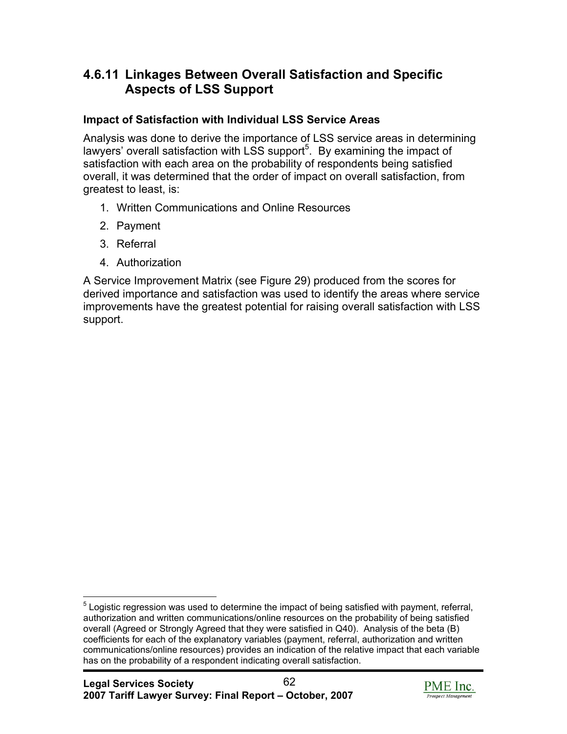### 4.6.11 Linkages Between Overall Satisfaction and Specific Aspects of LSS Support

**Impact of Satisfaction with Individual LSS Service Areas**

Analysis was done to derive the importance of LSS service areas in determining lawyers' overall satisfaction with LSS support[5]. By examining the impact of satisfaction with each area on the probability of respondents being satisfied overall, it was determined that the order of impact on overall satisfaction, from greatest to least, is:

1. Written Communications and Online Resources
2. Payment
3. Referral
4. Authorization

A Service Improvement Matrix (see Figure 29) produced from the scores for derived importance and satisfaction was used to identify the areas where service improvements have the greatest potential for raising overall satisfaction with LSS support.

[5] Logistic regression was used to determine the impact of being satisfied with payment, referral, authorization and written communications/online resources on the probability of being satisfied overall (Agreed or Strongly Agreed that they were satisfied in Q40). Analysis of the beta (B) coefficients for each of the explanatory variables (payment, referral, authorization and written communications/online resources) provides an indication of the relative impact that each variable has on the probability of a respondent indicating overall satisfaction.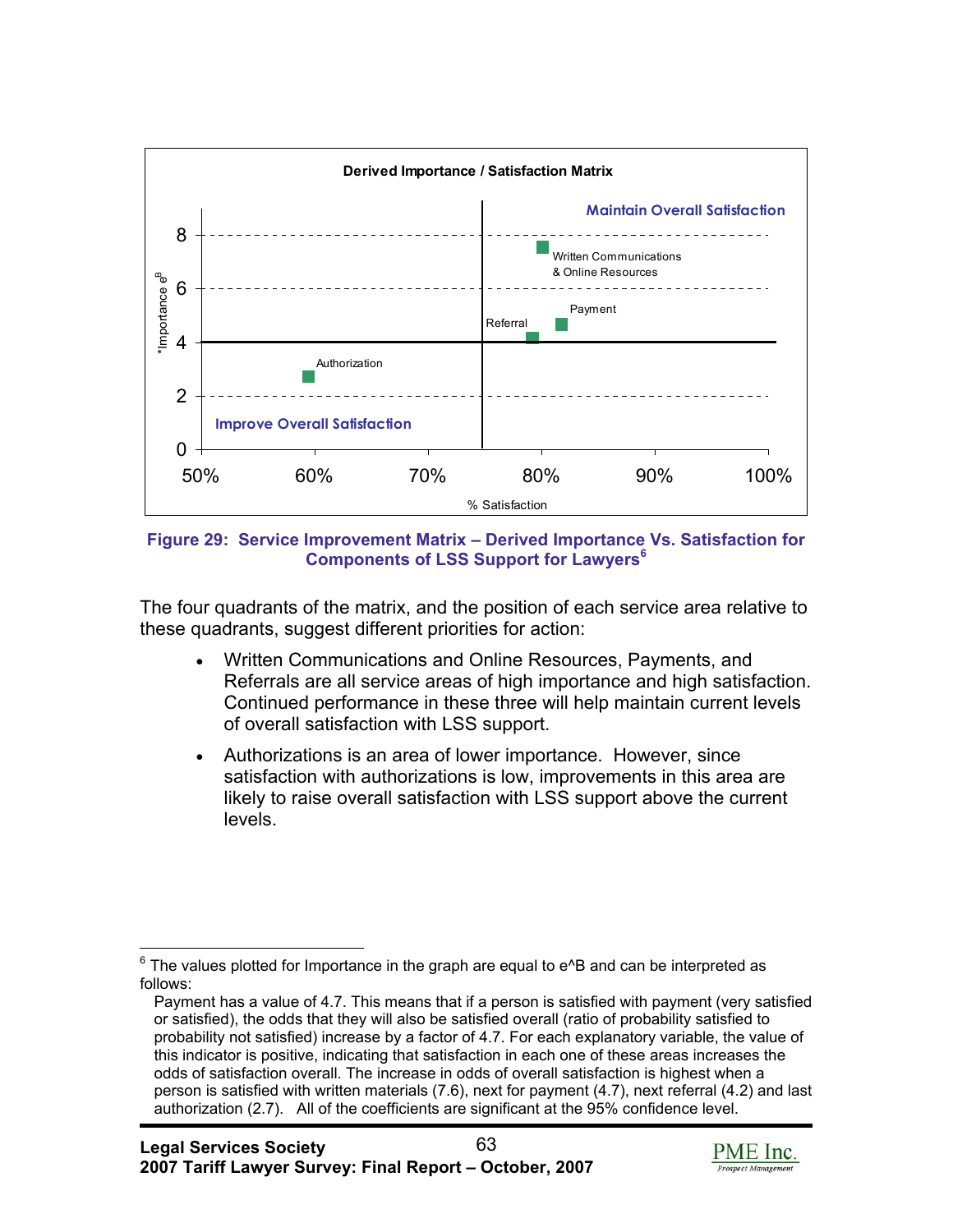**Figure 29: Service Improvement Matrix – Derived Importance Vs. Satisfaction for Components of LSS Support for Lawyers**[6]

The four quadrants of the matrix, and the position of each service area relative to these quadrants, suggest different priorities for action:

- Written Communications and Online Resources, Payments, and Referrals are all service areas of high importance and high satisfaction. Continued performance in these three will help maintain current levels of overall satisfaction with LSS support.
- Authorizations is an area of lower importance. However, since satisfaction with authorizations is low, improvements in this area are likely to raise overall satisfaction with LSS support above the current levels.

---

[6] The values plotted for Importance in the graph are equal to e^B and can be interpreted as follows:

Payment has a value of 4.7. This means that if a person is satisfied with payment (very satisfied or satisfied), the odds that they will also be satisfied overall (ratio of probability satisfied to probability not satisfied) increase by a factor of 4.7. For each explanatory variable, the value of this indicator is positive, indicating that satisfaction in each one of these areas increases the odds of satisfaction overall. The increase in odds of overall satisfaction is highest when a person is satisfied with written materials (7.6), next for payment (4.7), next referral (4.2) and last authorization (2.7). All of the coefficients are significant at the 95% confidence level.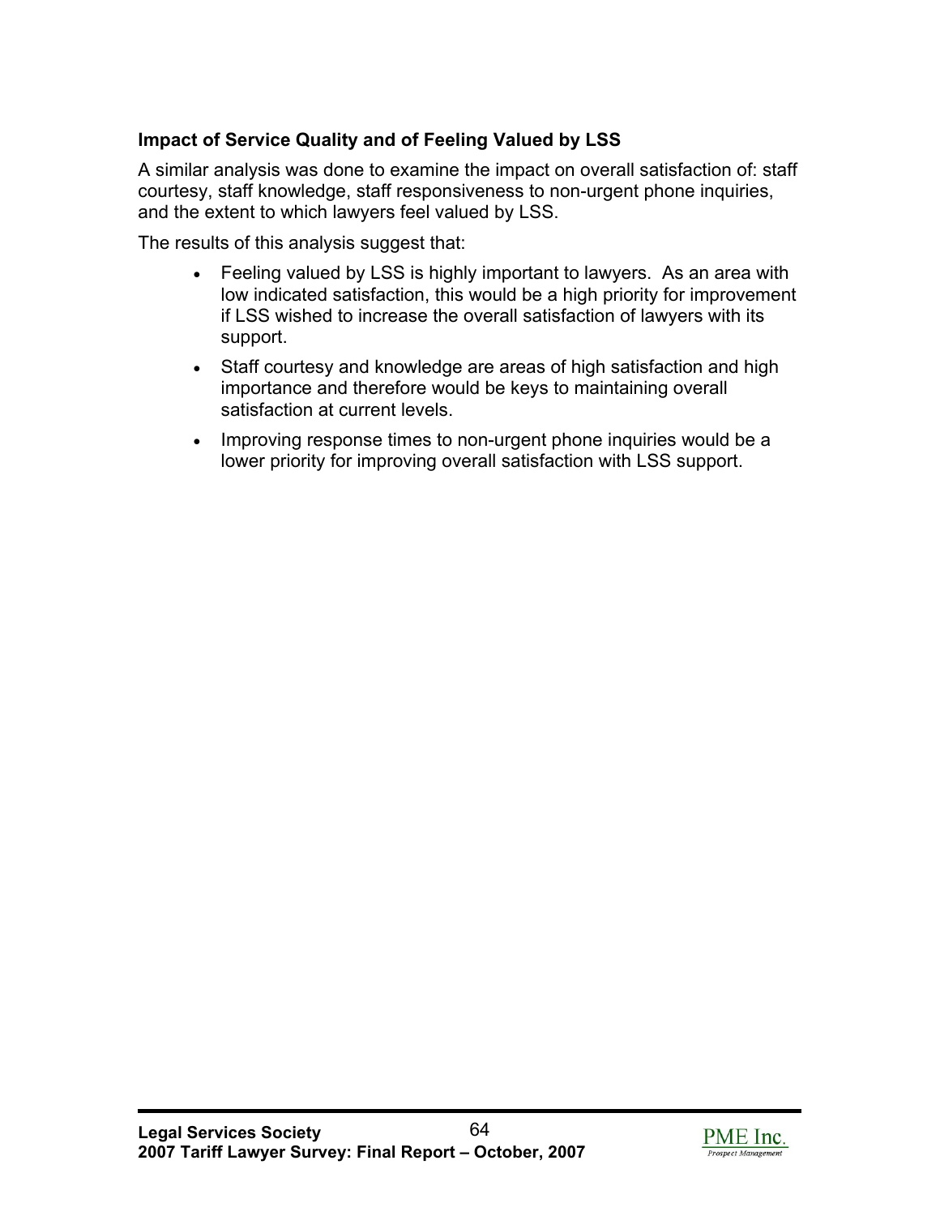### Impact of Service Quality and of Feeling Valued by LSS

A similar analysis was done to examine the impact on overall satisfaction of: staff courtesy, staff knowledge, staff responsiveness to non-urgent phone inquiries, and the extent to which lawyers feel valued by LSS.

The results of this analysis suggest that:

- Feeling valued by LSS is highly important to lawyers. As an area with low indicated satisfaction, this would be a high priority for improvement if LSS wished to increase the overall satisfaction of lawyers with its support.
- Staff courtesy and knowledge are areas of high satisfaction and high importance and therefore would be keys to maintaining overall satisfaction at current levels.
- Improving response times to non-urgent phone inquiries would be a lower priority for improving overall satisfaction with LSS support.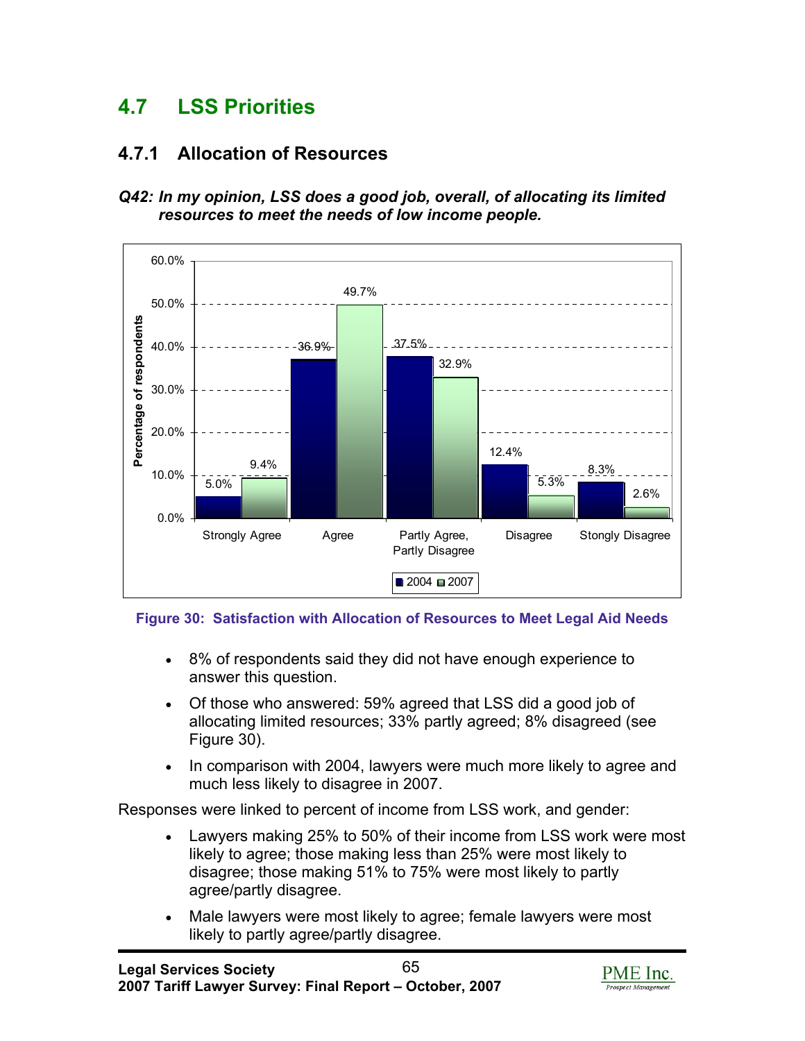## 4.7 LSS Priorities

### 4.7.1 Allocation of Resources

***Q42: In my opinion, LSS does a good job, overall, of allocating its limited resources to meet the needs of low income people.***

| | 2004 | 2007 |
|---|---|---|
| Strongly Agree | 5.0% | 9.4% |
| Agree | 36.9% | 49.7% |
| Partly Agree, Partly Disagree | 37.5% | 32.9% |
| Disagree | 12.4% | 5.3% |
| Stongly Disagree | 8.3% | 2.6% |

**Figure 30: Satisfaction with Allocation of Resources to Meet Legal Aid Needs**

- 8% of respondents said they did not have enough experience to answer this question.
- Of those who answered: 59% agreed that LSS did a good job of allocating limited resources; 33% partly agreed; 8% disagreed (see Figure 30).
- In comparison with 2004, lawyers were much more likely to agree and much less likely to disagree in 2007.

Responses were linked to percent of income from LSS work, and gender:

- Lawyers making 25% to 50% of their income from LSS work were most likely to agree; those making less than 25% were most likely to disagree; those making 51% to 75% were most likely to partly agree/partly disagree.
- Male lawyers were most likely to agree; female lawyers were most likely to partly agree/partly disagree.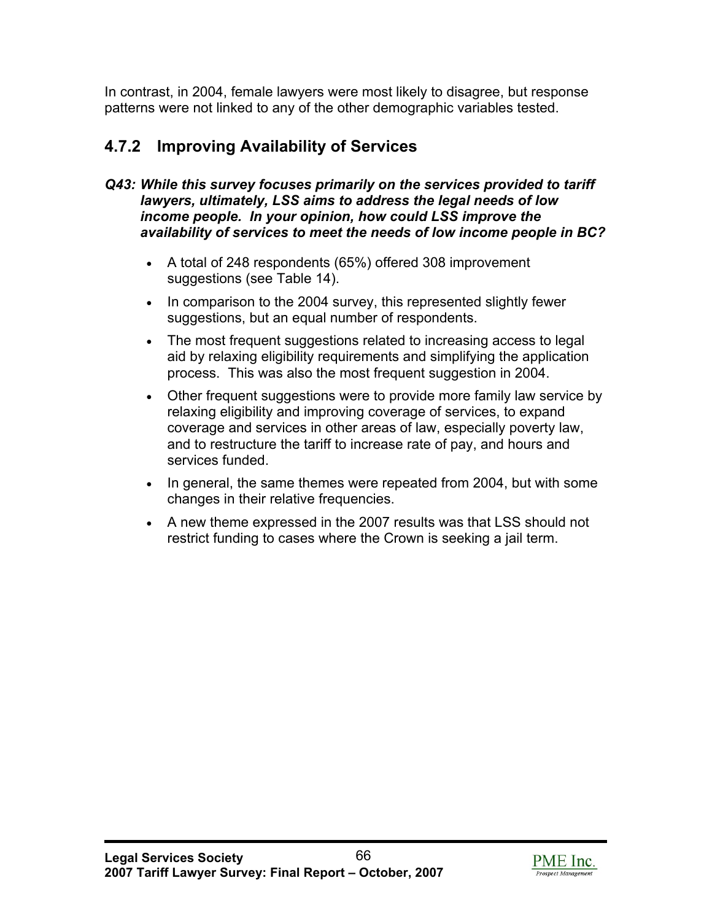In contrast, in 2004, female lawyers were most likely to disagree, but response patterns were not linked to any of the other demographic variables tested.

### 4.7.2 Improving Availability of Services

***Q43: While this survey focuses primarily on the services provided to tariff lawyers, ultimately, LSS aims to address the legal needs of low income people. In your opinion, how could LSS improve the availability of services to meet the needs of low income people in BC?***

- A total of 248 respondents (65%) offered 308 improvement suggestions (see Table 14).
- In comparison to the 2004 survey, this represented slightly fewer suggestions, but an equal number of respondents.
- The most frequent suggestions related to increasing access to legal aid by relaxing eligibility requirements and simplifying the application process. This was also the most frequent suggestion in 2004.
- Other frequent suggestions were to provide more family law service by relaxing eligibility and improving coverage of services, to expand coverage and services in other areas of law, especially poverty law, and to restructure the tariff to increase rate of pay, and hours and services funded.
- In general, the same themes were repeated from 2004, but with some changes in their relative frequencies.
- A new theme expressed in the 2007 results was that LSS should not restrict funding to cases where the Crown is seeking a jail term.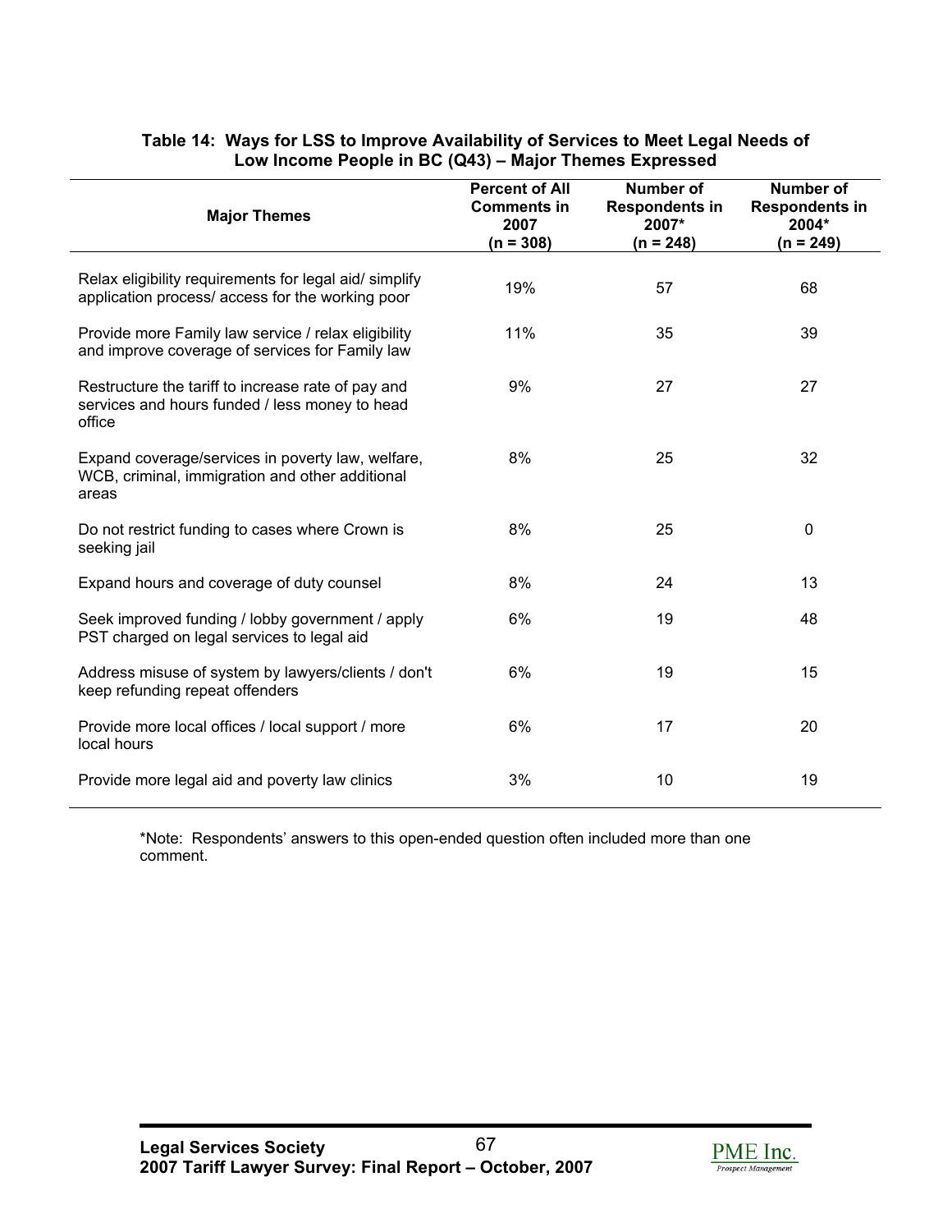**Table 14: Ways for LSS to Improve Availability of Services to Meet Legal Needs of Low Income People in BC (Q43) – Major Themes Expressed**

| Major Themes | Percent of All Comments in 2007 (n = 308) | Number of Respondents in 2007* (n = 248) | Number of Respondents in 2004* (n = 249) |
|---|---|---|---|
| Relax eligibility requirements for legal aid/ simplify application process/ access for the working poor | 19% | 57 | 68 |
| Provide more Family law service / relax eligibility and improve coverage of services for Family law | 11% | 35 | 39 |
| Restructure the tariff to increase rate of pay and services and hours funded / less money to head office | 9% | 27 | 27 |
| Expand coverage/services in poverty law, welfare, WCB, criminal, immigration and other additional areas | 8% | 25 | 32 |
| Do not restrict funding to cases where Crown is seeking jail | 8% | 25 | 0 |
| Expand hours and coverage of duty counsel | 8% | 24 | 13 |
| Seek improved funding / lobby government / apply PST charged on legal services to legal aid | 6% | 19 | 48 |
| Address misuse of system by lawyers/clients / don't keep refunding repeat offenders | 6% | 19 | 15 |
| Provide more local offices / local support / more local hours | 6% | 17 | 20 |
| Provide more legal aid and poverty law clinics | 3% | 10 | 19 |

*Note: Respondents' answers to this open-ended question often included more than one comment.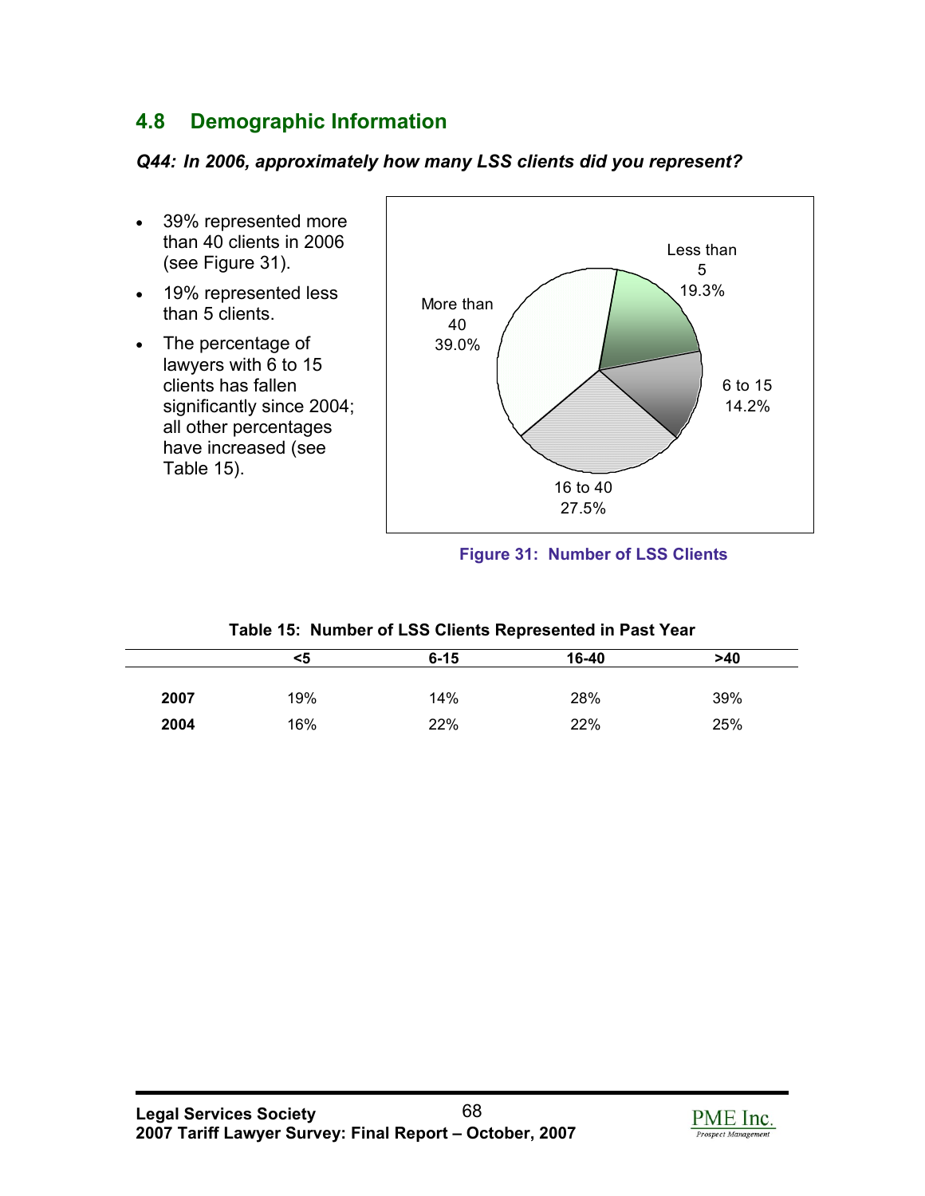## 4.8 Demographic Information

***Q44: In 2006, approximately how many LSS clients did you represent?***

- 39% represented more than 40 clients in 2006 (see Figure 31).
- 19% represented less than 5 clients.
- The percentage of lawyers with 6 to 15 clients has fallen significantly since 2004; all other percentages have increased (see Table 15).

Figure 31: Number of LSS Clients

**Table 15: Number of LSS Clients Represented in Past Year**

| | <5 | 6-15 | 16-40 | >40 |
|---|---|---|---|---|
| **2007** | 19% | 14% | 28% | 39% |
| **2004** | 16% | 22% | 22% | 25% |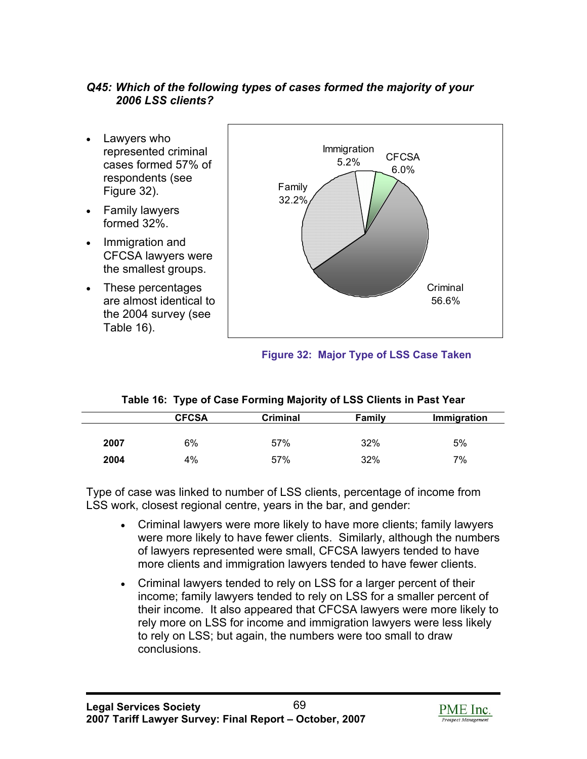*Q45: Which of the following types of cases formed the majority of your 2006 LSS clients?*

- Lawyers who represented criminal cases formed 57% of respondents (see Figure 32).
- Family lawyers formed 32%.
- Immigration and CFCSA lawyers were the smallest groups.
- These percentages are almost identical to the 2004 survey (see Table 16).

Immigration 5.2%
CFCSA 6.0%
Family 32.2%
Criminal 56.6%

**Figure 32: Major Type of LSS Case Taken**

**Table 16: Type of Case Forming Majority of LSS Clients in Past Year**

| | CFCSA | Criminal | Family | Immigration |
|---|---|---|---|---|
| **2007** | 6% | 57% | 32% | 5% |
| **2004** | 4% | 57% | 32% | 7% |

Type of case was linked to number of LSS clients, percentage of income from LSS work, closest regional centre, years in the bar, and gender:

- Criminal lawyers were more likely to have more clients; family lawyers were more likely to have fewer clients. Similarly, although the numbers of lawyers represented were small, CFCSA lawyers tended to have more clients and immigration lawyers tended to have fewer clients.
- Criminal lawyers tended to rely on LSS for a larger percent of their income; family lawyers tended to rely on LSS for a smaller percent of their income. It also appeared that CFCSA lawyers were more likely to rely more on LSS for income and immigration lawyers were less likely to rely on LSS; but again, the numbers were too small to draw conclusions.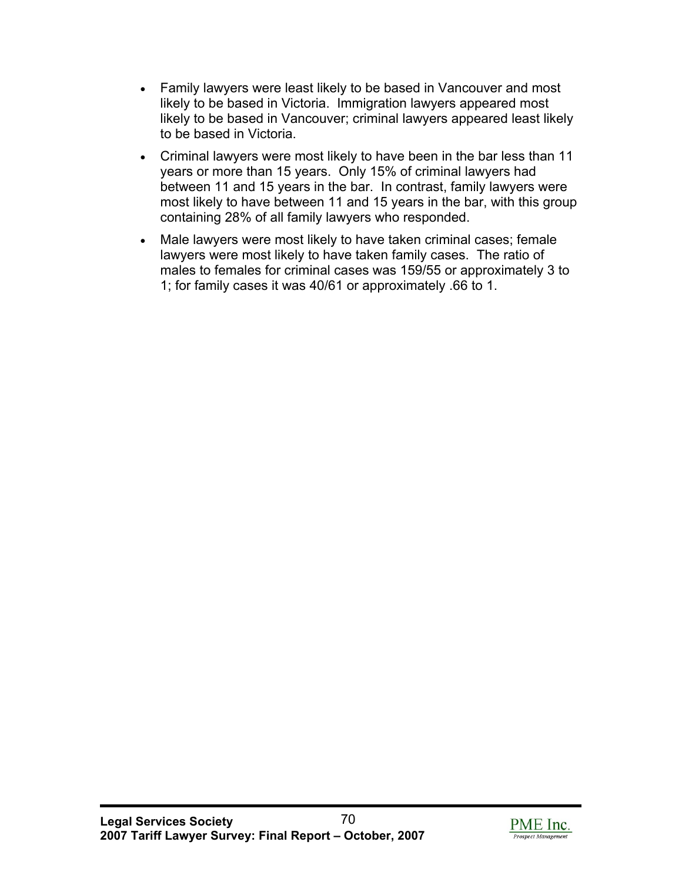- Family lawyers were least likely to be based in Vancouver and most likely to be based in Victoria. Immigration lawyers appeared most likely to be based in Vancouver; criminal lawyers appeared least likely to be based in Victoria.
- Criminal lawyers were most likely to have been in the bar less than 11 years or more than 15 years. Only 15% of criminal lawyers had between 11 and 15 years in the bar. In contrast, family lawyers were most likely to have between 11 and 15 years in the bar, with this group containing 28% of all family lawyers who responded.
- Male lawyers were most likely to have taken criminal cases; female lawyers were most likely to have taken family cases. The ratio of males to females for criminal cases was 159/55 or approximately 3 to 1; for family cases it was 40/61 or approximately .66 to 1.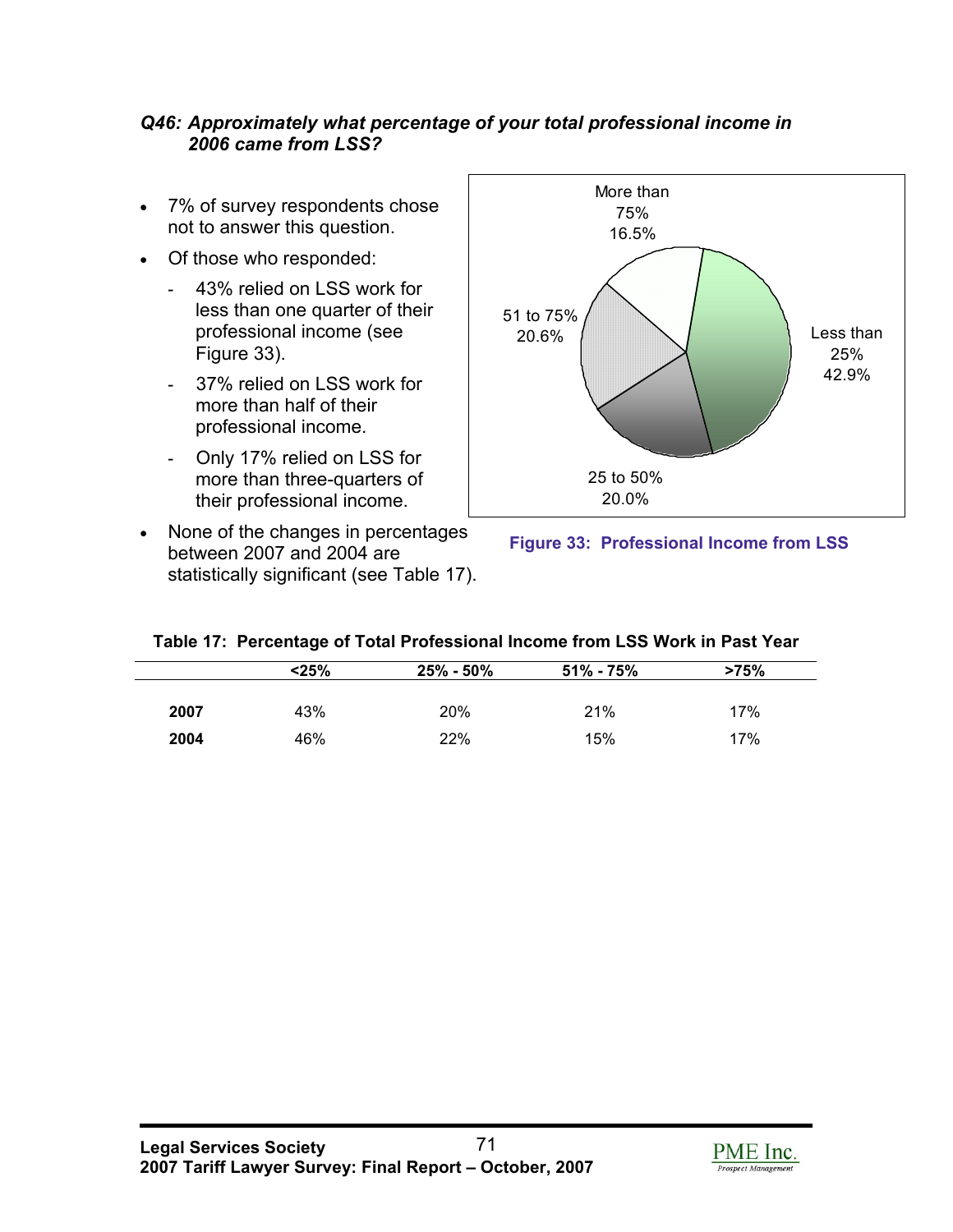### *Q46: Approximately what percentage of your total professional income in 2006 came from LSS?*

- 7% of survey respondents chose not to answer this question.
- Of those who responded:
  - 43% relied on LSS work for less than one quarter of their professional income (see Figure 33).
  - 37% relied on LSS work for more than half of their professional income.
  - Only 17% relied on LSS for more than three-quarters of their professional income.
- None of the changes in percentages between 2007 and 2004 are statistically significant (see Table 17).

**Figure 33: Professional Income from LSS**

**Table 17: Percentage of Total Professional Income from LSS Work in Past Year**

| | <25% | 25% - 50% | 51% - 75% | >75% |
|---|---|---|---|---|
| **2007** | 43% | 20% | 21% | 17% |
| **2004** | 46% | 22% | 15% | 17% |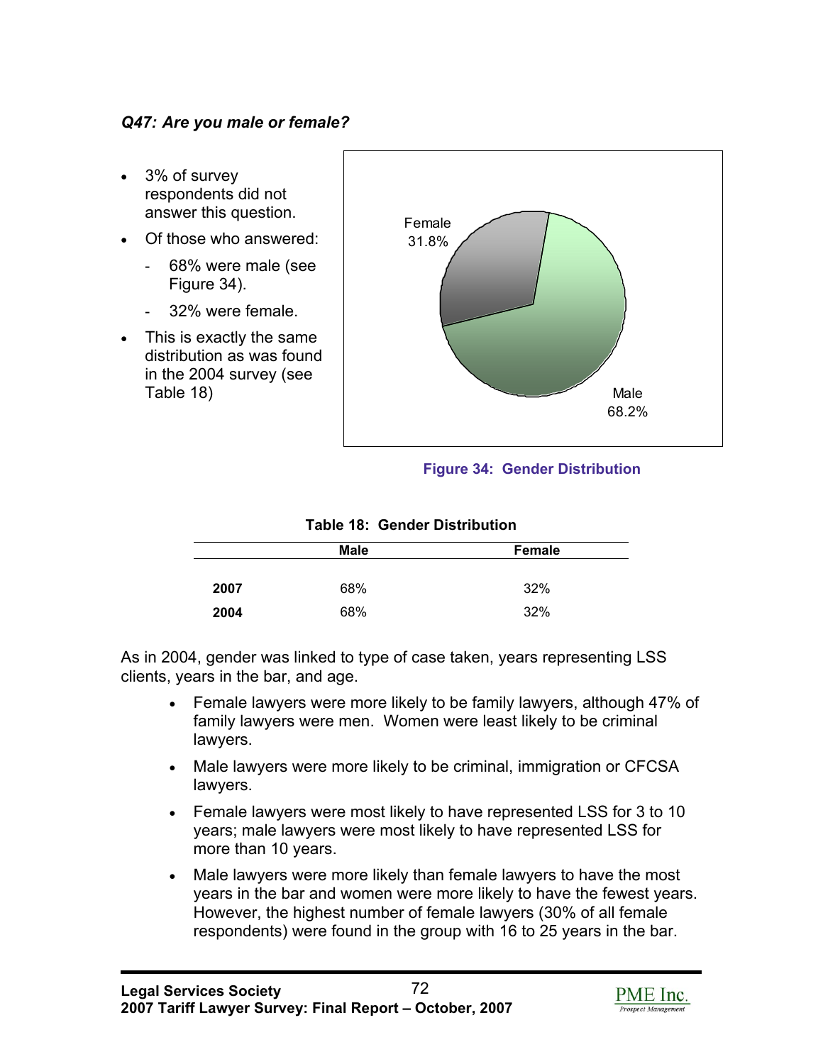*Q47: Are you male or female?*

- 3% of survey respondents did not answer this question.
- Of those who answered:
  - 68% were male (see Figure 34).
  - 32% were female.
- This is exactly the same distribution as was found in the 2004 survey (see Table 18)

Female 31.8%

Male 68.2%

**Figure 34: Gender Distribution**

**Table 18: Gender Distribution**

| | Male | Female |
|---|---|---|
| **2007** | 68% | 32% |
| **2004** | 68% | 32% |

As in 2004, gender was linked to type of case taken, years representing LSS clients, years in the bar, and age.

- Female lawyers were more likely to be family lawyers, although 47% of family lawyers were men. Women were least likely to be criminal lawyers.
- Male lawyers were more likely to be criminal, immigration or CFCSA lawyers.
- Female lawyers were most likely to have represented LSS for 3 to 10 years; male lawyers were most likely to have represented LSS for more than 10 years.
- Male lawyers were more likely than female lawyers to have the most years in the bar and women were more likely to have the fewest years. However, the highest number of female lawyers (30% of all female respondents) were found in the group with 16 to 25 years in the bar.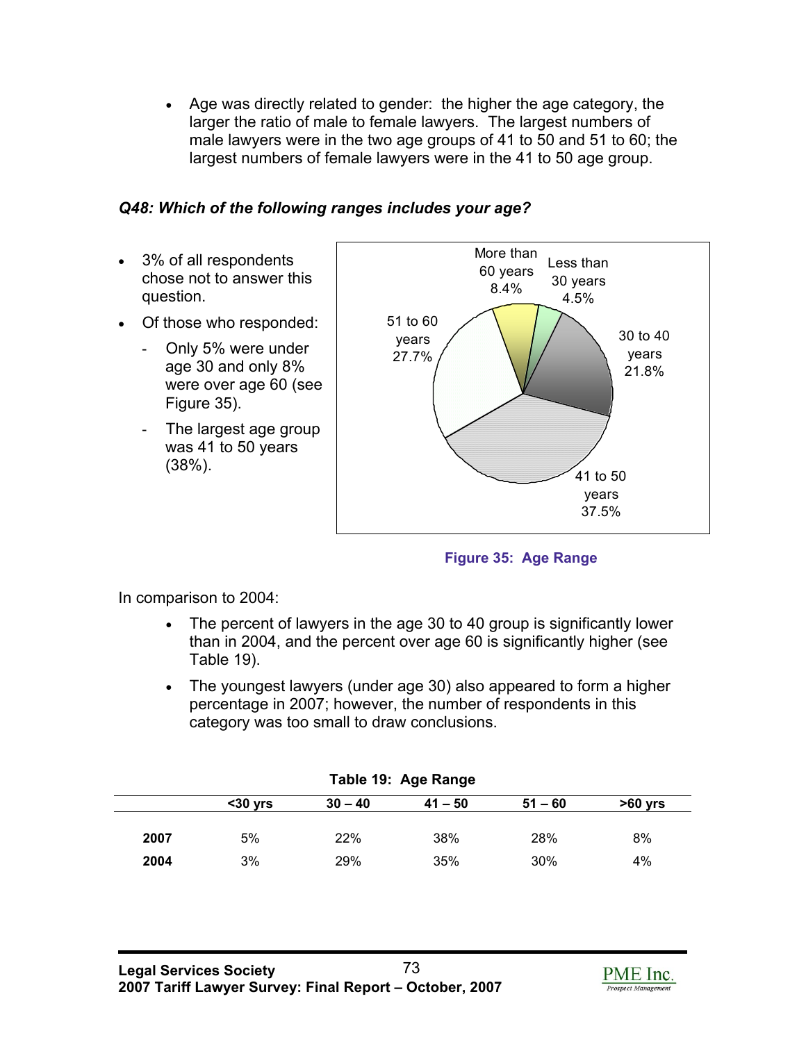- Age was directly related to gender: the higher the age category, the larger the ratio of male to female lawyers. The largest numbers of male lawyers were in the two age groups of 41 to 50 and 51 to 60; the largest numbers of female lawyers were in the 41 to 50 age group.

### *Q48: Which of the following ranges includes your age?*

- 3% of all respondents chose not to answer this question.
- Of those who responded:
  - Only 5% were under age 30 and only 8% were over age 60 (see Figure 35).
  - The largest age group was 41 to 50 years (38%).

More than 60 years 8.4%
Less than 30 years 4.5%
30 to 40 years 21.8%
41 to 50 years 37.5%
51 to 60 years 27.7%

**Figure 35: Age Range**

In comparison to 2004:

- The percent of lawyers in the age 30 to 40 group is significantly lower than in 2004, and the percent over age 60 is significantly higher (see Table 19).
- The youngest lawyers (under age 30) also appeared to form a higher percentage in 2007; however, the number of respondents in this category was too small to draw conclusions.

**Table 19: Age Range**

| | <30 yrs | 30 – 40 | 41 – 50 | 51 – 60 | >60 yrs |
|---|---|---|---|---|---|
| **2007** | 5% | 22% | 38% | 28% | 8% |
| **2004** | 3% | 29% | 35% | 30% | 4% |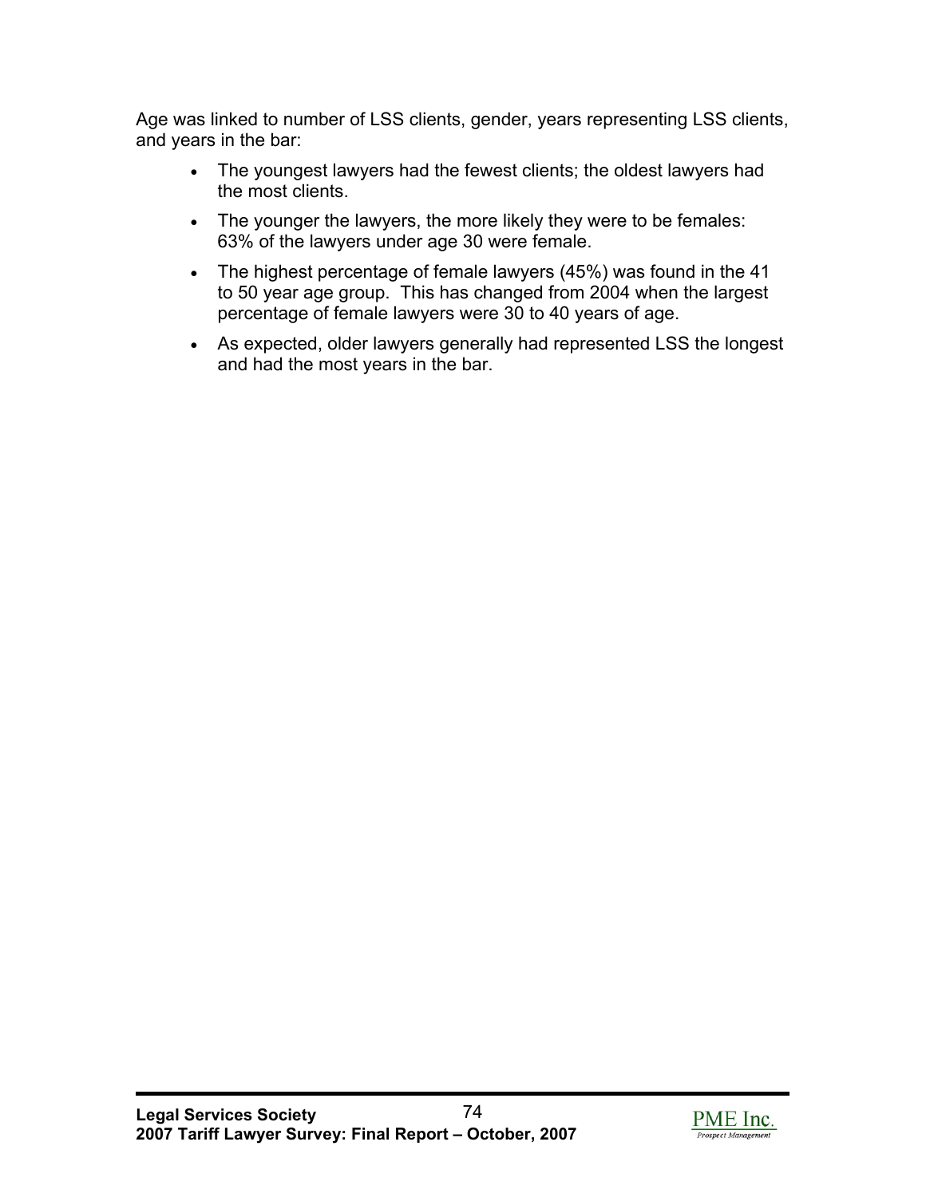Age was linked to number of LSS clients, gender, years representing LSS clients, and years in the bar:

- The youngest lawyers had the fewest clients; the oldest lawyers had the most clients.
- The younger the lawyers, the more likely they were to be females: 63% of the lawyers under age 30 were female.
- The highest percentage of female lawyers (45%) was found in the 41 to 50 year age group. This has changed from 2004 when the largest percentage of female lawyers were 30 to 40 years of age.
- As expected, older lawyers generally had represented LSS the longest and had the most years in the bar.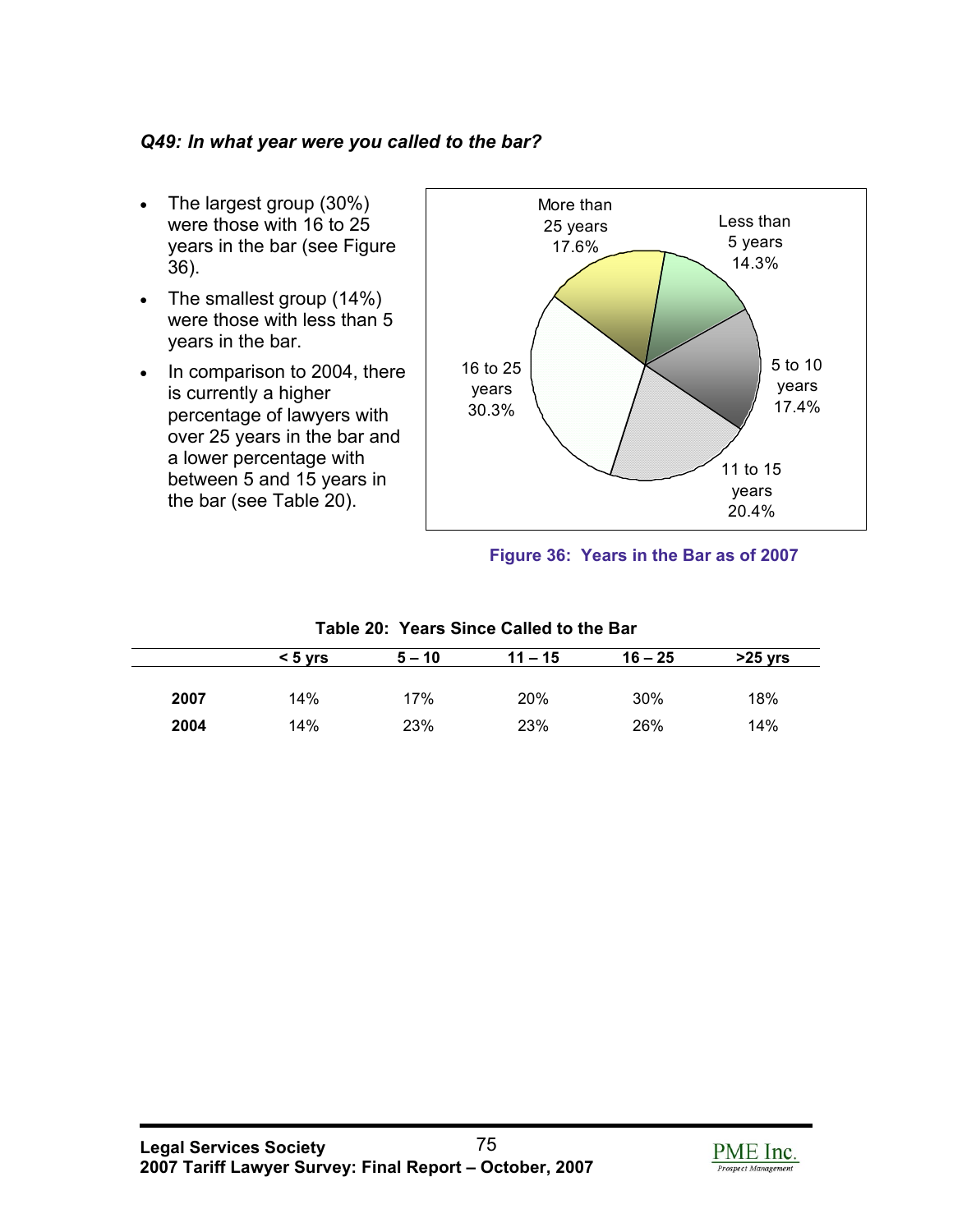*Q49: In what year were you called to the bar?*

- The largest group (30%) were those with 16 to 25 years in the bar (see Figure 36).
- The smallest group (14%) were those with less than 5 years in the bar.
- In comparison to 2004, there is currently a higher percentage of lawyers with over 25 years in the bar and a lower percentage with between 5 and 15 years in the bar (see Table 20).

**Figure 36: Years in the Bar as of 2007**

**Table 20: Years Since Called to the Bar**

| | < 5 yrs | 5 – 10 | 11 – 15 | 16 – 25 | >25 yrs |
|---|---|---|---|---|---|
| **2007** | 14% | 17% | 20% | 30% | 18% |
| **2004** | 14% | 23% | 23% | 26% | 14% |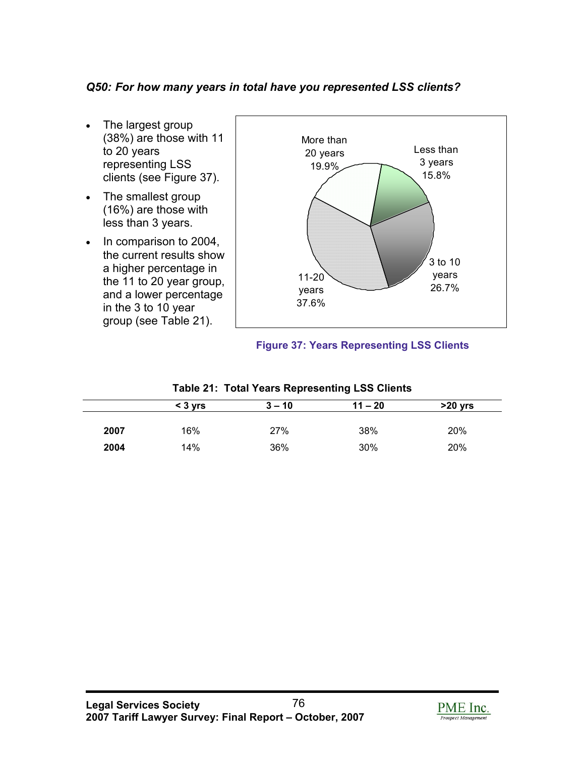***Q50: For how many years in total have you represented LSS clients?***

- The largest group (38%) are those with 11 to 20 years representing LSS clients (see Figure 37).
- The smallest group (16%) are those with less than 3 years.
- In comparison to 2004, the current results show a higher percentage in the 11 to 20 year group, and a lower percentage in the 3 to 10 year group (see Table 21).

More than 20 years 19.9%
Less than 3 years 15.8%
3 to 10 years 26.7%
11-20 years 37.6%

**Figure 37: Years Representing LSS Clients**

**Table 21: Total Years Representing LSS Clients**

| | **< 3 yrs** | **3 – 10** | **11 – 20** | **>20 yrs** |
|---|---|---|---|---|
| **2007** | 16% | 27% | 38% | 20% |
| **2004** | 14% | 36% | 30% | 20% |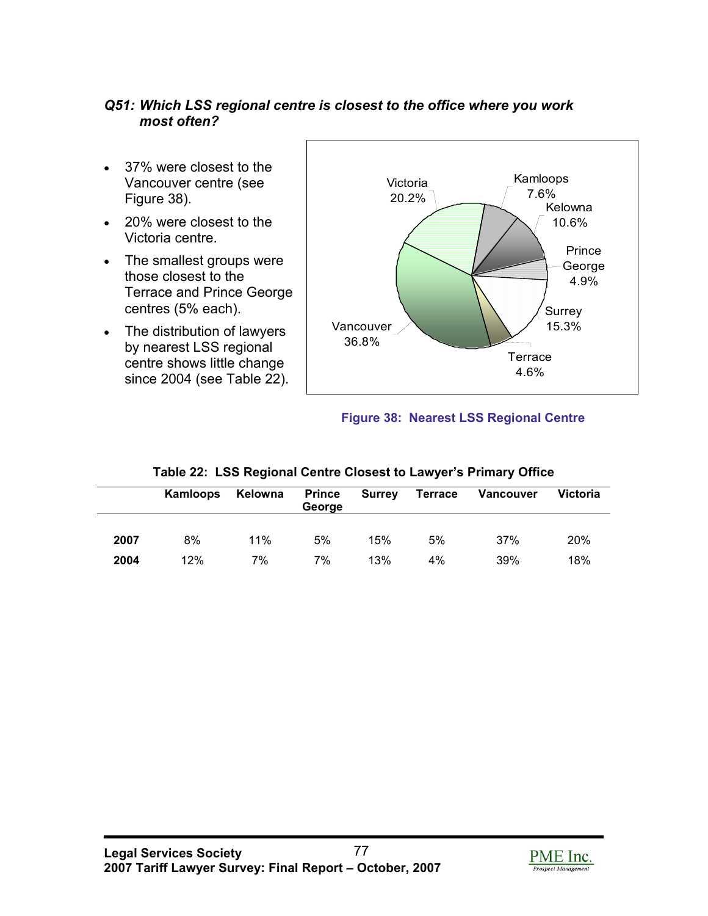***Q51: Which LSS regional centre is closest to the office where you work most often?***

- 37% were closest to the Vancouver centre (see Figure 38).
- 20% were closest to the Victoria centre.
- The smallest groups were those closest to the Terrace and Prince George centres (5% each).
- The distribution of lawyers by nearest LSS regional centre shows little change since 2004 (see Table 22).

Victoria 20.2%
Kamloops 7.6%
Kelowna 10.6%
Prince George 4.9%
Surrey 15.3%
Terrace 4.6%
Vancouver 36.8%

**Figure 38: Nearest LSS Regional Centre**

**Table 22: LSS Regional Centre Closest to Lawyer's Primary Office**

| | Kamloops | Kelowna | Prince George | Surrey | Terrace | Vancouver | Victoria |
|---|---|---|---|---|---|---|---|
| **2007** | 8% | 11% | 5% | 15% | 5% | 37% | 20% |
| **2004** | 12% | 7% | 7% | 13% | 4% | 39% | 18% |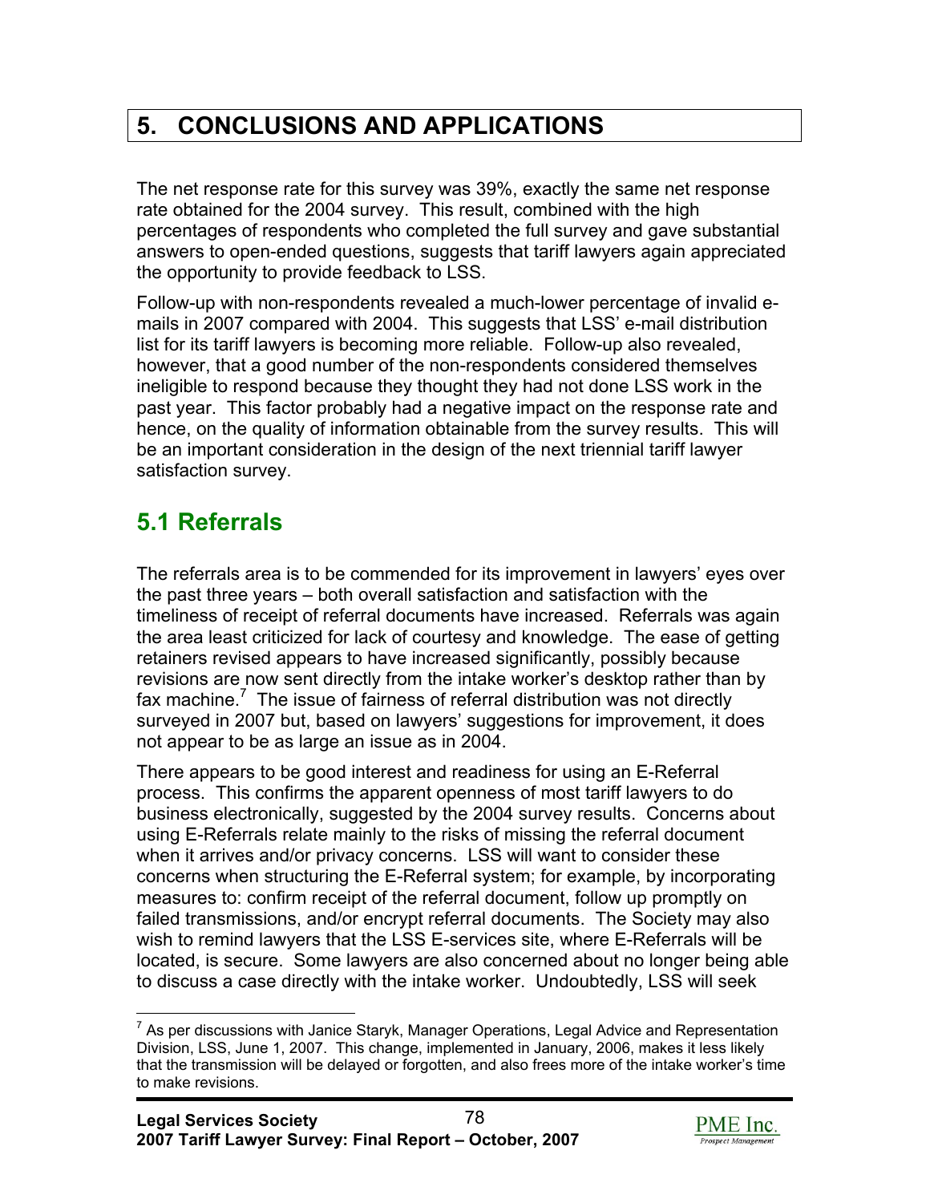# 5. CONCLUSIONS AND APPLICATIONS

The net response rate for this survey was 39%, exactly the same net response rate obtained for the 2004 survey. This result, combined with the high percentages of respondents who completed the full survey and gave substantial answers to open-ended questions, suggests that tariff lawyers again appreciated the opportunity to provide feedback to LSS.

Follow-up with non-respondents revealed a much-lower percentage of invalid e-mails in 2007 compared with 2004. This suggests that LSS' e-mail distribution list for its tariff lawyers is becoming more reliable. Follow-up also revealed, however, that a good number of the non-respondents considered themselves ineligible to respond because they thought they had not done LSS work in the past year. This factor probably had a negative impact on the response rate and hence, on the quality of information obtainable from the survey results. This will be an important consideration in the design of the next triennial tariff lawyer satisfaction survey.

## 5.1 Referrals

The referrals area is to be commended for its improvement in lawyers' eyes over the past three years – both overall satisfaction and satisfaction with the timeliness of receipt of referral documents have increased. Referrals was again the area least criticized for lack of courtesy and knowledge. The ease of getting retainers revised appears to have increased significantly, possibly because revisions are now sent directly from the intake worker's desktop rather than by fax machine.[7] The issue of fairness of referral distribution was not directly surveyed in 2007 but, based on lawyers' suggestions for improvement, it does not appear to be as large an issue as in 2004.

There appears to be good interest and readiness for using an E-Referral process. This confirms the apparent openness of most tariff lawyers to do business electronically, suggested by the 2004 survey results. Concerns about using E-Referrals relate mainly to the risks of missing the referral document when it arrives and/or privacy concerns. LSS will want to consider these concerns when structuring the E-Referral system; for example, by incorporating measures to: confirm receipt of the referral document, follow up promptly on failed transmissions, and/or encrypt referral documents. The Society may also wish to remind lawyers that the LSS E-services site, where E-Referrals will be located, is secure. Some lawyers are also concerned about no longer being able to discuss a case directly with the intake worker. Undoubtedly, LSS will seek

[7] As per discussions with Janice Staryk, Manager Operations, Legal Advice and Representation Division, LSS, June 1, 2007. This change, implemented in January, 2006, makes it less likely that the transmission will be delayed or forgotten, and also frees more of the intake worker's time to make revisions.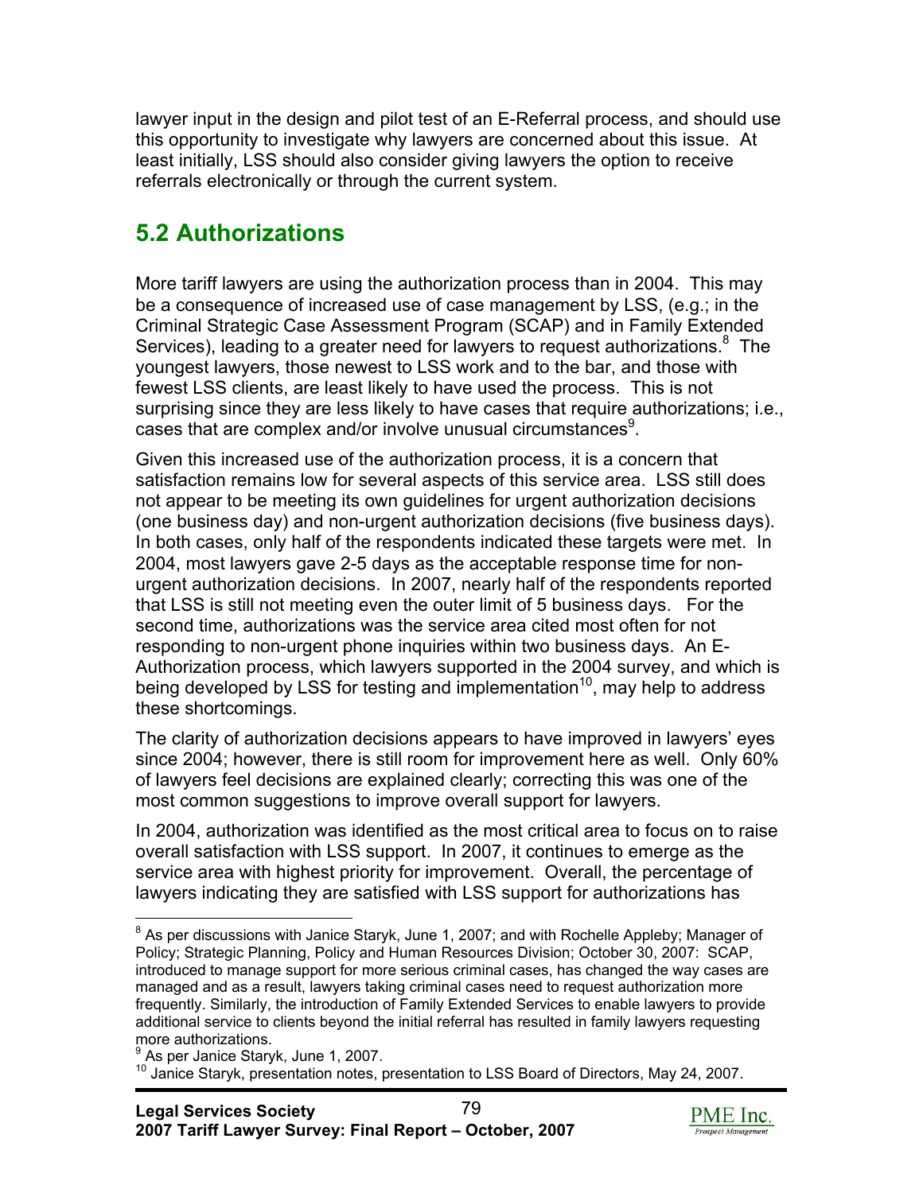lawyer input in the design and pilot test of an E-Referral process, and should use this opportunity to investigate why lawyers are concerned about this issue. At least initially, LSS should also consider giving lawyers the option to receive referrals electronically or through the current system.

## 5.2 Authorizations

More tariff lawyers are using the authorization process than in 2004. This may be a consequence of increased use of case management by LSS, (e.g.; in the Criminal Strategic Case Assessment Program (SCAP) and in Family Extended Services), leading to a greater need for lawyers to request authorizations.[8] The youngest lawyers, those newest to LSS work and to the bar, and those with fewest LSS clients, are least likely to have used the process. This is not surprising since they are less likely to have cases that require authorizations; i.e., cases that are complex and/or involve unusual circumstances[9].

Given this increased use of the authorization process, it is a concern that satisfaction remains low for several aspects of this service area. LSS still does not appear to be meeting its own guidelines for urgent authorization decisions (one business day) and non-urgent authorization decisions (five business days). In both cases, only half of the respondents indicated these targets were met. In 2004, most lawyers gave 2-5 days as the acceptable response time for non-urgent authorization decisions. In 2007, nearly half of the respondents reported that LSS is still not meeting even the outer limit of 5 business days. For the second time, authorizations was the service area cited most often for not responding to non-urgent phone inquiries within two business days. An E-Authorization process, which lawyers supported in the 2004 survey, and which is being developed by LSS for testing and implementation[10], may help to address these shortcomings.

The clarity of authorization decisions appears to have improved in lawyers' eyes since 2004; however, there is still room for improvement here as well. Only 60% of lawyers feel decisions are explained clearly; correcting this was one of the most common suggestions to improve overall support for lawyers.

In 2004, authorization was identified as the most critical area to focus on to raise overall satisfaction with LSS support. In 2007, it continues to emerge as the service area with highest priority for improvement. Overall, the percentage of lawyers indicating they are satisfied with LSS support for authorizations has

---

[8] As per discussions with Janice Staryk, June 1, 2007; and with Rochelle Appleby; Manager of Policy; Strategic Planning, Policy and Human Resources Division; October 30, 2007: SCAP, introduced to manage support for more serious criminal cases, has changed the way cases are managed and as a result, lawyers taking criminal cases need to request authorization more frequently. Similarly, the introduction of Family Extended Services to enable lawyers to provide additional service to clients beyond the initial referral has resulted in family lawyers requesting more authorizations.

[9] As per Janice Staryk, June 1, 2007.

[10] Janice Staryk, presentation notes, presentation to LSS Board of Directors, May 24, 2007.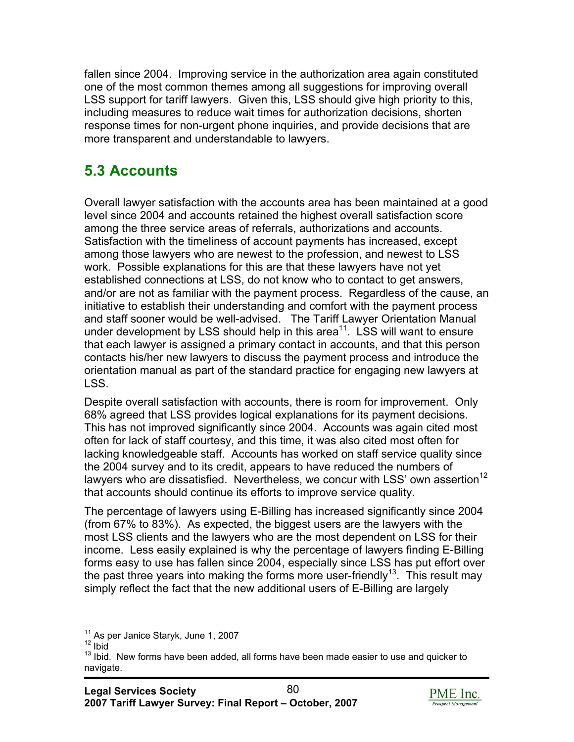fallen since 2004. Improving service in the authorization area again constituted one of the most common themes among all suggestions for improving overall LSS support for tariff lawyers. Given this, LSS should give high priority to this, including measures to reduce wait times for authorization decisions, shorten response times for non-urgent phone inquiries, and provide decisions that are more transparent and understandable to lawyers.

## 5.3 Accounts

Overall lawyer satisfaction with the accounts area has been maintained at a good level since 2004 and accounts retained the highest overall satisfaction score among the three service areas of referrals, authorizations and accounts. Satisfaction with the timeliness of account payments has increased, except among those lawyers who are newest to the profession, and newest to LSS work. Possible explanations for this are that these lawyers have not yet established connections at LSS, do not know who to contact to get answers, and/or are not as familiar with the payment process. Regardless of the cause, an initiative to establish their understanding and comfort with the payment process and staff sooner would be well-advised. The Tariff Lawyer Orientation Manual under development by LSS should help in this area[11]. LSS will want to ensure that each lawyer is assigned a primary contact in accounts, and that this person contacts his/her new lawyers to discuss the payment process and introduce the orientation manual as part of the standard practice for engaging new lawyers at LSS.

Despite overall satisfaction with accounts, there is room for improvement. Only 68% agreed that LSS provides logical explanations for its payment decisions. This has not improved significantly since 2004. Accounts was again cited most often for lack of staff courtesy, and this time, it was also cited most often for lacking knowledgeable staff. Accounts has worked on staff service quality since the 2004 survey and to its credit, appears to have reduced the numbers of lawyers who are dissatisfied. Nevertheless, we concur with LSS' own assertion[12] that accounts should continue its efforts to improve service quality.

The percentage of lawyers using E-Billing has increased significantly since 2004 (from 67% to 83%). As expected, the biggest users are the lawyers with the most LSS clients and the lawyers who are the most dependent on LSS for their income. Less easily explained is why the percentage of lawyers finding E-Billing forms easy to use has fallen since 2004, especially since LSS has put effort over the past three years into making the forms more user-friendly[13]. This result may simply reflect the fact that the new additional users of E-Billing are largely

---

[11] As per Janice Staryk, June 1, 2007

[12] Ibid

[13] Ibid. New forms have been added, all forms have been made easier to use and quicker to navigate.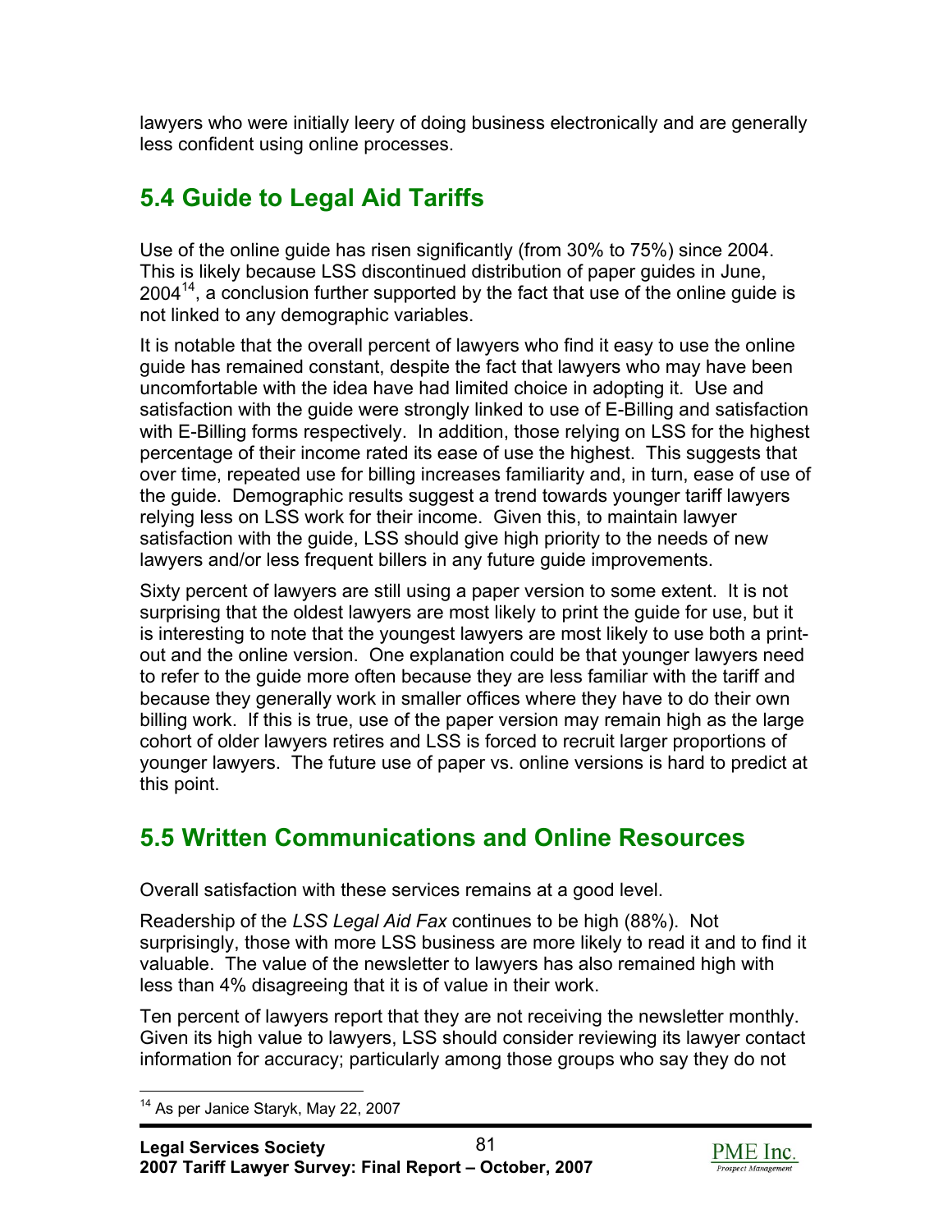lawyers who were initially leery of doing business electronically and are generally less confident using online processes.

## 5.4 Guide to Legal Aid Tariffs

Use of the online guide has risen significantly (from 30% to 75%) since 2004. This is likely because LSS discontinued distribution of paper guides in June, 2004[14], a conclusion further supported by the fact that use of the online guide is not linked to any demographic variables.

It is notable that the overall percent of lawyers who find it easy to use the online guide has remained constant, despite the fact that lawyers who may have been uncomfortable with the idea have had limited choice in adopting it. Use and satisfaction with the guide were strongly linked to use of E-Billing and satisfaction with E-Billing forms respectively. In addition, those relying on LSS for the highest percentage of their income rated its ease of use the highest. This suggests that over time, repeated use for billing increases familiarity and, in turn, ease of use of the guide. Demographic results suggest a trend towards younger tariff lawyers relying less on LSS work for their income. Given this, to maintain lawyer satisfaction with the guide, LSS should give high priority to the needs of new lawyers and/or less frequent billers in any future guide improvements.

Sixty percent of lawyers are still using a paper version to some extent. It is not surprising that the oldest lawyers are most likely to print the guide for use, but it is interesting to note that the youngest lawyers are most likely to use both a print-out and the online version. One explanation could be that younger lawyers need to refer to the guide more often because they are less familiar with the tariff and because they generally work in smaller offices where they have to do their own billing work. If this is true, use of the paper version may remain high as the large cohort of older lawyers retires and LSS is forced to recruit larger proportions of younger lawyers. The future use of paper vs. online versions is hard to predict at this point.

## 5.5 Written Communications and Online Resources

Overall satisfaction with these services remains at a good level.

Readership of the *LSS Legal Aid Fax* continues to be high (88%). Not surprisingly, those with more LSS business are more likely to read it and to find it valuable. The value of the newsletter to lawyers has also remained high with less than 4% disagreeing that it is of value in their work.

Ten percent of lawyers report that they are not receiving the newsletter monthly. Given its high value to lawyers, LSS should consider reviewing its lawyer contact information for accuracy; particularly among those groups who say they do not

[14] As per Janice Staryk, May 22, 2007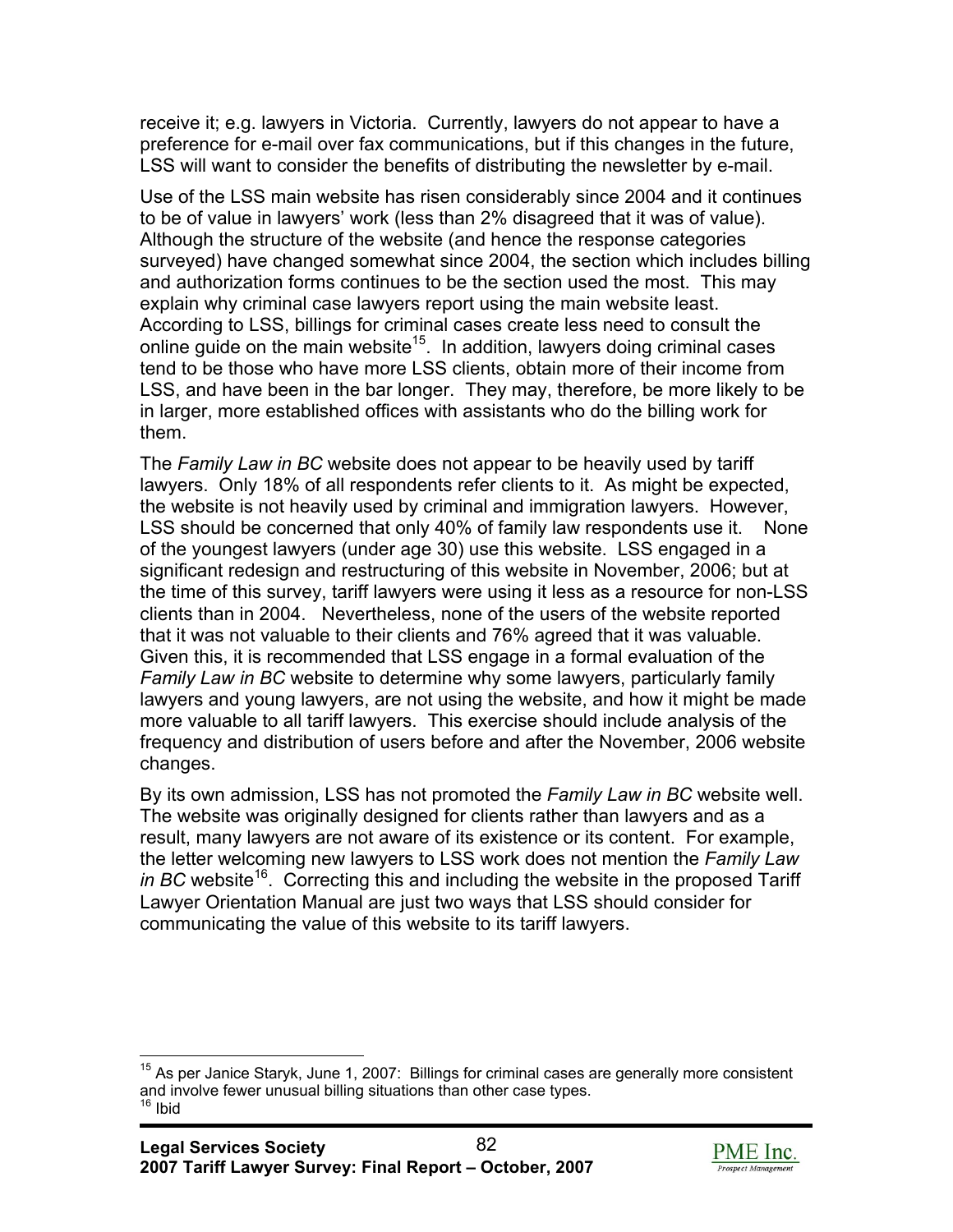receive it; e.g. lawyers in Victoria. Currently, lawyers do not appear to have a preference for e-mail over fax communications, but if this changes in the future, LSS will want to consider the benefits of distributing the newsletter by e-mail.

Use of the LSS main website has risen considerably since 2004 and it continues to be of value in lawyers' work (less than 2% disagreed that it was of value). Although the structure of the website (and hence the response categories surveyed) have changed somewhat since 2004, the section which includes billing and authorization forms continues to be the section used the most. This may explain why criminal case lawyers report using the main website least. According to LSS, billings for criminal cases create less need to consult the online guide on the main website[15]. In addition, lawyers doing criminal cases tend to be those who have more LSS clients, obtain more of their income from LSS, and have been in the bar longer. They may, therefore, be more likely to be in larger, more established offices with assistants who do the billing work for them.

The *Family Law in BC* website does not appear to be heavily used by tariff lawyers. Only 18% of all respondents refer clients to it. As might be expected, the website is not heavily used by criminal and immigration lawyers. However, LSS should be concerned that only 40% of family law respondents use it. None of the youngest lawyers (under age 30) use this website. LSS engaged in a significant redesign and restructuring of this website in November, 2006; but at the time of this survey, tariff lawyers were using it less as a resource for non-LSS clients than in 2004. Nevertheless, none of the users of the website reported that it was not valuable to their clients and 76% agreed that it was valuable. Given this, it is recommended that LSS engage in a formal evaluation of the *Family Law in BC* website to determine why some lawyers, particularly family lawyers and young lawyers, are not using the website, and how it might be made more valuable to all tariff lawyers. This exercise should include analysis of the frequency and distribution of users before and after the November, 2006 website changes.

By its own admission, LSS has not promoted the *Family Law in BC* website well. The website was originally designed for clients rather than lawyers and as a result, many lawyers are not aware of its existence or its content. For example, the letter welcoming new lawyers to LSS work does not mention the *Family Law in BC* website[16]. Correcting this and including the website in the proposed Tariff Lawyer Orientation Manual are just two ways that LSS should consider for communicating the value of this website to its tariff lawyers.

---

[15] As per Janice Staryk, June 1, 2007: Billings for criminal cases are generally more consistent and involve fewer unusual billing situations than other case types.
[16] Ibid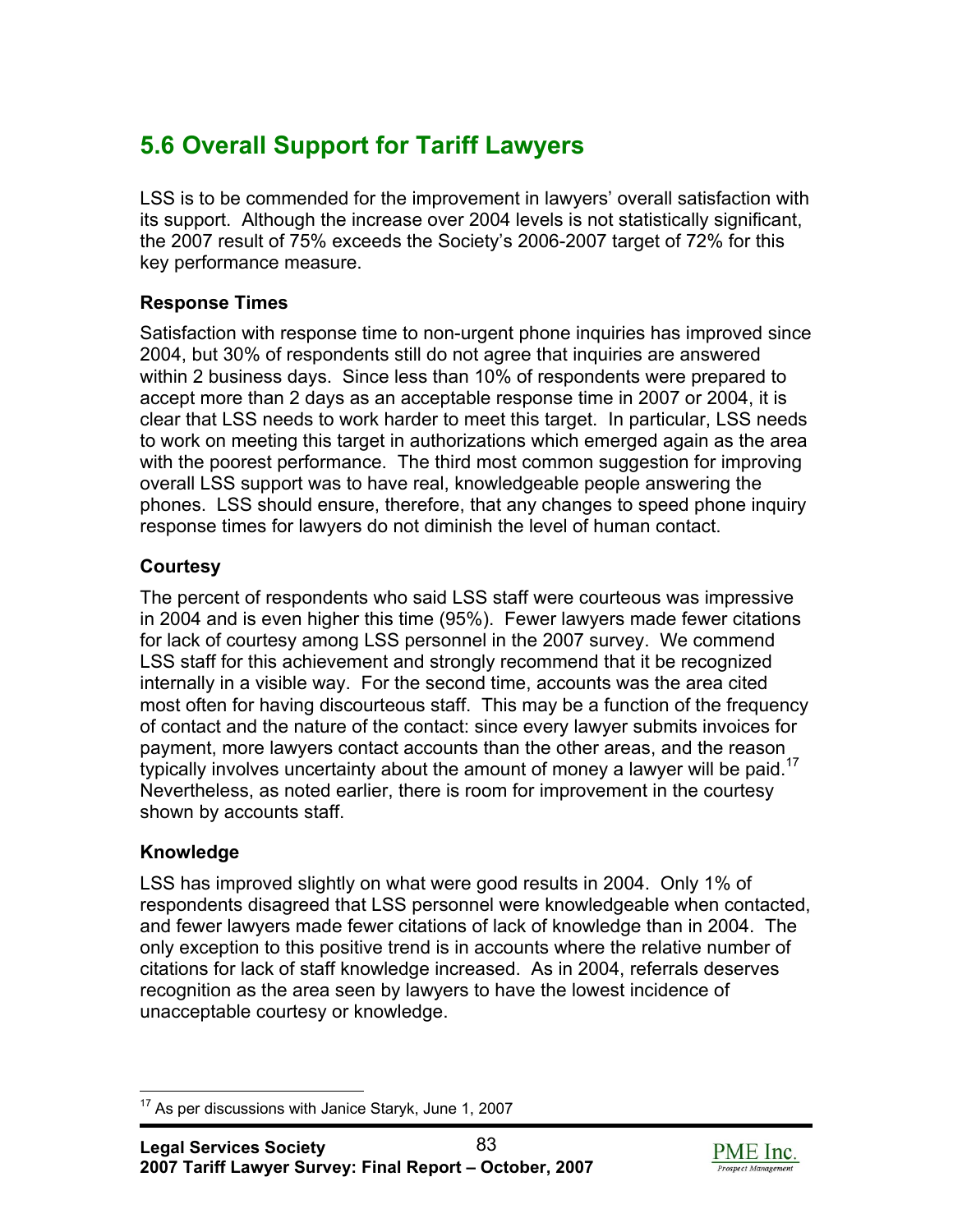## 5.6 Overall Support for Tariff Lawyers

LSS is to be commended for the improvement in lawyers' overall satisfaction with its support. Although the increase over 2004 levels is not statistically significant, the 2007 result of 75% exceeds the Society's 2006-2007 target of 72% for this key performance measure.

### Response Times

Satisfaction with response time to non-urgent phone inquiries has improved since 2004, but 30% of respondents still do not agree that inquiries are answered within 2 business days. Since less than 10% of respondents were prepared to accept more than 2 days as an acceptable response time in 2007 or 2004, it is clear that LSS needs to work harder to meet this target. In particular, LSS needs to work on meeting this target in authorizations which emerged again as the area with the poorest performance. The third most common suggestion for improving overall LSS support was to have real, knowledgeable people answering the phones. LSS should ensure, therefore, that any changes to speed phone inquiry response times for lawyers do not diminish the level of human contact.

### Courtesy

The percent of respondents who said LSS staff were courteous was impressive in 2004 and is even higher this time (95%). Fewer lawyers made fewer citations for lack of courtesy among LSS personnel in the 2007 survey. We commend LSS staff for this achievement and strongly recommend that it be recognized internally in a visible way. For the second time, accounts was the area cited most often for having discourteous staff. This may be a function of the frequency of contact and the nature of the contact: since every lawyer submits invoices for payment, more lawyers contact accounts than the other areas, and the reason typically involves uncertainty about the amount of money a lawyer will be paid.[17] Nevertheless, as noted earlier, there is room for improvement in the courtesy shown by accounts staff.

### Knowledge

LSS has improved slightly on what were good results in 2004. Only 1% of respondents disagreed that LSS personnel were knowledgeable when contacted, and fewer lawyers made fewer citations of lack of knowledge than in 2004. The only exception to this positive trend is in accounts where the relative number of citations for lack of staff knowledge increased. As in 2004, referrals deserves recognition as the area seen by lawyers to have the lowest incidence of unacceptable courtesy or knowledge.

---

[17] As per discussions with Janice Staryk, June 1, 2007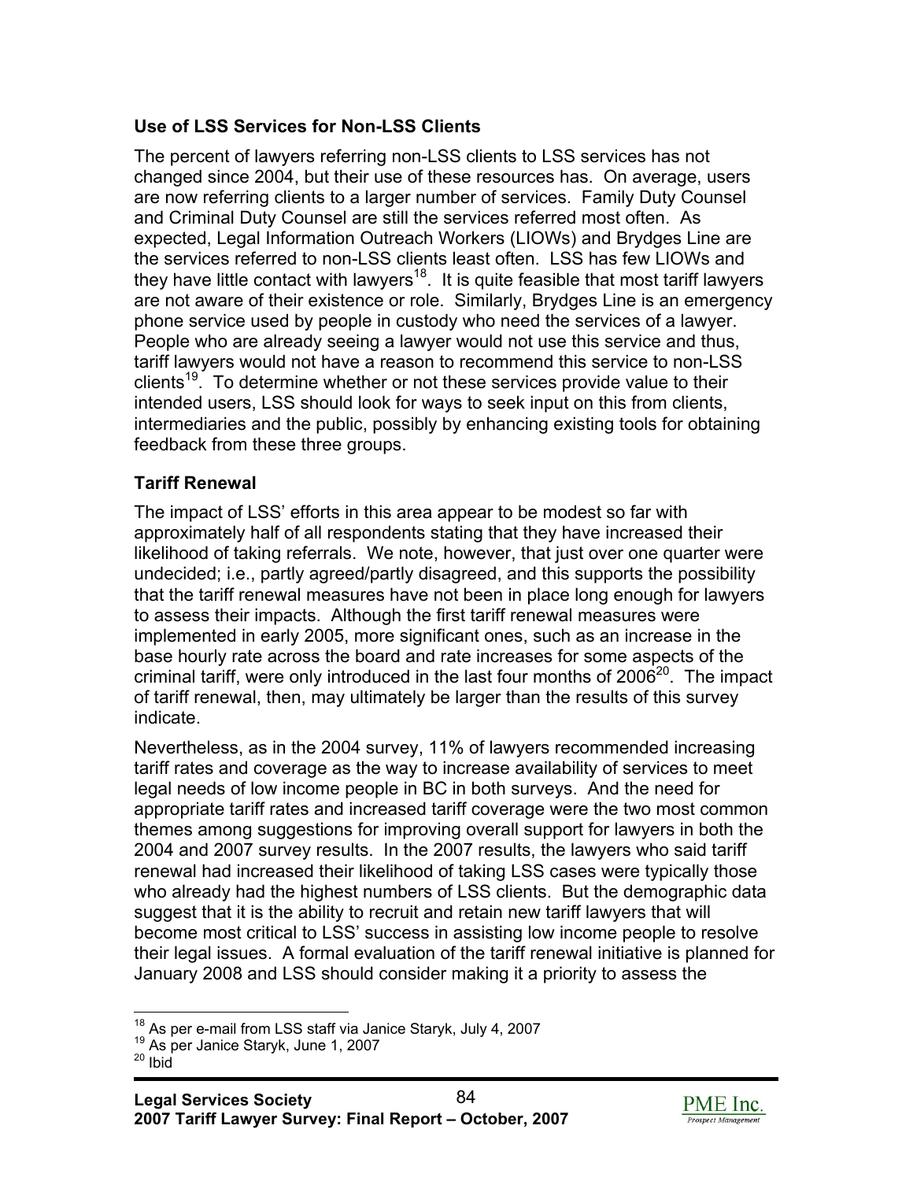### Use of LSS Services for Non-LSS Clients

The percent of lawyers referring non-LSS clients to LSS services has not changed since 2004, but their use of these resources has. On average, users are now referring clients to a larger number of services. Family Duty Counsel and Criminal Duty Counsel are still the services referred most often. As expected, Legal Information Outreach Workers (LIOWs) and Brydges Line are the services referred to non-LSS clients least often. LSS has few LIOWs and they have little contact with lawyers[18]. It is quite feasible that most tariff lawyers are not aware of their existence or role. Similarly, Brydges Line is an emergency phone service used by people in custody who need the services of a lawyer. People who are already seeing a lawyer would not use this service and thus, tariff lawyers would not have a reason to recommend this service to non-LSS clients[19]. To determine whether or not these services provide value to their intended users, LSS should look for ways to seek input on this from clients, intermediaries and the public, possibly by enhancing existing tools for obtaining feedback from these three groups.

### Tariff Renewal

The impact of LSS' efforts in this area appear to be modest so far with approximately half of all respondents stating that they have increased their likelihood of taking referrals. We note, however, that just over one quarter were undecided; i.e., partly agreed/partly disagreed, and this supports the possibility that the tariff renewal measures have not been in place long enough for lawyers to assess their impacts. Although the first tariff renewal measures were implemented in early 2005, more significant ones, such as an increase in the base hourly rate across the board and rate increases for some aspects of the criminal tariff, were only introduced in the last four months of 2006[20]. The impact of tariff renewal, then, may ultimately be larger than the results of this survey indicate.

Nevertheless, as in the 2004 survey, 11% of lawyers recommended increasing tariff rates and coverage as the way to increase availability of services to meet legal needs of low income people in BC in both surveys. And the need for appropriate tariff rates and increased tariff coverage were the two most common themes among suggestions for improving overall support for lawyers in both the 2004 and 2007 survey results. In the 2007 results, the lawyers who said tariff renewal had increased their likelihood of taking LSS cases were typically those who already had the highest numbers of LSS clients. But the demographic data suggest that it is the ability to recruit and retain new tariff lawyers that will become most critical to LSS' success in assisting low income people to resolve their legal issues. A formal evaluation of the tariff renewal initiative is planned for January 2008 and LSS should consider making it a priority to assess the

---

[18] As per e-mail from LSS staff via Janice Staryk, July 4, 2007

[19] As per Janice Staryk, June 1, 2007

[20] Ibid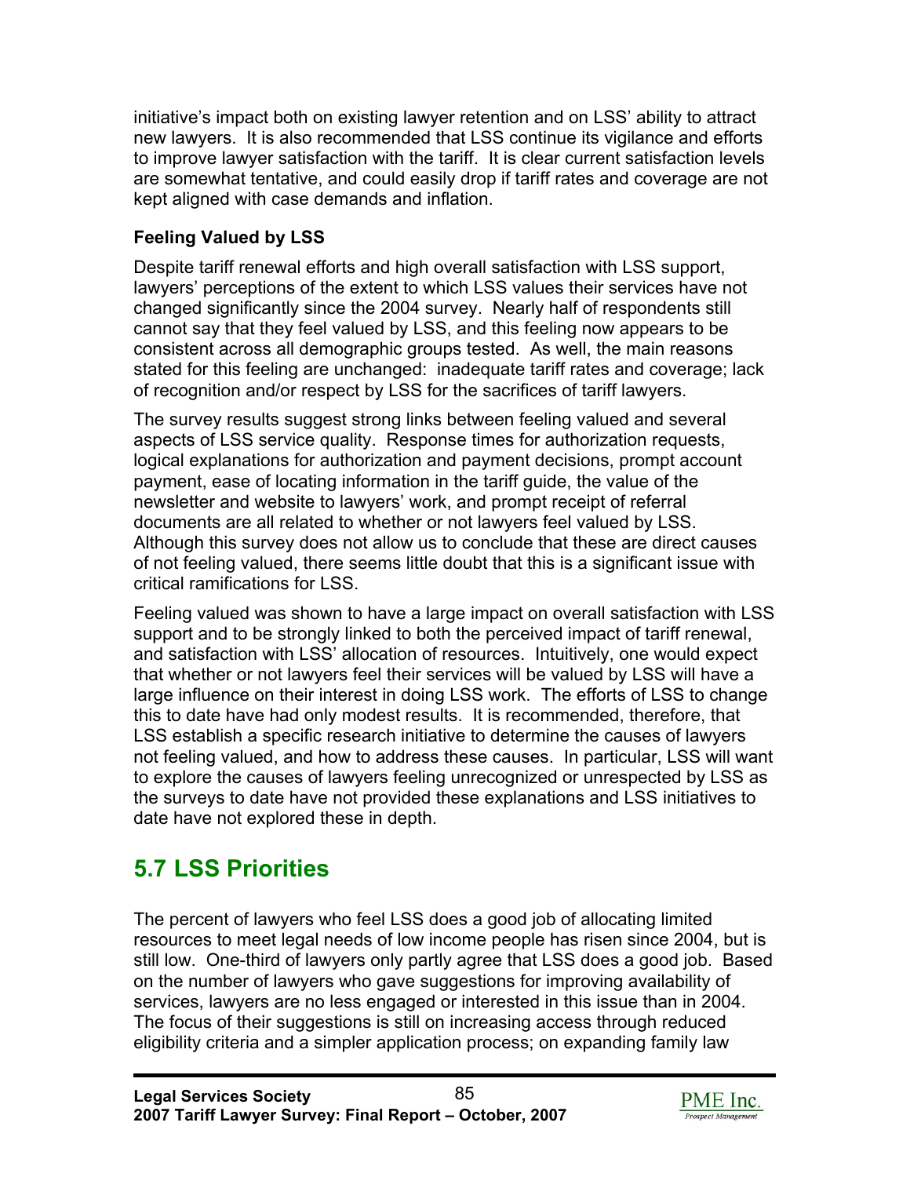initiative's impact both on existing lawyer retention and on LSS' ability to attract new lawyers. It is also recommended that LSS continue its vigilance and efforts to improve lawyer satisfaction with the tariff. It is clear current satisfaction levels are somewhat tentative, and could easily drop if tariff rates and coverage are not kept aligned with case demands and inflation.

### Feeling Valued by LSS

Despite tariff renewal efforts and high overall satisfaction with LSS support, lawyers' perceptions of the extent to which LSS values their services have not changed significantly since the 2004 survey. Nearly half of respondents still cannot say that they feel valued by LSS, and this feeling now appears to be consistent across all demographic groups tested. As well, the main reasons stated for this feeling are unchanged: inadequate tariff rates and coverage; lack of recognition and/or respect by LSS for the sacrifices of tariff lawyers.

The survey results suggest strong links between feeling valued and several aspects of LSS service quality. Response times for authorization requests, logical explanations for authorization and payment decisions, prompt account payment, ease of locating information in the tariff guide, the value of the newsletter and website to lawyers' work, and prompt receipt of referral documents are all related to whether or not lawyers feel valued by LSS. Although this survey does not allow us to conclude that these are direct causes of not feeling valued, there seems little doubt that this is a significant issue with critical ramifications for LSS.

Feeling valued was shown to have a large impact on overall satisfaction with LSS support and to be strongly linked to both the perceived impact of tariff renewal, and satisfaction with LSS' allocation of resources. Intuitively, one would expect that whether or not lawyers feel their services will be valued by LSS will have a large influence on their interest in doing LSS work. The efforts of LSS to change this to date have had only modest results. It is recommended, therefore, that LSS establish a specific research initiative to determine the causes of lawyers not feeling valued, and how to address these causes. In particular, LSS will want to explore the causes of lawyers feeling unrecognized or unrespected by LSS as the surveys to date have not provided these explanations and LSS initiatives to date have not explored these in depth.

## 5.7 LSS Priorities

The percent of lawyers who feel LSS does a good job of allocating limited resources to meet legal needs of low income people has risen since 2004, but is still low. One-third of lawyers only partly agree that LSS does a good job. Based on the number of lawyers who gave suggestions for improving availability of services, lawyers are no less engaged or interested in this issue than in 2004. The focus of their suggestions is still on increasing access through reduced eligibility criteria and a simpler application process; on expanding family law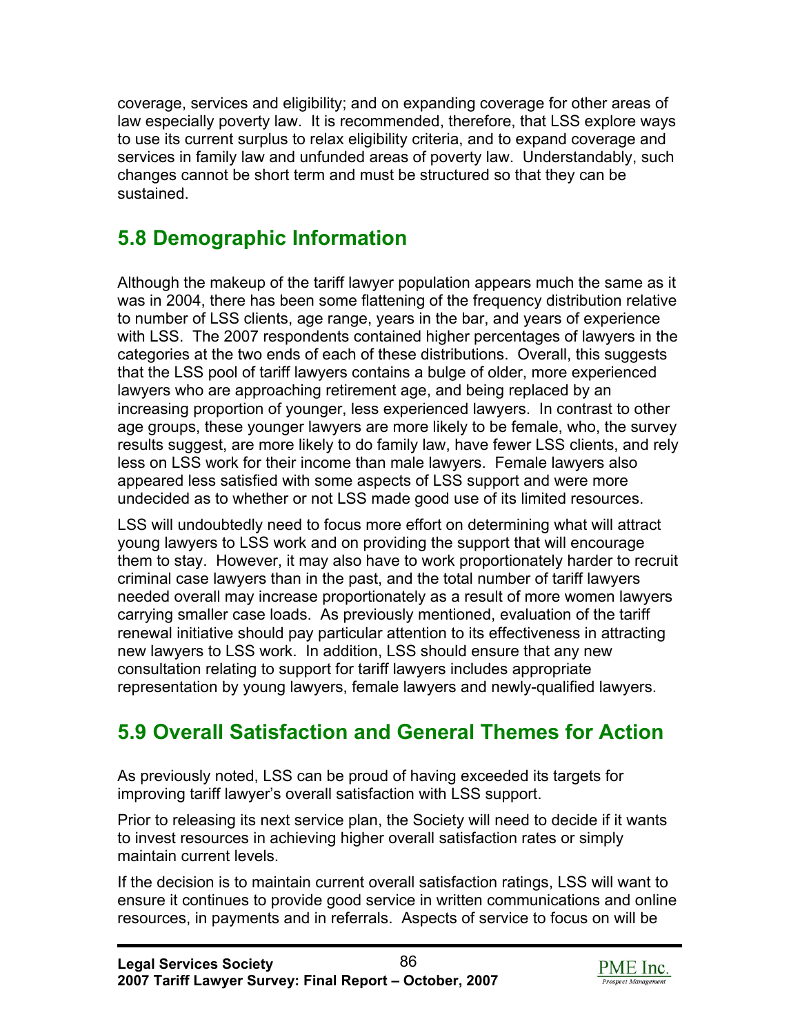coverage, services and eligibility; and on expanding coverage for other areas of law especially poverty law. It is recommended, therefore, that LSS explore ways to use its current surplus to relax eligibility criteria, and to expand coverage and services in family law and unfunded areas of poverty law. Understandably, such changes cannot be short term and must be structured so that they can be sustained.

## 5.8 Demographic Information

Although the makeup of the tariff lawyer population appears much the same as it was in 2004, there has been some flattening of the frequency distribution relative to number of LSS clients, age range, years in the bar, and years of experience with LSS. The 2007 respondents contained higher percentages of lawyers in the categories at the two ends of each of these distributions. Overall, this suggests that the LSS pool of tariff lawyers contains a bulge of older, more experienced lawyers who are approaching retirement age, and being replaced by an increasing proportion of younger, less experienced lawyers. In contrast to other age groups, these younger lawyers are more likely to be female, who, the survey results suggest, are more likely to do family law, have fewer LSS clients, and rely less on LSS work for their income than male lawyers. Female lawyers also appeared less satisfied with some aspects of LSS support and were more undecided as to whether or not LSS made good use of its limited resources.

LSS will undoubtedly need to focus more effort on determining what will attract young lawyers to LSS work and on providing the support that will encourage them to stay. However, it may also have to work proportionately harder to recruit criminal case lawyers than in the past, and the total number of tariff lawyers needed overall may increase proportionately as a result of more women lawyers carrying smaller case loads. As previously mentioned, evaluation of the tariff renewal initiative should pay particular attention to its effectiveness in attracting new lawyers to LSS work. In addition, LSS should ensure that any new consultation relating to support for tariff lawyers includes appropriate representation by young lawyers, female lawyers and newly-qualified lawyers.

## 5.9 Overall Satisfaction and General Themes for Action

As previously noted, LSS can be proud of having exceeded its targets for improving tariff lawyer's overall satisfaction with LSS support.

Prior to releasing its next service plan, the Society will need to decide if it wants to invest resources in achieving higher overall satisfaction rates or simply maintain current levels.

If the decision is to maintain current overall satisfaction ratings, LSS will want to ensure it continues to provide good service in written communications and online resources, in payments and in referrals. Aspects of service to focus on will be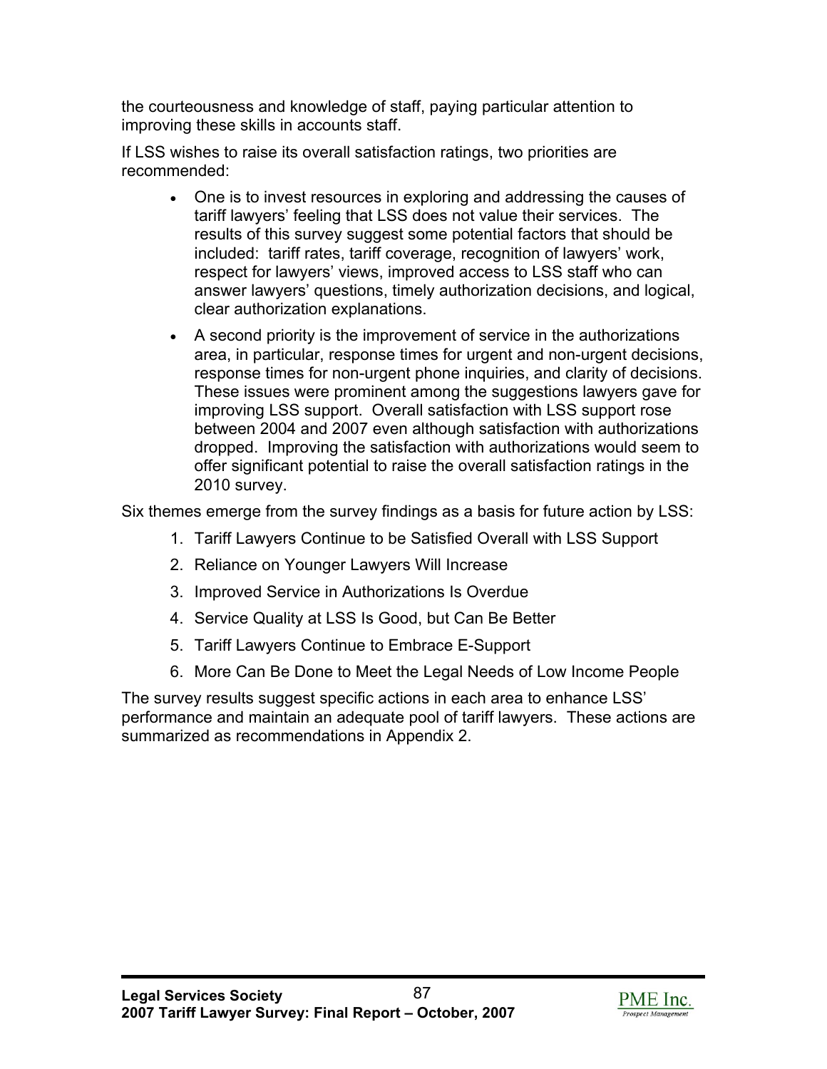the courteousness and knowledge of staff, paying particular attention to improving these skills in accounts staff.

If LSS wishes to raise its overall satisfaction ratings, two priorities are recommended:

- One is to invest resources in exploring and addressing the causes of tariff lawyers' feeling that LSS does not value their services. The results of this survey suggest some potential factors that should be included: tariff rates, tariff coverage, recognition of lawyers' work, respect for lawyers' views, improved access to LSS staff who can answer lawyers' questions, timely authorization decisions, and logical, clear authorization explanations.
- A second priority is the improvement of service in the authorizations area, in particular, response times for urgent and non-urgent decisions, response times for non-urgent phone inquiries, and clarity of decisions. These issues were prominent among the suggestions lawyers gave for improving LSS support. Overall satisfaction with LSS support rose between 2004 and 2007 even although satisfaction with authorizations dropped. Improving the satisfaction with authorizations would seem to offer significant potential to raise the overall satisfaction ratings in the 2010 survey.

Six themes emerge from the survey findings as a basis for future action by LSS:

1. Tariff Lawyers Continue to be Satisfied Overall with LSS Support
2. Reliance on Younger Lawyers Will Increase
3. Improved Service in Authorizations Is Overdue
4. Service Quality at LSS Is Good, but Can Be Better
5. Tariff Lawyers Continue to Embrace E-Support
6. More Can Be Done to Meet the Legal Needs of Low Income People

The survey results suggest specific actions in each area to enhance LSS' performance and maintain an adequate pool of tariff lawyers. These actions are summarized as recommendations in Appendix 2.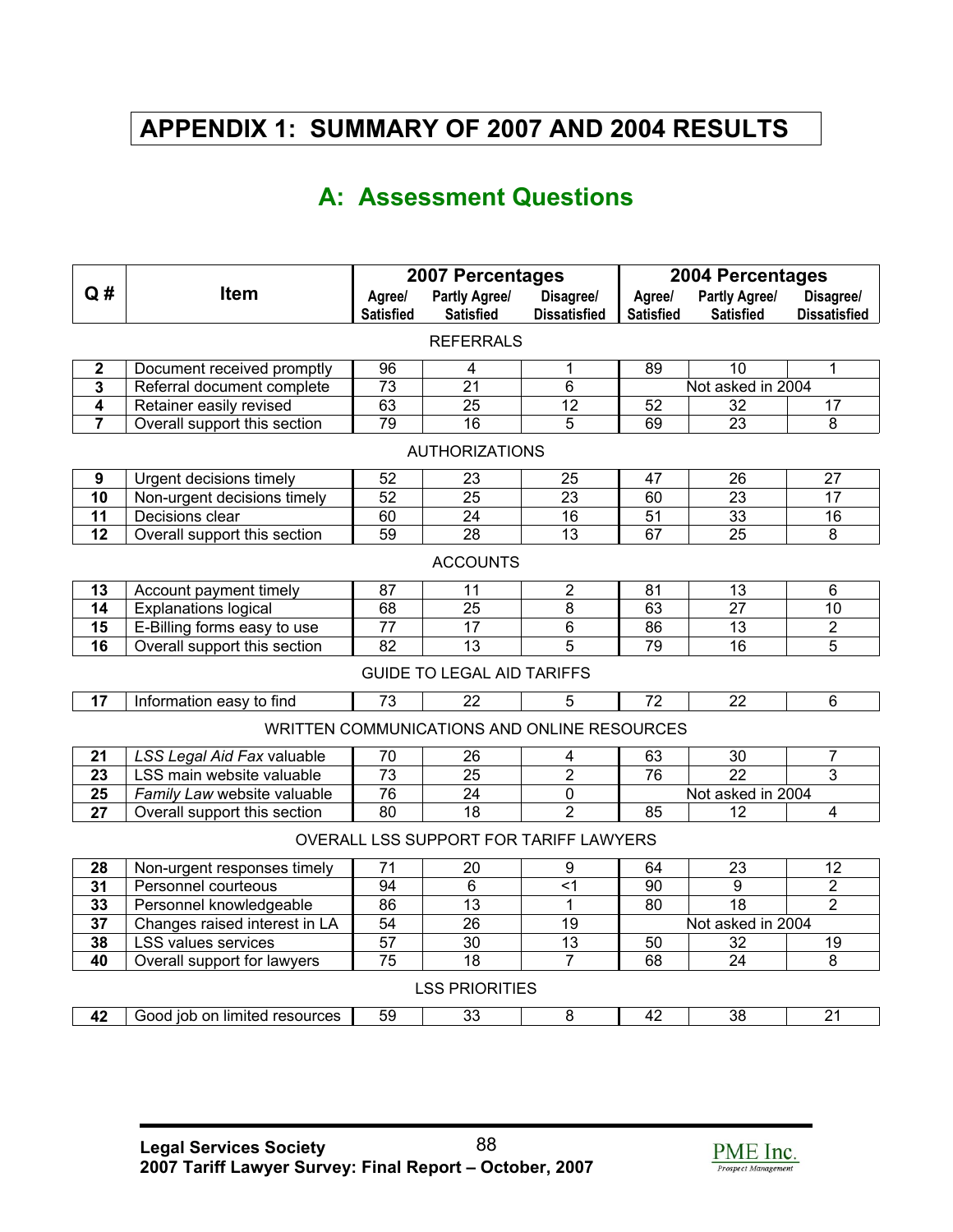# APPENDIX 1: SUMMARY OF 2007 AND 2004 RESULTS

## A: Assessment Questions

| Q # | Item | 2007 Percentages | | | 2004 Percentages | | |
|---|---|---|---|---|---|---|---|
| | | Agree/ Satisfied | Partly Agree/ Satisfied | Disagree/ Dissatisfied | Agree/ Satisfied | Partly Agree/ Satisfied | Disagree/ Dissatisfied |
| | REFERRALS | | | | | | |
| 2 | Document received promptly | 96 | 4 | 1 | 89 | 10 | 1 |
| 3 | Referral document complete | 73 | 21 | 6 | Not asked in 2004 | | |
| 4 | Retainer easily revised | 63 | 25 | 12 | 52 | 32 | 17 |
| 7 | Overall support this section | 79 | 16 | 5 | 69 | 23 | 8 |
| | AUTHORIZATIONS | | | | | | |
| 9 | Urgent decisions timely | 52 | 23 | 25 | 47 | 26 | 27 |
| 10 | Non-urgent decisions timely | 52 | 25 | 23 | 60 | 23 | 17 |
| 11 | Decisions clear | 60 | 24 | 16 | 51 | 33 | 16 |
| 12 | Overall support this section | 59 | 28 | 13 | 67 | 25 | 8 |
| | ACCOUNTS | | | | | | |
| 13 | Account payment timely | 87 | 11 | 2 | 81 | 13 | 6 |
| 14 | Explanations logical | 68 | 25 | 8 | 63 | 27 | 10 |
| 15 | E-Billing forms easy to use | 77 | 17 | 6 | 86 | 13 | 2 |
| 16 | Overall support this section | 82 | 13 | 5 | 79 | 16 | 5 |
| | GUIDE TO LEGAL AID TARIFFS | | | | | | |
| 17 | Information easy to find | 73 | 22 | 5 | 72 | 22 | 6 |
| | WRITTEN COMMUNICATIONS AND ONLINE RESOURCES | | | | | | |
| 21 | *LSS Legal Aid Fax* valuable | 70 | 26 | 4 | 63 | 30 | 7 |
| 23 | LSS main website valuable | 73 | 25 | 2 | 76 | 22 | 3 |
| 25 | *Family Law* website valuable | 76 | 24 | 0 | Not asked in 2004 | | |
| 27 | Overall support this section | 80 | 18 | 2 | 85 | 12 | 4 |
| | OVERALL LSS SUPPORT FOR TARIFF LAWYERS | | | | | | |
| 28 | Non-urgent responses timely | 71 | 20 | 9 | 64 | 23 | 12 |
| 31 | Personnel courteous | 94 | 6 | <1 | 90 | 9 | 2 |
| 33 | Personnel knowledgeable | 86 | 13 | 1 | 80 | 18 | 2 |
| 37 | Changes raised interest in LA | 54 | 26 | 19 | Not asked in 2004 | | |
| 38 | LSS values services | 57 | 30 | 13 | 50 | 32 | 19 |
| 40 | Overall support for lawyers | 75 | 18 | 7 | 68 | 24 | 8 |
| | LSS PRIORITIES | | | | | | |
| 42 | Good job on limited resources | 59 | 33 | 8 | 42 | 38 | 21 |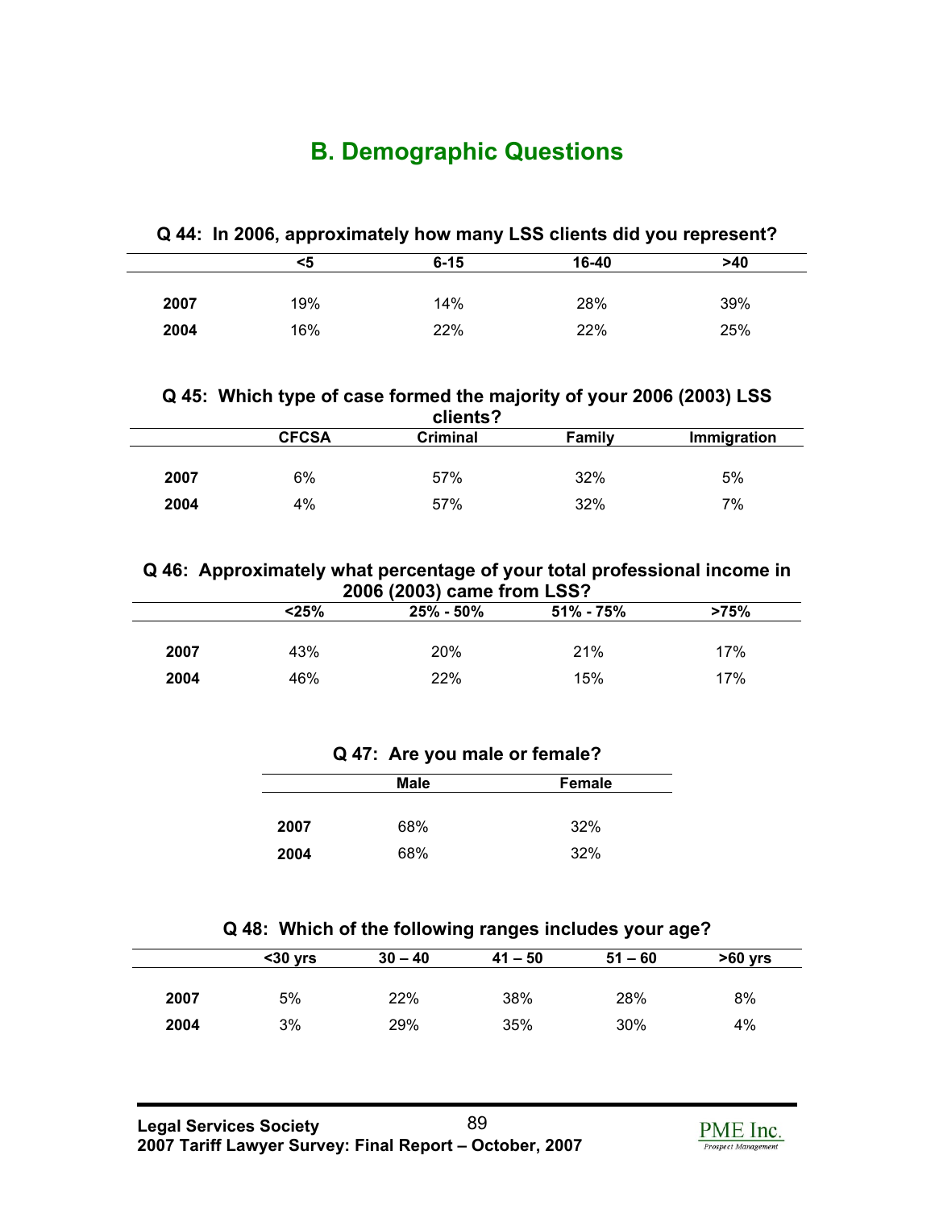## B. Demographic Questions

**Q 44: In 2006, approximately how many LSS clients did you represent?**

| | <5 | 6-15 | 16-40 | >40 |
|---|---|---|---|---|
| **2007** | 19% | 14% | 28% | 39% |
| **2004** | 16% | 22% | 22% | 25% |

**Q 45: Which type of case formed the majority of your 2006 (2003) LSS clients?**

| | CFCSA | Criminal | Family | Immigration |
|---|---|---|---|---|
| **2007** | 6% | 57% | 32% | 5% |
| **2004** | 4% | 57% | 32% | 7% |

**Q 46: Approximately what percentage of your total professional income in 2006 (2003) came from LSS?**

| | <25% | 25% - 50% | 51% - 75% | >75% |
|---|---|---|---|---|
| **2007** | 43% | 20% | 21% | 17% |
| **2004** | 46% | 22% | 15% | 17% |

**Q 47: Are you male or female?**

| | Male | Female |
|---|---|---|
| **2007** | 68% | 32% |
| **2004** | 68% | 32% |

**Q 48: Which of the following ranges includes your age?**

| | <30 yrs | 30 – 40 | 41 – 50 | 51 – 60 | >60 yrs |
|---|---|---|---|---|---|
| **2007** | 5% | 22% | 38% | 28% | 8% |
| **2004** | 3% | 29% | 35% | 30% | 4% |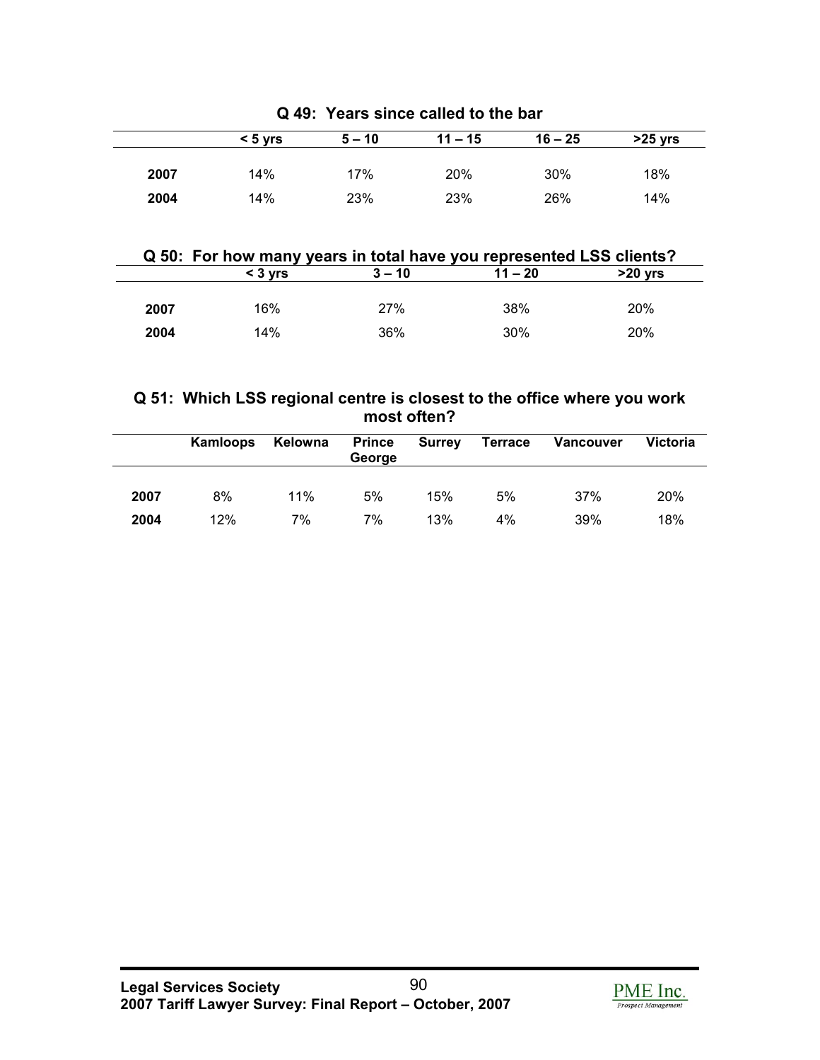### Q 49: Years since called to the bar

| | < 5 yrs | 5 – 10 | 11 – 15 | 16 – 25 | >25 yrs |
|---|---|---|---|---|---|
| **2007** | 14% | 17% | 20% | 30% | 18% |
| **2004** | 14% | 23% | 23% | 26% | 14% |

### Q 50: For how many years in total have you represented LSS clients?

| | < 3 yrs | 3 – 10 | 11 – 20 | >20 yrs |
|---|---|---|---|---|
| **2007** | 16% | 27% | 38% | 20% |
| **2004** | 14% | 36% | 30% | 20% |

### Q 51: Which LSS regional centre is closest to the office where you work most often?

| | Kamloops | Kelowna | Prince George | Surrey | Terrace | Vancouver | Victoria |
|---|---|---|---|---|---|---|---|
| **2007** | 8% | 11% | 5% | 15% | 5% | 37% | 20% |
| **2004** | 12% | 7% | 7% | 13% | 4% | 39% | 18% |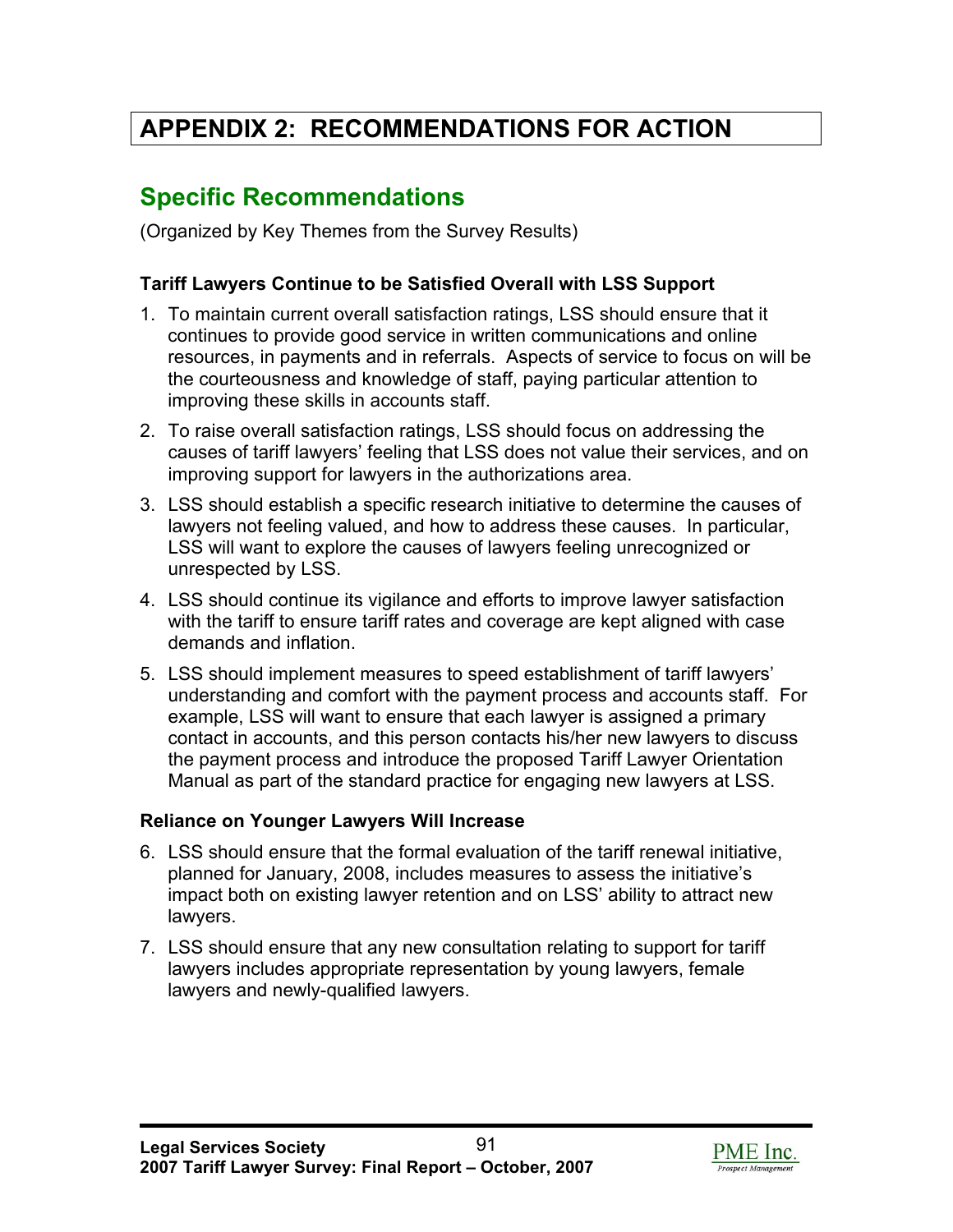# APPENDIX 2: RECOMMENDATIONS FOR ACTION

## Specific Recommendations

(Organized by Key Themes from the Survey Results)

**Tariff Lawyers Continue to be Satisfied Overall with LSS Support**

1. To maintain current overall satisfaction ratings, LSS should ensure that it continues to provide good service in written communications and online resources, in payments and in referrals. Aspects of service to focus on will be the courteousness and knowledge of staff, paying particular attention to improving these skills in accounts staff.
2. To raise overall satisfaction ratings, LSS should focus on addressing the causes of tariff lawyers' feeling that LSS does not value their services, and on improving support for lawyers in the authorizations area.
3. LSS should establish a specific research initiative to determine the causes of lawyers not feeling valued, and how to address these causes. In particular, LSS will want to explore the causes of lawyers feeling unrecognized or unrespected by LSS.
4. LSS should continue its vigilance and efforts to improve lawyer satisfaction with the tariff to ensure tariff rates and coverage are kept aligned with case demands and inflation.
5. LSS should implement measures to speed establishment of tariff lawyers' understanding and comfort with the payment process and accounts staff. For example, LSS will want to ensure that each lawyer is assigned a primary contact in accounts, and this person contacts his/her new lawyers to discuss the payment process and introduce the proposed Tariff Lawyer Orientation Manual as part of the standard practice for engaging new lawyers at LSS.

**Reliance on Younger Lawyers Will Increase**

6. LSS should ensure that the formal evaluation of the tariff renewal initiative, planned for January, 2008, includes measures to assess the initiative's impact both on existing lawyer retention and on LSS' ability to attract new lawyers.
7. LSS should ensure that any new consultation relating to support for tariff lawyers includes appropriate representation by young lawyers, female lawyers and newly-qualified lawyers.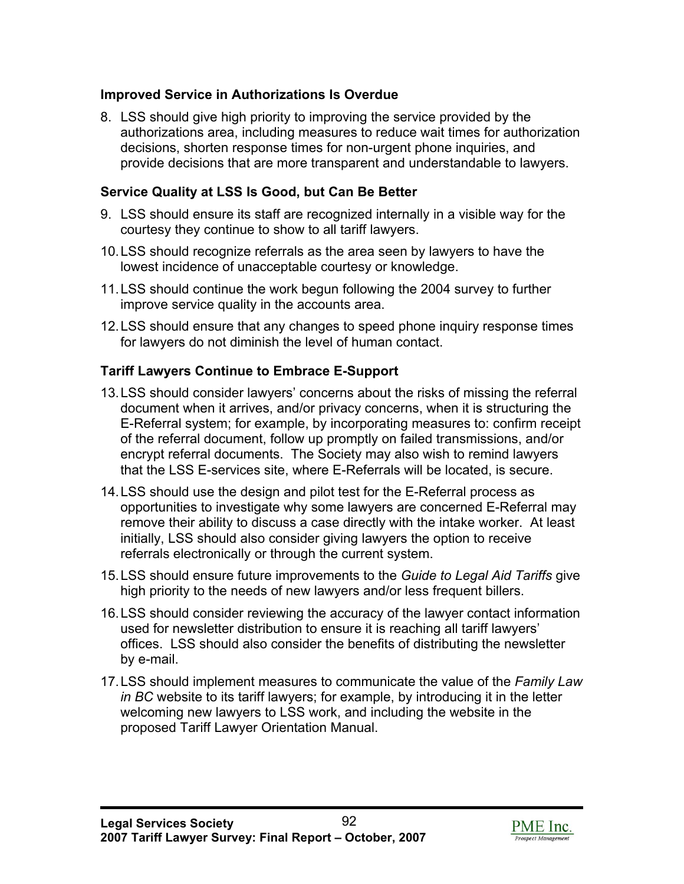### Improved Service in Authorizations Is Overdue

8. LSS should give high priority to improving the service provided by the authorizations area, including measures to reduce wait times for authorization decisions, shorten response times for non-urgent phone inquiries, and provide decisions that are more transparent and understandable to lawyers.

### Service Quality at LSS Is Good, but Can Be Better

9. LSS should ensure its staff are recognized internally in a visible way for the courtesy they continue to show to all tariff lawyers.
10. LSS should recognize referrals as the area seen by lawyers to have the lowest incidence of unacceptable courtesy or knowledge.
11. LSS should continue the work begun following the 2004 survey to further improve service quality in the accounts area.
12. LSS should ensure that any changes to speed phone inquiry response times for lawyers do not diminish the level of human contact.

### Tariff Lawyers Continue to Embrace E-Support

13. LSS should consider lawyers' concerns about the risks of missing the referral document when it arrives, and/or privacy concerns, when it is structuring the E-Referral system; for example, by incorporating measures to: confirm receipt of the referral document, follow up promptly on failed transmissions, and/or encrypt referral documents. The Society may also wish to remind lawyers that the LSS E-services site, where E-Referrals will be located, is secure.
14. LSS should use the design and pilot test for the E-Referral process as opportunities to investigate why some lawyers are concerned E-Referral may remove their ability to discuss a case directly with the intake worker. At least initially, LSS should also consider giving lawyers the option to receive referrals electronically or through the current system.
15. LSS should ensure future improvements to the *Guide to Legal Aid Tariffs* give high priority to the needs of new lawyers and/or less frequent billers.
16. LSS should consider reviewing the accuracy of the lawyer contact information used for newsletter distribution to ensure it is reaching all tariff lawyers' offices. LSS should also consider the benefits of distributing the newsletter by e-mail.
17. LSS should implement measures to communicate the value of the *Family Law in BC* website to its tariff lawyers; for example, by introducing it in the letter welcoming new lawyers to LSS work, and including the website in the proposed Tariff Lawyer Orientation Manual.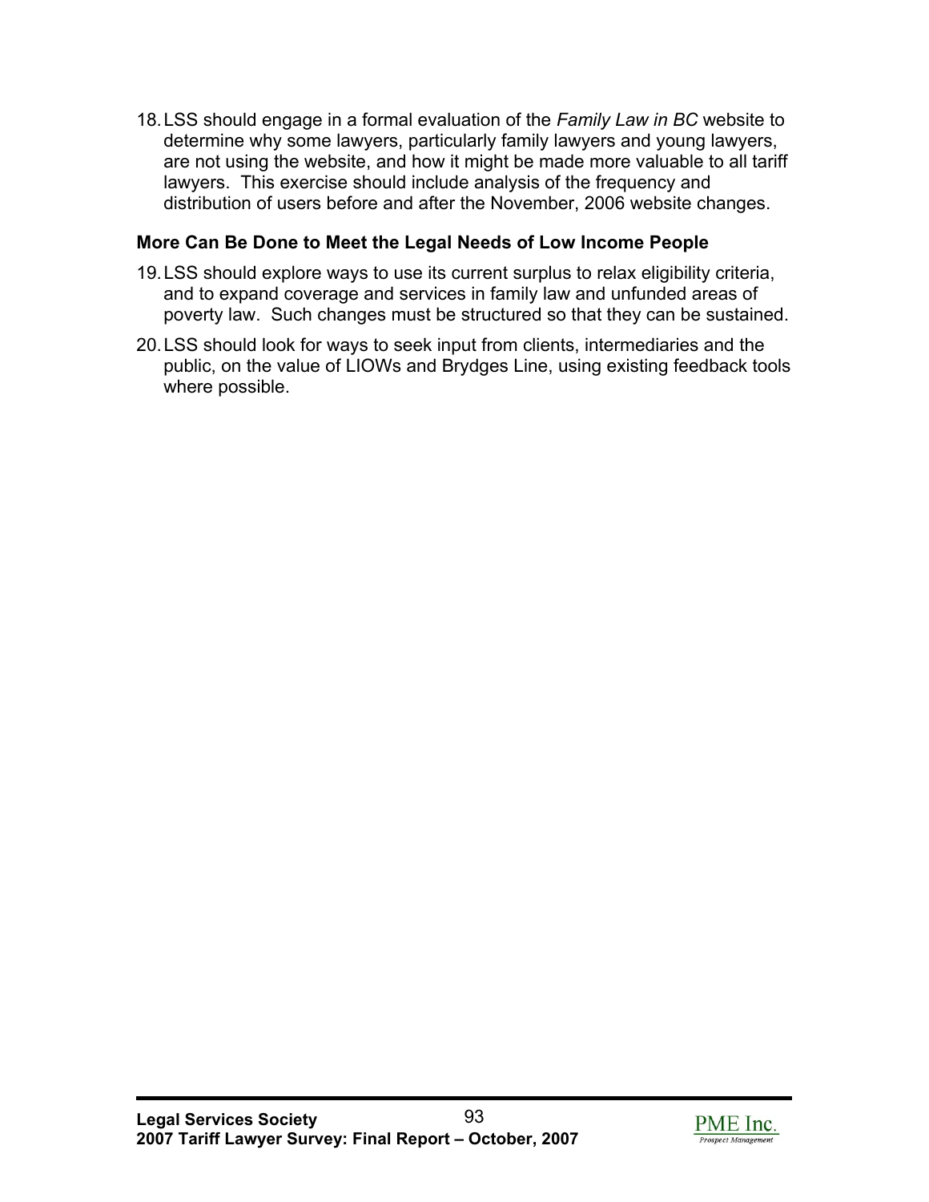18. LSS should engage in a formal evaluation of the *Family Law in BC* website to determine why some lawyers, particularly family lawyers and young lawyers, are not using the website, and how it might be made more valuable to all tariff lawyers. This exercise should include analysis of the frequency and distribution of users before and after the November, 2006 website changes.

### More Can Be Done to Meet the Legal Needs of Low Income People

19. LSS should explore ways to use its current surplus to relax eligibility criteria, and to expand coverage and services in family law and unfunded areas of poverty law. Such changes must be structured so that they can be sustained.
20. LSS should look for ways to seek input from clients, intermediaries and the public, on the value of LIOWs and Brydges Line, using existing feedback tools where possible.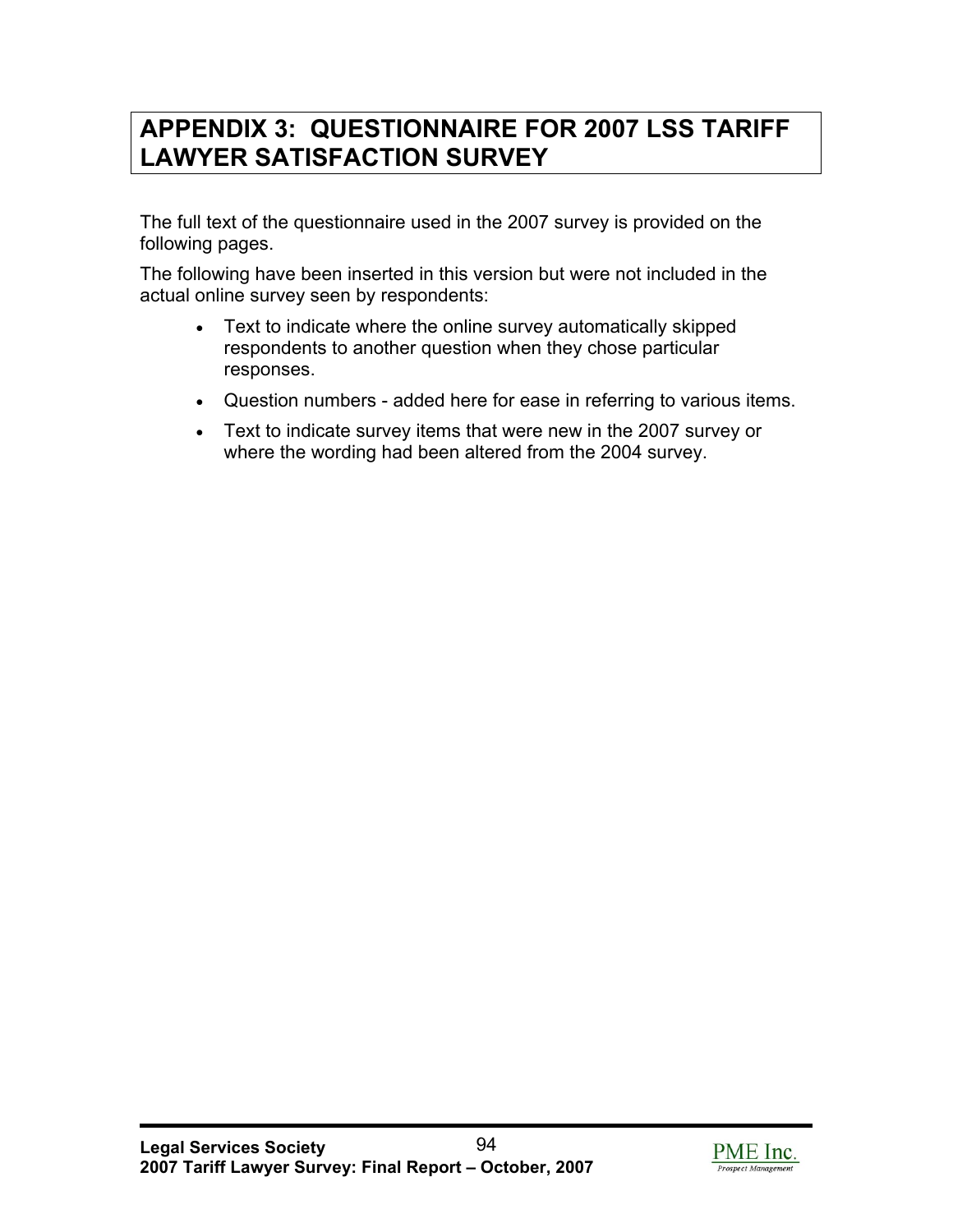# APPENDIX 3: QUESTIONNAIRE FOR 2007 LSS TARIFF LAWYER SATISFACTION SURVEY

The full text of the questionnaire used in the 2007 survey is provided on the following pages.

The following have been inserted in this version but were not included in the actual online survey seen by respondents:

- Text to indicate where the online survey automatically skipped respondents to another question when they chose particular responses.
- Question numbers - added here for ease in referring to various items.
- Text to indicate survey items that were new in the 2007 survey or where the wording had been altered from the 2004 survey.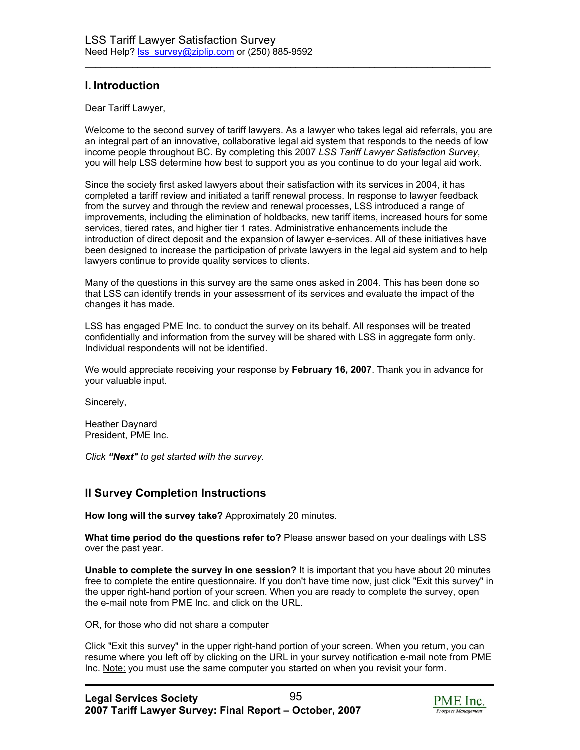LSS Tariff Lawyer Satisfaction Survey
Need Help? lss_survey@ziplip.com or (250) 885-9592

## I. Introduction

Dear Tariff Lawyer,

Welcome to the second survey of tariff lawyers. As a lawyer who takes legal aid referrals, you are an integral part of an innovative, collaborative legal aid system that responds to the needs of low income people throughout BC. By completing this 2007 *LSS Tariff Lawyer Satisfaction Survey*, you will help LSS determine how best to support you as you continue to do your legal aid work.

Since the society first asked lawyers about their satisfaction with its services in 2004, it has completed a tariff review and initiated a tariff renewal process. In response to lawyer feedback from the survey and through the review and renewal processes, LSS introduced a range of improvements, including the elimination of holdbacks, new tariff items, increased hours for some services, tiered rates, and higher tier 1 rates. Administrative enhancements include the introduction of direct deposit and the expansion of lawyer e-services. All of these initiatives have been designed to increase the participation of private lawyers in the legal aid system and to help lawyers continue to provide quality services to clients.

Many of the questions in this survey are the same ones asked in 2004. This has been done so that LSS can identify trends in your assessment of its services and evaluate the impact of the changes it has made.

LSS has engaged PME Inc. to conduct the survey on its behalf. All responses will be treated confidentially and information from the survey will be shared with LSS in aggregate form only. Individual respondents will not be identified.

We would appreciate receiving your response by **February 16, 2007**. Thank you in advance for your valuable input.

Sincerely,

Heather Daynard
President, PME Inc.

*Click **"Next"** to get started with the survey.*

## II Survey Completion Instructions

**How long will the survey take?** Approximately 20 minutes.

**What time period do the questions refer to?** Please answer based on your dealings with LSS over the past year.

**Unable to complete the survey in one session?** It is important that you have about 20 minutes free to complete the entire questionnaire. If you don't have time now, just click "Exit this survey" in the upper right-hand portion of your screen. When you are ready to complete the survey, open the e-mail note from PME Inc. and click on the URL.

OR, for those who did not share a computer

Click "Exit this survey" in the upper right-hand portion of your screen. When you return, you can resume where you left off by clicking on the URL in your survey notification e-mail note from PME Inc. Note: you must use the same computer you started on when you revisit your form.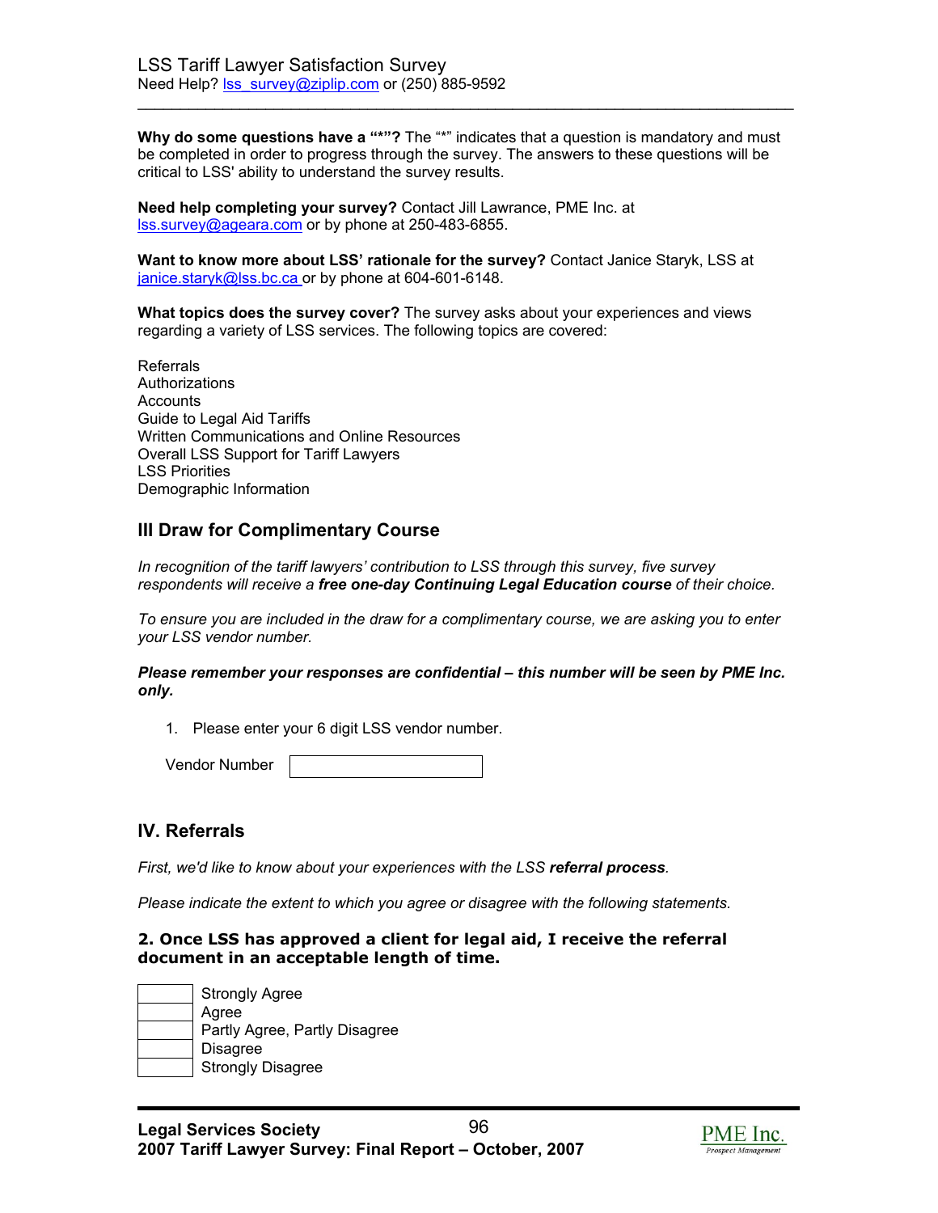LSS Tariff Lawyer Satisfaction Survey
Need Help? lss_survey@ziplip.com or (250) 885-9592

---

**Why do some questions have a "*"?** The "*" indicates that a question is mandatory and must be completed in order to progress through the survey. The answers to these questions will be critical to LSS' ability to understand the survey results.

**Need help completing your survey?** Contact Jill Lawrance, PME Inc. at lss.survey@ageara.com or by phone at 250-483-6855.

**Want to know more about LSS' rationale for the survey?** Contact Janice Staryk, LSS at janice.staryk@lss.bc.ca or by phone at 604-601-6148.

**What topics does the survey cover?** The survey asks about your experiences and views regarding a variety of LSS services. The following topics are covered:

Referrals
Authorizations
Accounts
Guide to Legal Aid Tariffs
Written Communications and Online Resources
Overall LSS Support for Tariff Lawyers
LSS Priorities
Demographic Information

## III Draw for Complimentary Course

*In recognition of the tariff lawyers' contribution to LSS through this survey, five survey respondents will receive a* ***free one-day Continuing Legal Education course*** *of their choice.*

*To ensure you are included in the draw for a complimentary course, we are asking you to enter your LSS vendor number.*

***Please remember your responses are confidential – this number will be seen by PME Inc. only.***

1. Please enter your 6 digit LSS vendor number.

Vendor Number [ ]

## IV. Referrals

*First, we'd like to know about your experiences with the LSS* ***referral process****.*

*Please indicate the extent to which you agree or disagree with the following statements.*

**2. Once LSS has approved a client for legal aid, I receive the referral document in an acceptable length of time.**

- [ ] Strongly Agree
- [ ] Agree
- [ ] Partly Agree, Partly Disagree
- [ ] Disagree
- [ ] Strongly Disagree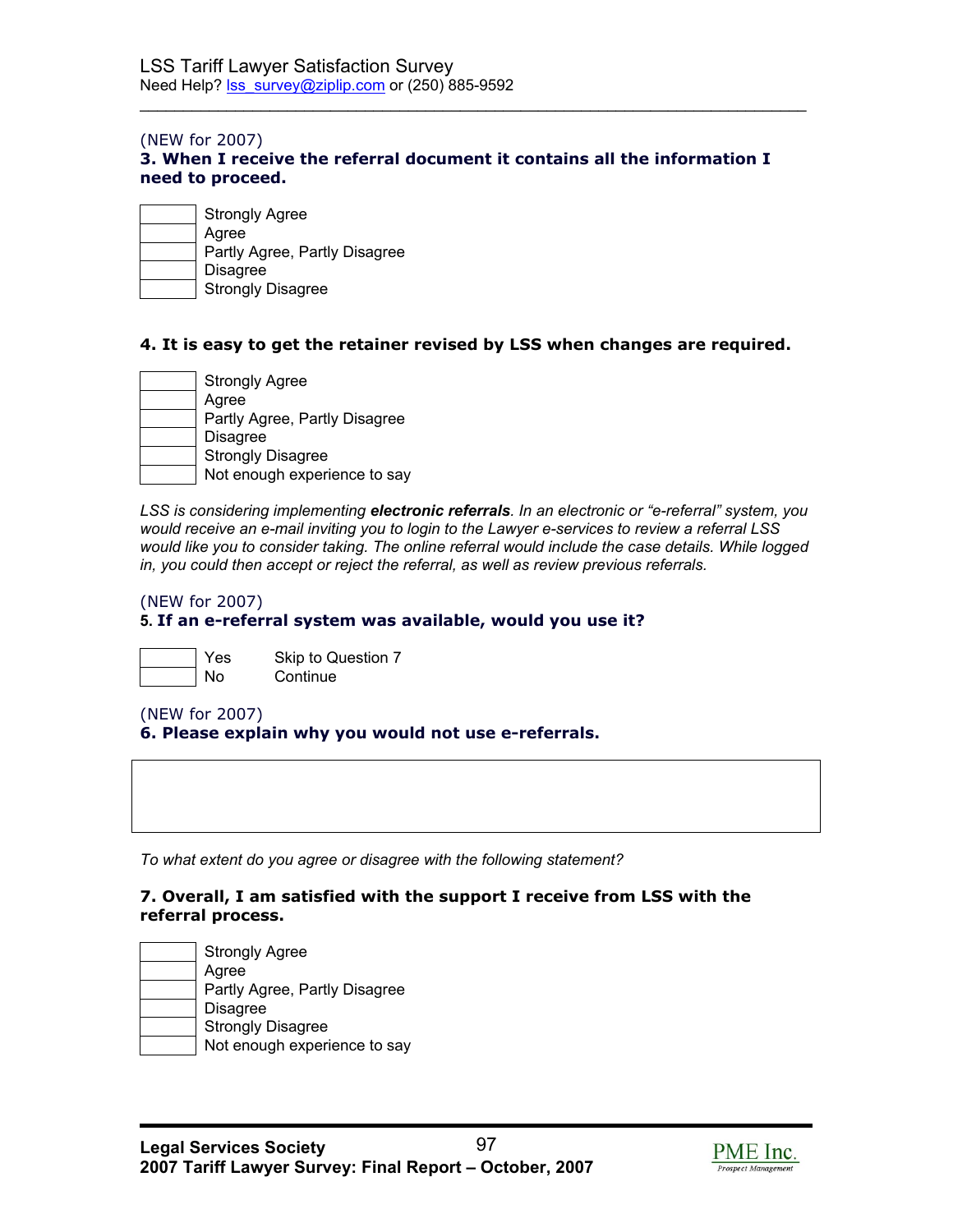(NEW for 2007)

**3. When I receive the referral document it contains all the information I need to proceed.**

| | |
|---|---|
| | Strongly Agree |
| | Agree |
| | Partly Agree, Partly Disagree |
| | Disagree |
| | Strongly Disagree |

**4. It is easy to get the retainer revised by LSS when changes are required.**

| | |
|---|---|
| | Strongly Agree |
| | Agree |
| | Partly Agree, Partly Disagree |
| | Disagree |
| | Strongly Disagree |
| | Not enough experience to say |

*LSS is considering implementing **electronic referrals**. In an electronic or "e-referral" system, you would receive an e-mail inviting you to login to the Lawyer e-services to review a referral LSS would like you to consider taking. The online referral would include the case details. While logged in, you could then accept or reject the referral, as well as review previous referrals.*

(NEW for 2007)

**5. If an e-referral system was available, would you use it?**

| | | |
|---|---|---|
| | Yes | Skip to Question 7 |
| | No | Continue |

(NEW for 2007)

**6. Please explain why you would not use e-referrals.**

| |
|---|
| |

*To what extent do you agree or disagree with the following statement?*

**7. Overall, I am satisfied with the support I receive from LSS with the referral process.**

| | |
|---|---|
| | Strongly Agree |
| | Agree |
| | Partly Agree, Partly Disagree |
| | Disagree |
| | Strongly Disagree |
| | Not enough experience to say |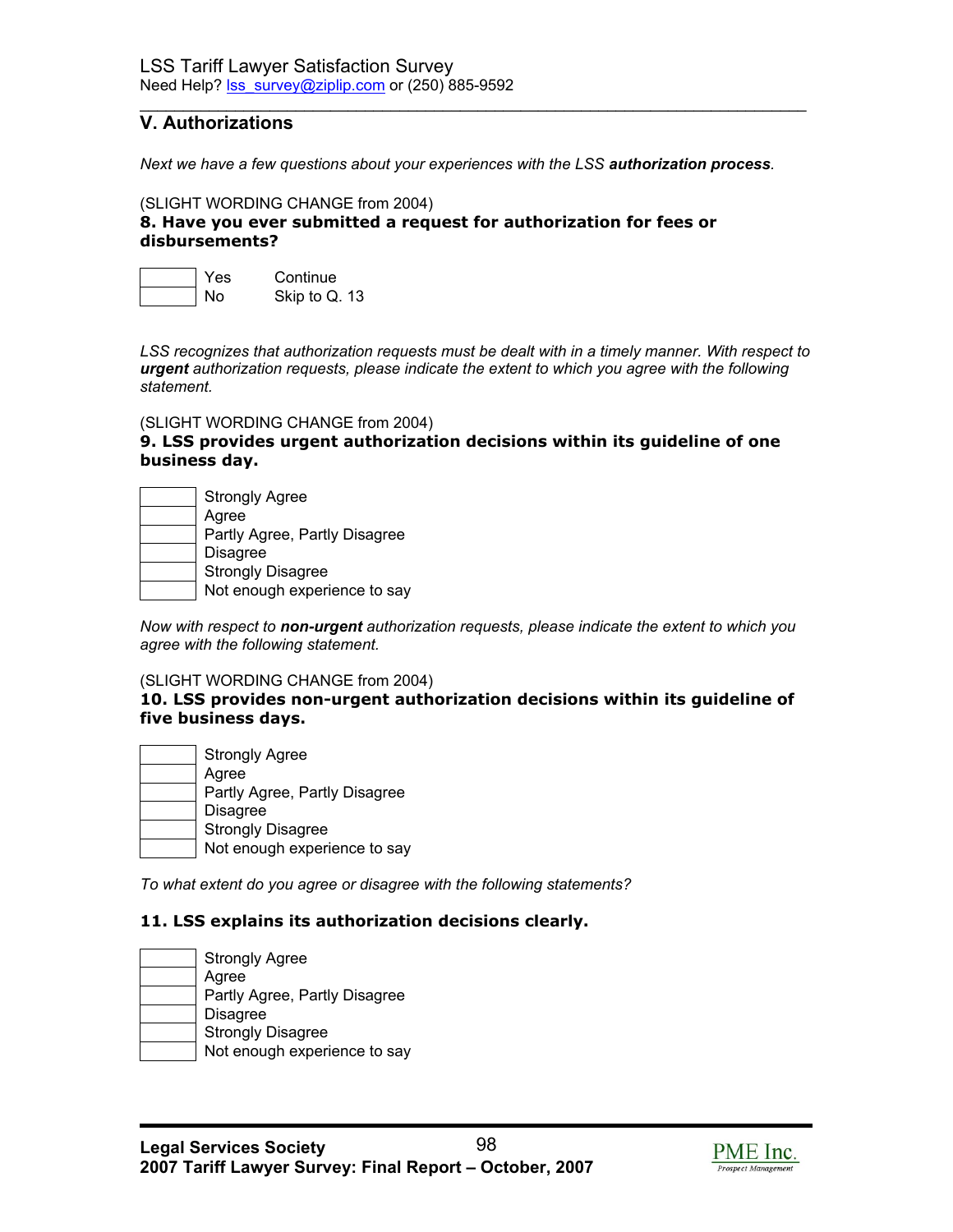LSS Tariff Lawyer Satisfaction Survey
Need Help? lss_survey@ziplip.com or (250) 885-9592

## V. Authorizations

*Next we have a few questions about your experiences with the LSS **authorization process**.*

(SLIGHT WORDING CHANGE from 2004)

**8. Have you ever submitted a request for authorization for fees or disbursements?**

| | | |
|---|---|---|
| | Yes | Continue |
| | No | Skip to Q. 13 |

*LSS recognizes that authorization requests must be dealt with in a timely manner. With respect to **urgent** authorization requests, please indicate the extent to which you agree with the following statement.*

(SLIGHT WORDING CHANGE from 2004)

**9. LSS provides urgent authorization decisions within its guideline of one business day.**

- ☐ Strongly Agree
- ☐ Agree
- ☐ Partly Agree, Partly Disagree
- ☐ Disagree
- ☐ Strongly Disagree
- ☐ Not enough experience to say

*Now with respect to **non-urgent** authorization requests, please indicate the extent to which you agree with the following statement.*

(SLIGHT WORDING CHANGE from 2004)

**10. LSS provides non-urgent authorization decisions within its guideline of five business days.**

- ☐ Strongly Agree
- ☐ Agree
- ☐ Partly Agree, Partly Disagree
- ☐ Disagree
- ☐ Strongly Disagree
- ☐ Not enough experience to say

*To what extent do you agree or disagree with the following statements?*

**11. LSS explains its authorization decisions clearly.**

- ☐ Strongly Agree
- ☐ Agree
- ☐ Partly Agree, Partly Disagree
- ☐ Disagree
- ☐ Strongly Disagree
- ☐ Not enough experience to say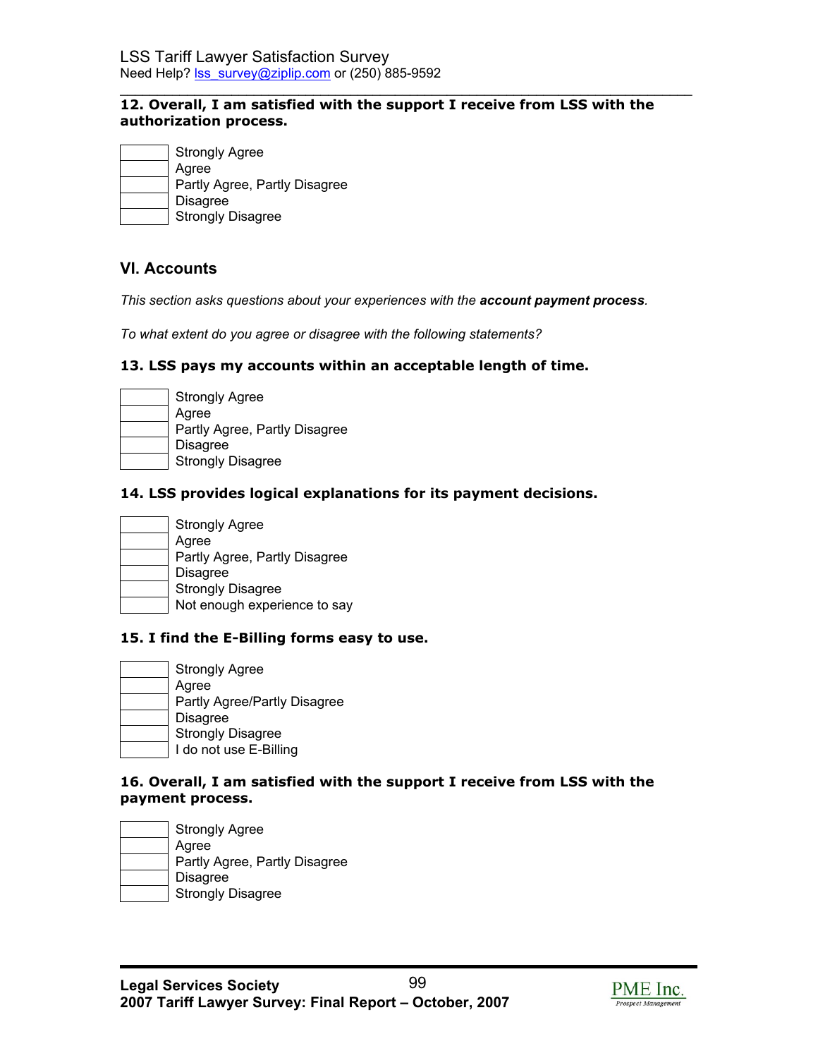**12. Overall, I am satisfied with the support I receive from LSS with the authorization process.**

- [ ] Strongly Agree
- [ ] Agree
- [ ] Partly Agree, Partly Disagree
- [ ] Disagree
- [ ] Strongly Disagree

## VI. Accounts

*This section asks questions about your experiences with the* ***account payment process****.*

*To what extent do you agree or disagree with the following statements?*

**13. LSS pays my accounts within an acceptable length of time.**

- [ ] Strongly Agree
- [ ] Agree
- [ ] Partly Agree, Partly Disagree
- [ ] Disagree
- [ ] Strongly Disagree

**14. LSS provides logical explanations for its payment decisions.**

- [ ] Strongly Agree
- [ ] Agree
- [ ] Partly Agree, Partly Disagree
- [ ] Disagree
- [ ] Strongly Disagree
- [ ] Not enough experience to say

**15. I find the E-Billing forms easy to use.**

- [ ] Strongly Agree
- [ ] Agree
- [ ] Partly Agree/Partly Disagree
- [ ] Disagree
- [ ] Strongly Disagree
- [ ] I do not use E-Billing

**16. Overall, I am satisfied with the support I receive from LSS with the payment process.**

- [ ] Strongly Agree
- [ ] Agree
- [ ] Partly Agree, Partly Disagree
- [ ] Disagree
- [ ] Strongly Disagree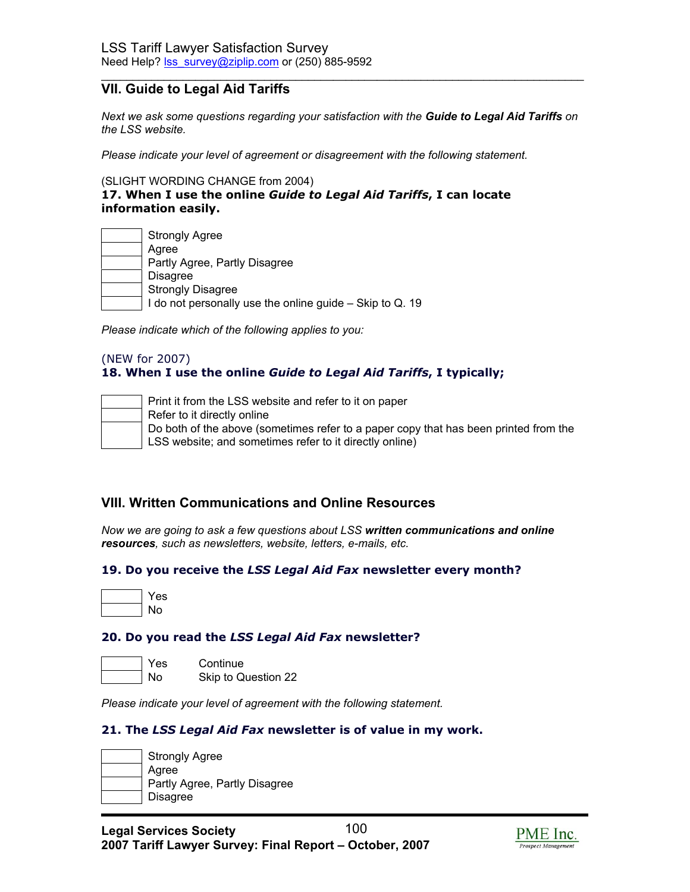## VII. Guide to Legal Aid Tariffs

*Next we ask some questions regarding your satisfaction with the* ***Guide to Legal Aid Tariffs*** *on the LSS website.*

*Please indicate your level of agreement or disagreement with the following statement.*

(SLIGHT WORDING CHANGE from 2004)

**17. When I use the online *Guide to Legal Aid Tariffs*, I can locate information easily.**

- [ ] Strongly Agree
- [ ] Agree
- [ ] Partly Agree, Partly Disagree
- [ ] Disagree
- [ ] Strongly Disagree
- [ ] I do not personally use the online guide – Skip to Q. 19

*Please indicate which of the following applies to you:*

(NEW for 2007)

**18. When I use the online *Guide to Legal Aid Tariffs*, I typically;**

- [ ] Print it from the LSS website and refer to it on paper
- [ ] Refer to it directly online
- [ ] Do both of the above (sometimes refer to a paper copy that has been printed from the LSS website; and sometimes refer to it directly online)

## VIII. Written Communications and Online Resources

*Now we are going to ask a few questions about LSS* ***written communications and online resources****, such as newsletters, website, letters, e-mails, etc.*

**19. Do you receive the *LSS Legal Aid Fax* newsletter every month?**

- [ ] Yes
- [ ] No

**20. Do you read the *LSS Legal Aid Fax* newsletter?**

- [ ] Yes — Continue
- [ ] No — Skip to Question 22

*Please indicate your level of agreement with the following statement.*

**21. The *LSS Legal Aid Fax* newsletter is of value in my work.**

- [ ] Strongly Agree
- [ ] Agree
- [ ] Partly Agree, Partly Disagree
- [ ] Disagree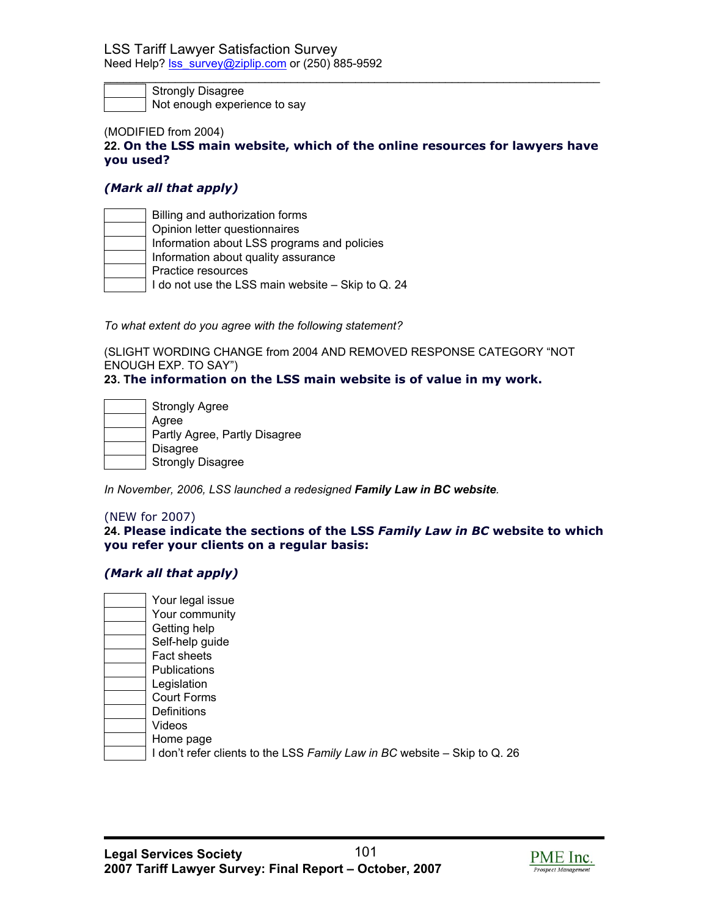| | |
|---|---|
| | Strongly Disagree |
| | Not enough experience to say |

(MODIFIED from 2004)

**22. On the LSS main website, which of the online resources for lawyers have you used?**

***(Mark all that apply)***

| | |
|---|---|
| | Billing and authorization forms |
| | Opinion letter questionnaires |
| | Information about LSS programs and policies |
| | Information about quality assurance |
| | Practice resources |
| | I do not use the LSS main website – Skip to Q. 24 |

*To what extent do you agree with the following statement?*

(SLIGHT WORDING CHANGE from 2004 AND REMOVED RESPONSE CATEGORY "NOT ENOUGH EXP. TO SAY")

**23. The information on the LSS main website is of value in my work.**

| | |
|---|---|
| | Strongly Agree |
| | Agree |
| | Partly Agree, Partly Disagree |
| | Disagree |
| | Strongly Disagree |

*In November, 2006, LSS launched a redesigned **Family Law in BC website**.*

(NEW for 2007)

**24. Please indicate the sections of the LSS *Family Law in BC* website to which you refer your clients on a regular basis:**

***(Mark all that apply)***

| | |
|---|---|
| | Your legal issue |
| | Your community |
| | Getting help |
| | Self-help guide |
| | Fact sheets |
| | Publications |
| | Legislation |
| | Court Forms |
| | Definitions |
| | Videos |
| | Home page |
| | I don't refer clients to the LSS *Family Law in BC* website – Skip to Q. 26 |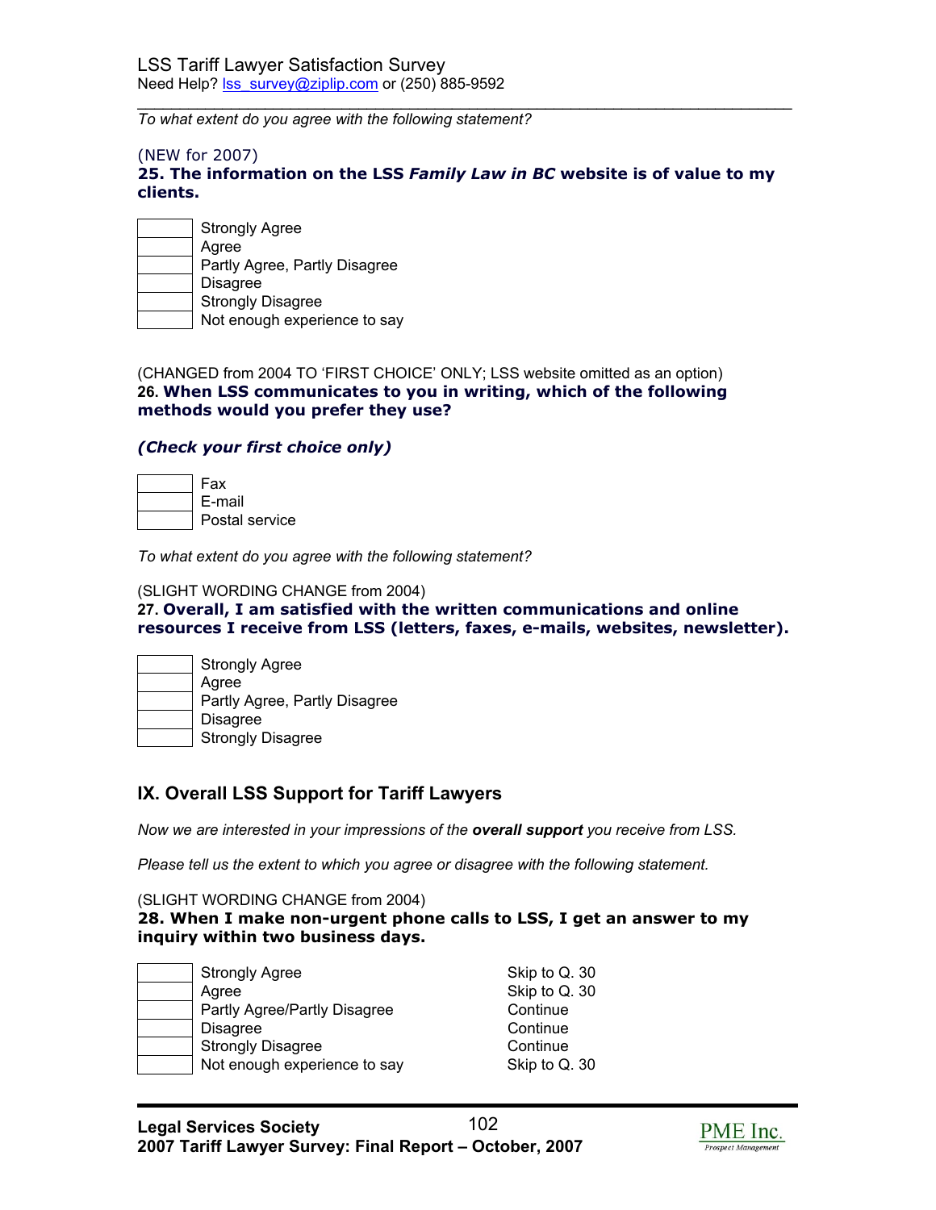_To what extent do you agree with the following statement?_

(NEW for 2007)
**25. The information on the LSS _Family Law in BC_ website is of value to my clients.**

| | |
|---|---|
| | Strongly Agree |
| | Agree |
| | Partly Agree, Partly Disagree |
| | Disagree |
| | Strongly Disagree |
| | Not enough experience to say |

(CHANGED from 2004 TO 'FIRST CHOICE' ONLY; LSS website omitted as an option)
**26. When LSS communicates to you in writing, which of the following methods would you prefer they use?**

***(Check your first choice only)***

| | |
|---|---|
| | Fax |
| | E-mail |
| | Postal service |

_To what extent do you agree with the following statement?_

(SLIGHT WORDING CHANGE from 2004)
**27. Overall, I am satisfied with the written communications and online resources I receive from LSS (letters, faxes, e-mails, websites, newsletter).**

| | |
|---|---|
| | Strongly Agree |
| | Agree |
| | Partly Agree, Partly Disagree |
| | Disagree |
| | Strongly Disagree |

## IX. Overall LSS Support for Tariff Lawyers

_Now we are interested in your impressions of the **overall support** you receive from LSS._

_Please tell us the extent to which you agree or disagree with the following statement._

(SLIGHT WORDING CHANGE from 2004)
**28. When I make non-urgent phone calls to LSS, I get an answer to my inquiry within two business days.**

| | | |
|---|---|---|
| | Strongly Agree | Skip to Q. 30 |
| | Agree | Skip to Q. 30 |
| | Partly Agree/Partly Disagree | Continue |
| | Disagree | Continue |
| | Strongly Disagree | Continue |
| | Not enough experience to say | Skip to Q. 30 |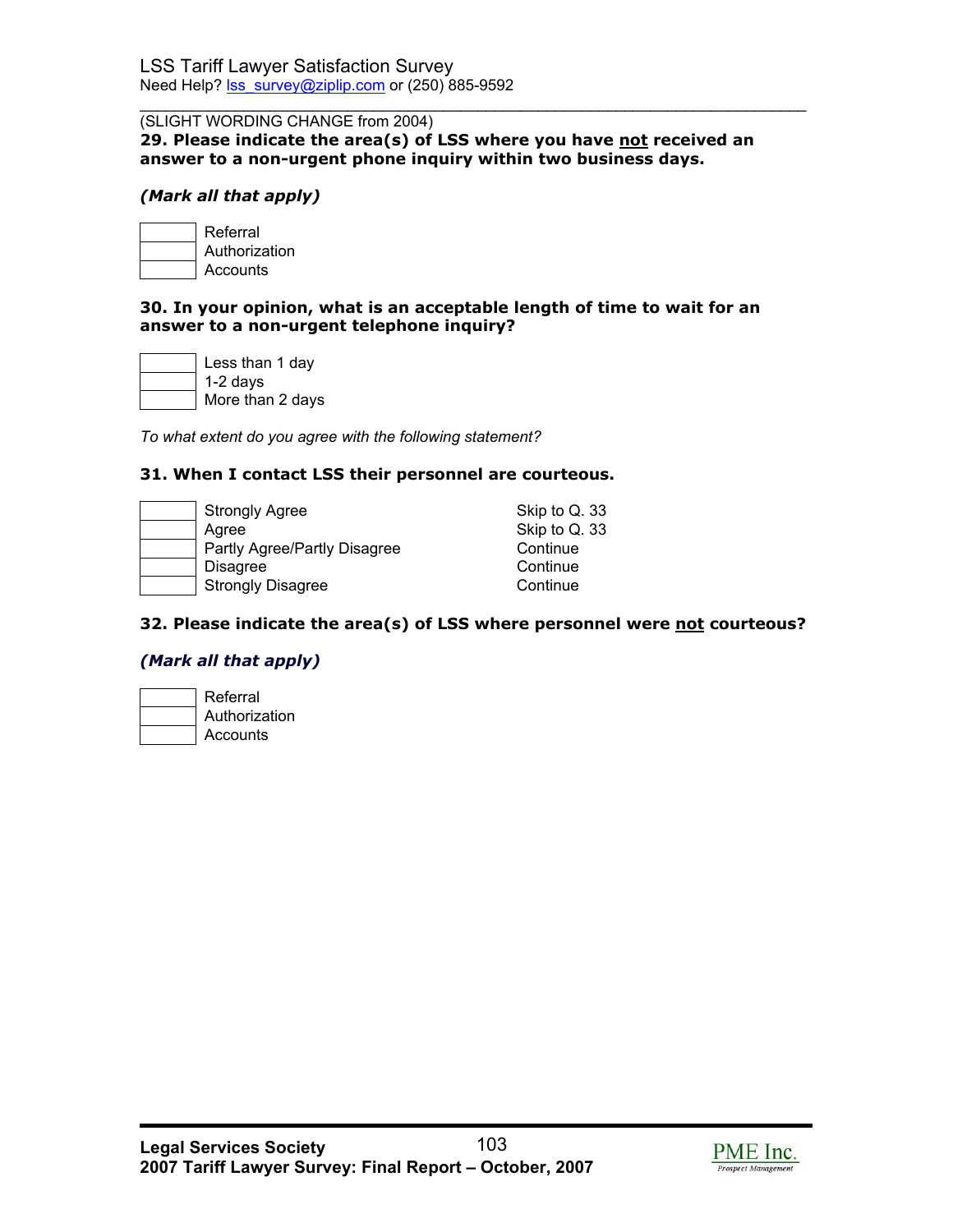(SLIGHT WORDING CHANGE from 2004)

**29. Please indicate the area(s) of LSS where you have <u>not</u> received an answer to a non-urgent phone inquiry within two business days.**

***(Mark all that apply)***

| | |
|---|---|
| | Referral |
| | Authorization |
| | Accounts |

**30. In your opinion, what is an acceptable length of time to wait for an answer to a non-urgent telephone inquiry?**

| | |
|---|---|
| | Less than 1 day |
| | 1-2 days |
| | More than 2 days |

*To what extent do you agree with the following statement?*

**31. When I contact LSS their personnel are courteous.**

| | | |
|---|---|---|
| | Strongly Agree | Skip to Q. 33 |
| | Agree | Skip to Q. 33 |
| | Partly Agree/Partly Disagree | Continue |
| | Disagree | Continue |
| | Strongly Disagree | Continue |

**32. Please indicate the area(s) of LSS where personnel were <u>not</u> courteous?**

***(Mark all that apply)***

| | |
|---|---|
| | Referral |
| | Authorization |
| | Accounts |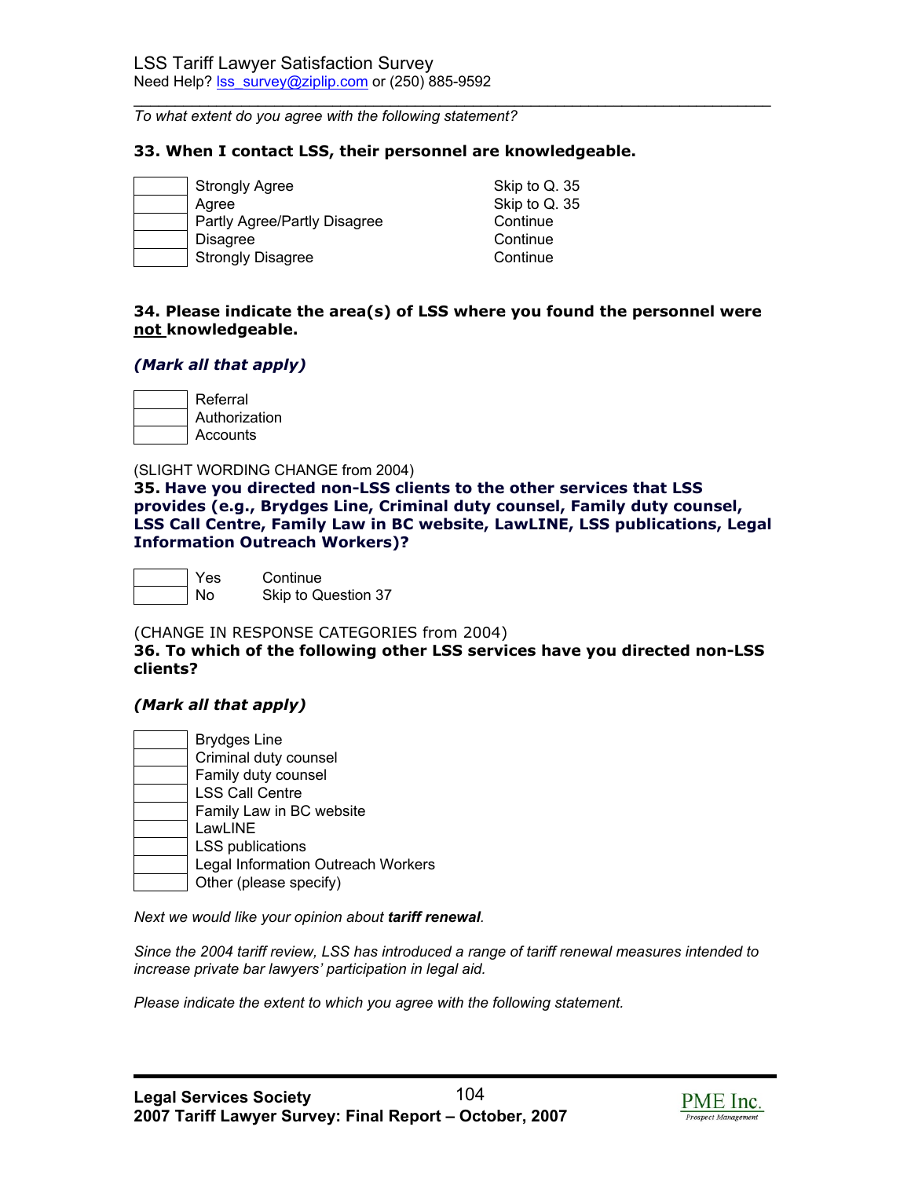*To what extent do you agree with the following statement?*

**33. When I contact LSS, their personnel are knowledgeable.**

| | | |
|---|---|---|
| | Strongly Agree | Skip to Q. 35 |
| | Agree | Skip to Q. 35 |
| | Partly Agree/Partly Disagree | Continue |
| | Disagree | Continue |
| | Strongly Disagree | Continue |

**34. Please indicate the area(s) of LSS where you found the personnel were not knowledgeable.**

***(Mark all that apply)***

| | |
|---|---|
| | Referral |
| | Authorization |
| | Accounts |

(SLIGHT WORDING CHANGE from 2004)

**35. Have you directed non-LSS clients to the other services that LSS provides (e.g., Brydges Line, Criminal duty counsel, Family duty counsel, LSS Call Centre, Family Law in BC website, LawLINE, LSS publications, Legal Information Outreach Workers)?**

| | | |
|---|---|---|
| | Yes | Continue |
| | No | Skip to Question 37 |

(CHANGE IN RESPONSE CATEGORIES from 2004)

**36. To which of the following other LSS services have you directed non-LSS clients?**

***(Mark all that apply)***

| | |
|---|---|
| | Brydges Line |
| | Criminal duty counsel |
| | Family duty counsel |
| | LSS Call Centre |
| | Family Law in BC website |
| | LawLINE |
| | LSS publications |
| | Legal Information Outreach Workers |
| | Other (please specify) |

*Next we would like your opinion about **tariff renewal**.*

*Since the 2004 tariff review, LSS has introduced a range of tariff renewal measures intended to increase private bar lawyers' participation in legal aid.*

*Please indicate the extent to which you agree with the following statement.*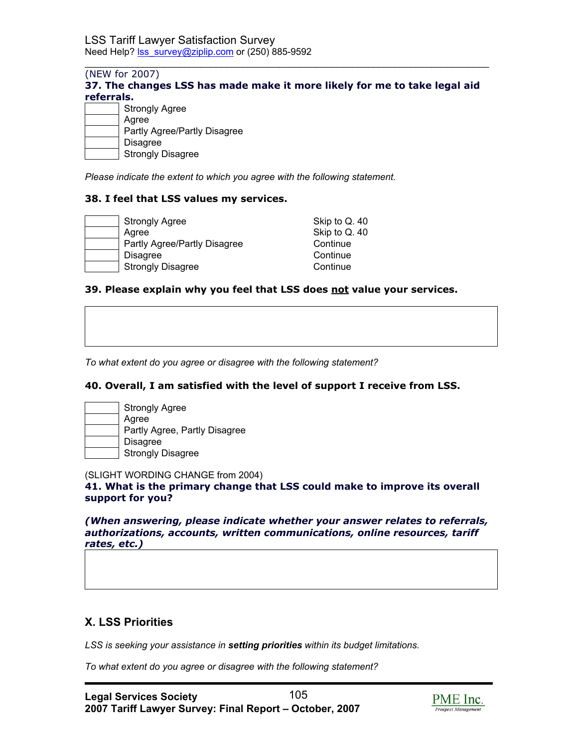(NEW for 2007)

**37. The changes LSS has made make it more likely for me to take legal aid referrals.**

| | |
|---|---|
| | Strongly Agree |
| | Agree |
| | Partly Agree/Partly Disagree |
| | Disagree |
| | Strongly Disagree |

*Please indicate the extent to which you agree with the following statement.*

**38. I feel that LSS values my services.**

| | | |
|---|---|---|
| | Strongly Agree | Skip to Q. 40 |
| | Agree | Skip to Q. 40 |
| | Partly Agree/Partly Disagree | Continue |
| | Disagree | Continue |
| | Strongly Disagree | Continue |

**39. Please explain why you feel that LSS does <u>not</u> value your services.**

| |
|---|
| |

*To what extent do you agree or disagree with the following statement?*

**40. Overall, I am satisfied with the level of support I receive from LSS.**

| | |
|---|---|
| | Strongly Agree |
| | Agree |
| | Partly Agree, Partly Disagree |
| | Disagree |
| | Strongly Disagree |

(SLIGHT WORDING CHANGE from 2004)

**41. What is the primary change that LSS could make to improve its overall support for you?**

***(When answering, please indicate whether your answer relates to referrals, authorizations, accounts, written communications, online resources, tariff rates, etc.)***

| |
|---|
| |

## X. LSS Priorities

*LSS is seeking your assistance in **setting priorities** within its budget limitations.*

*To what extent do you agree or disagree with the following statement?*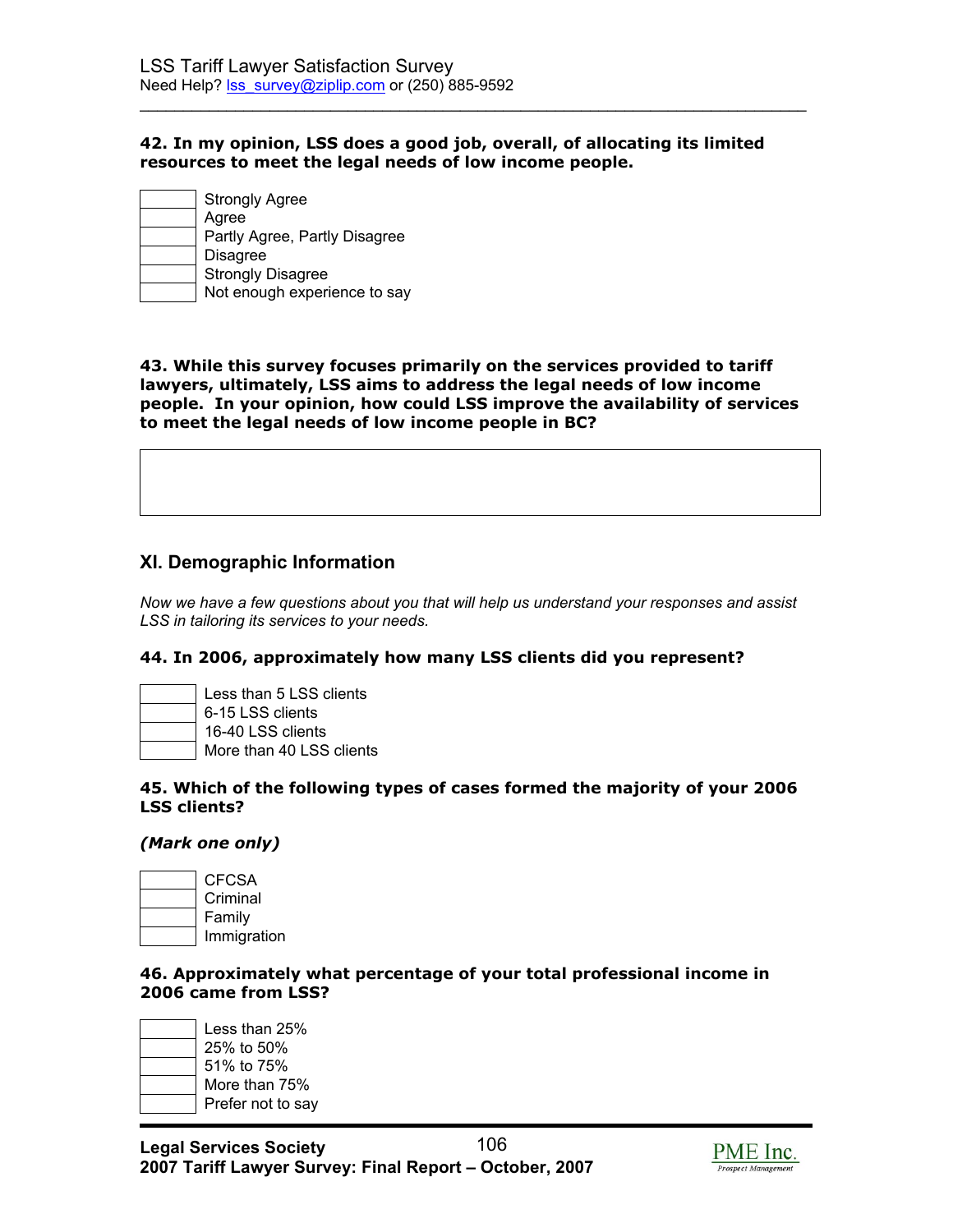**42. In my opinion, LSS does a good job, overall, of allocating its limited resources to meet the legal needs of low income people.**

- [ ] Strongly Agree
- [ ] Agree
- [ ] Partly Agree, Partly Disagree
- [ ] Disagree
- [ ] Strongly Disagree
- [ ] Not enough experience to say

**43. While this survey focuses primarily on the services provided to tariff lawyers, ultimately, LSS aims to address the legal needs of low income people. In your opinion, how could LSS improve the availability of services to meet the legal needs of low income people in BC?**

| |
|---|
| |

## XI. Demographic Information

*Now we have a few questions about you that will help us understand your responses and assist LSS in tailoring its services to your needs.*

**44. In 2006, approximately how many LSS clients did you represent?**

- [ ] Less than 5 LSS clients
- [ ] 6-15 LSS clients
- [ ] 16-40 LSS clients
- [ ] More than 40 LSS clients

**45. Which of the following types of cases formed the majority of your 2006 LSS clients?**

***(Mark one only)***

- [ ] CFCSA
- [ ] Criminal
- [ ] Family
- [ ] Immigration

**46. Approximately what percentage of your total professional income in 2006 came from LSS?**

- [ ] Less than 25%
- [ ] 25% to 50%
- [ ] 51% to 75%
- [ ] More than 75%
- [ ] Prefer not to say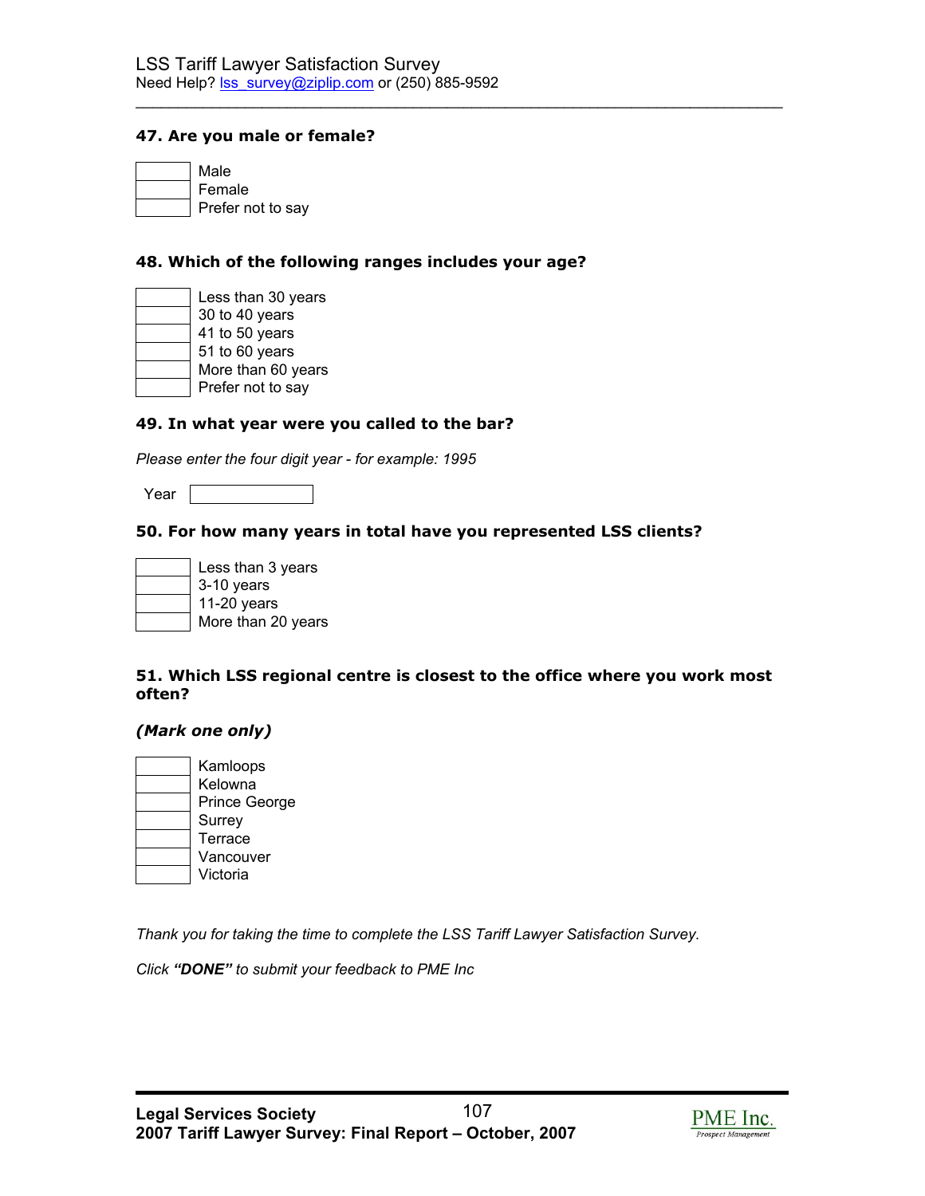LSS Tariff Lawyer Satisfaction Survey
Need Help? lss_survey@ziplip.com or (250) 885-9592

### 47. Are you male or female?

| | |
|---|---|
| | Male |
| | Female |
| | Prefer not to say |

### 48. Which of the following ranges includes your age?

| | |
|---|---|
| | Less than 30 years |
| | 30 to 40 years |
| | 41 to 50 years |
| | 51 to 60 years |
| | More than 60 years |
| | Prefer not to say |

### 49. In what year were you called to the bar?

*Please enter the four digit year - for example: 1995*

Year [ ]

### 50. For how many years in total have you represented LSS clients?

| | |
|---|---|
| | Less than 3 years |
| | 3-10 years |
| | 11-20 years |
| | More than 20 years |

### 51. Which LSS regional centre is closest to the office where you work most often?

***(Mark one only)***

| | |
|---|---|
| | Kamloops |
| | Kelowna |
| | Prince George |
| | Surrey |
| | Terrace |
| | Vancouver |
| | Victoria |

*Thank you for taking the time to complete the LSS Tariff Lawyer Satisfaction Survey.*

*Click **"DONE"** to submit your feedback to PME Inc*